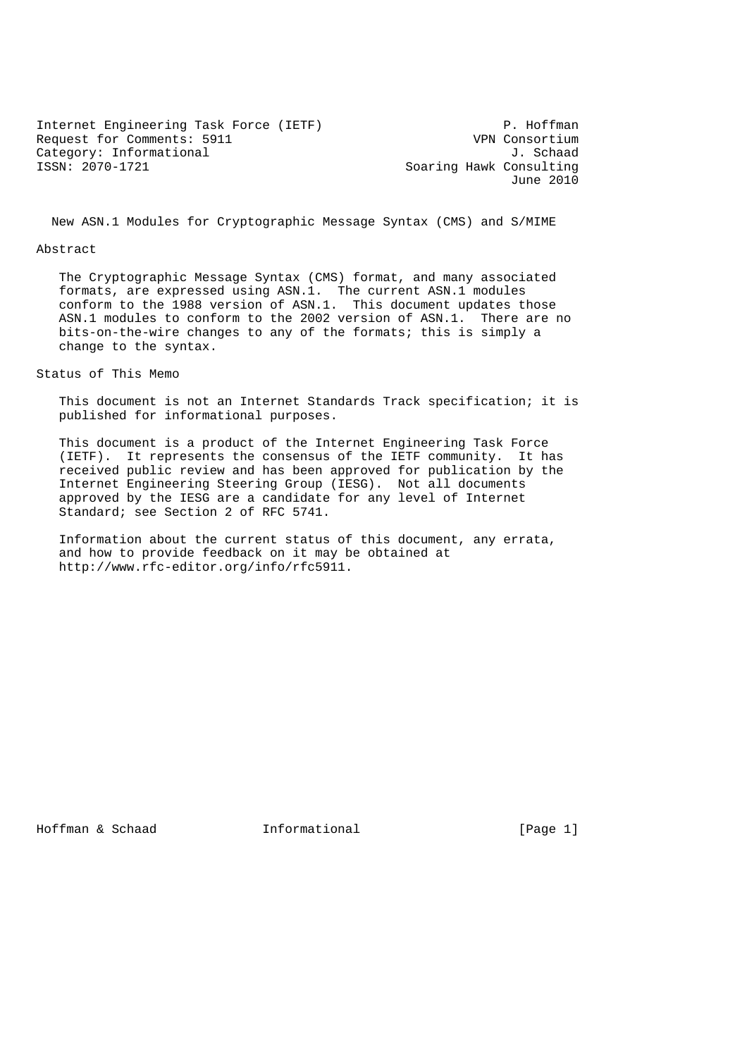Internet Engineering Task Force (IETF) P. Hoffman
Request for Comments: 5911 VPN Consortium
Category: Informational J. Schaad
ISSN: 2070-1721 Soaring Hawk Consulting
June 2010

# New ASN.1 Modules for Cryptographic Message Syntax (CMS) and S/MIME

## Abstract

The Cryptographic Message Syntax (CMS) format, and many associated formats, are expressed using ASN.1. The current ASN.1 modules conform to the 1988 version of ASN.1. This document updates those ASN.1 modules to conform to the 2002 version of ASN.1. There are no bits-on-the-wire changes to any of the formats; this is simply a change to the syntax.

## Status of This Memo

This document is not an Internet Standards Track specification; it is published for informational purposes.

This document is a product of the Internet Engineering Task Force (IETF). It represents the consensus of the IETF community. It has received public review and has been approved for publication by the Internet Engineering Steering Group (IESG). Not all documents approved by the IESG are a candidate for any level of Internet Standard; see Section 2 of RFC 5741.

Information about the current status of this document, any errata, and how to provide feedback on it may be obtained at http://www.rfc-editor.org/info/rfc5911.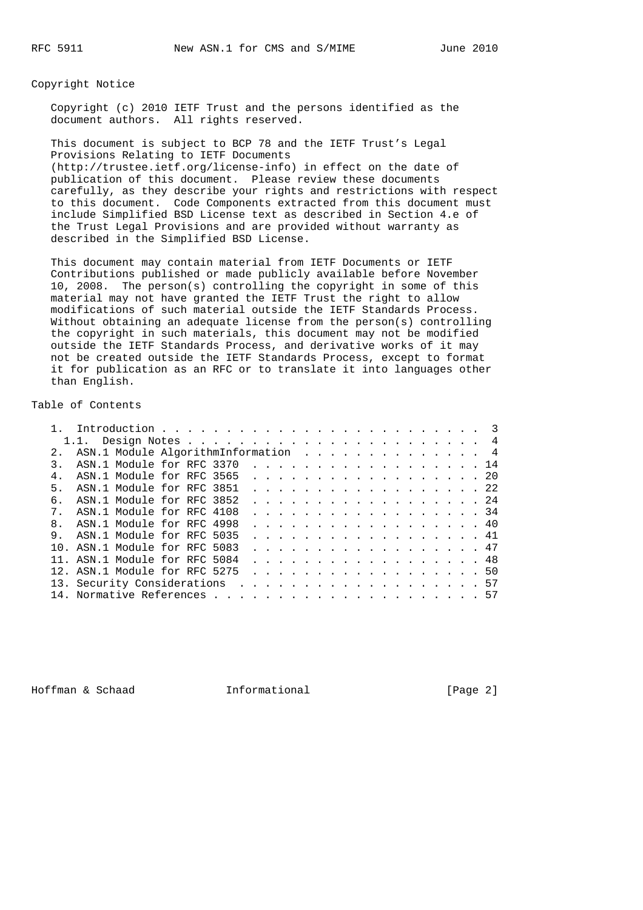## Copyright Notice

Copyright (c) 2010 IETF Trust and the persons identified as the document authors. All rights reserved.

This document is subject to BCP 78 and the IETF Trust's Legal Provisions Relating to IETF Documents (http://trustee.ietf.org/license-info) in effect on the date of publication of this document. Please review these documents carefully, as they describe your rights and restrictions with respect to this document. Code Components extracted from this document must include Simplified BSD License text as described in Section 4.e of the Trust Legal Provisions and are provided without warranty as described in the Simplified BSD License.

This document may contain material from IETF Documents or IETF Contributions published or made publicly available before November 10, 2008. The person(s) controlling the copyright in some of this material may not have granted the IETF Trust the right to allow modifications of such material outside the IETF Standards Process. Without obtaining an adequate license from the person(s) controlling the copyright in such materials, this document may not be modified outside the IETF Standards Process, and derivative works of it may not be created outside the IETF Standards Process, except to format it for publication as an RFC or to translate it into languages other than English.

## Table of Contents

```
   1.  Introduction . . . . . . . . . . . . . . . . . . . . . . . . .  3
     1.1.  Design Notes . . . . . . . . . . . . . . . . . . . . . . .  4
   2.  ASN.1 Module AlgorithmInformation  . . . . . . . . . . . . . .  4
   3.  ASN.1 Module for RFC 3370  . . . . . . . . . . . . . . . . . . 14
   4.  ASN.1 Module for RFC 3565  . . . . . . . . . . . . . . . . . . 20
   5.  ASN.1 Module for RFC 3851  . . . . . . . . . . . . . . . . . . 22
   6.  ASN.1 Module for RFC 3852  . . . . . . . . . . . . . . . . . . 24
   7.  ASN.1 Module for RFC 4108  . . . . . . . . . . . . . . . . . . 34
   8.  ASN.1 Module for RFC 4998  . . . . . . . . . . . . . . . . . . 40
   9.  ASN.1 Module for RFC 5035  . . . . . . . . . . . . . . . . . . 41
   10. ASN.1 Module for RFC 5083  . . . . . . . . . . . . . . . . . . 47
   11. ASN.1 Module for RFC 5084  . . . . . . . . . . . . . . . . . . 48
   12. ASN.1 Module for RFC 5275  . . . . . . . . . . . . . . . . . . 50
   13. Security Considerations  . . . . . . . . . . . . . . . . . . . 57
   14. Normative References . . . . . . . . . . . . . . . . . . . . . 57
```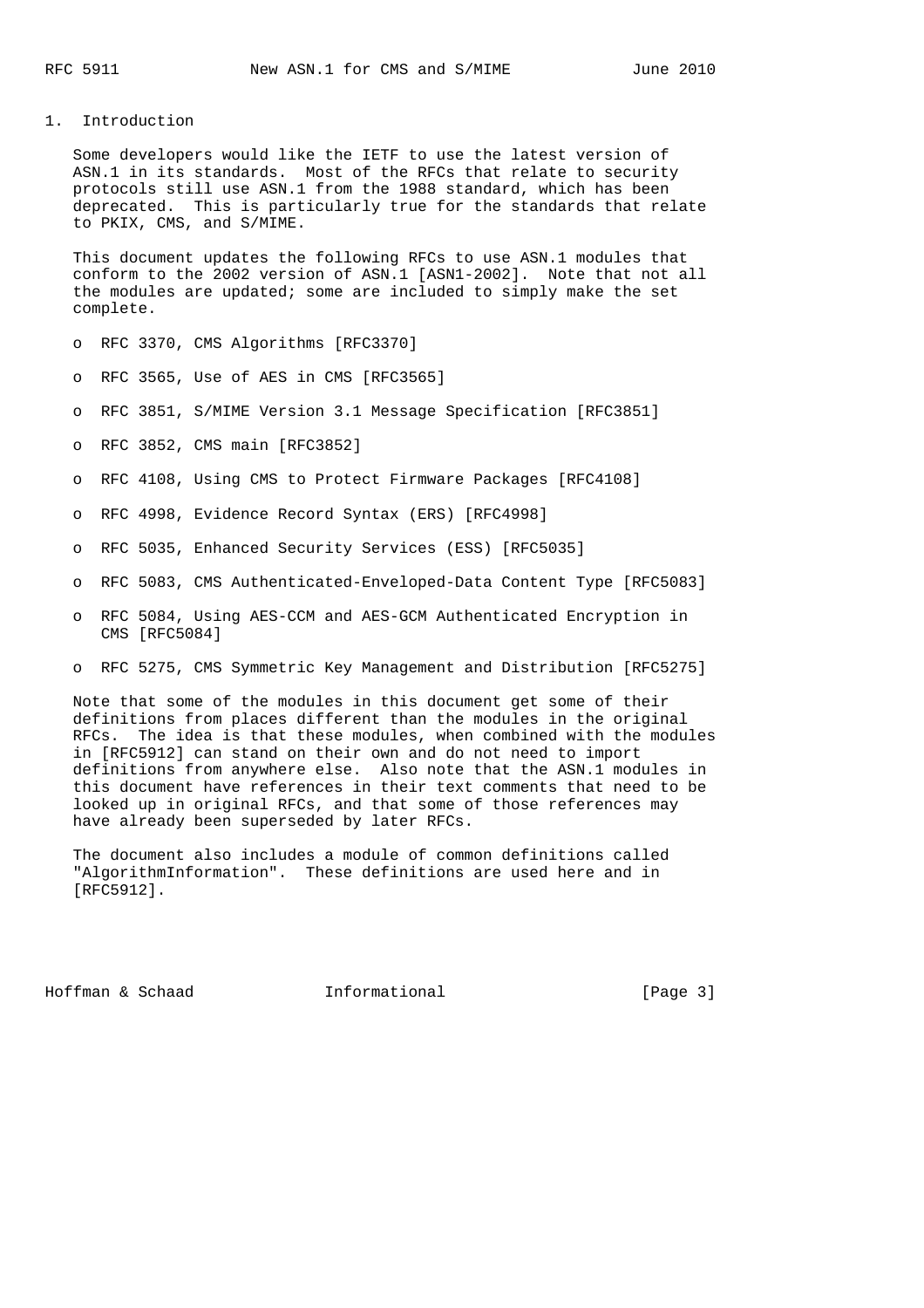## 1. Introduction

Some developers would like the IETF to use the latest version of ASN.1 in its standards. Most of the RFCs that relate to security protocols still use ASN.1 from the 1988 standard, which has been deprecated. This is particularly true for the standards that relate to PKIX, CMS, and S/MIME.

This document updates the following RFCs to use ASN.1 modules that conform to the 2002 version of ASN.1 [ASN1-2002]. Note that not all the modules are updated; some are included to simply make the set complete.

- RFC 3370, CMS Algorithms [RFC3370]
- RFC 3565, Use of AES in CMS [RFC3565]
- RFC 3851, S/MIME Version 3.1 Message Specification [RFC3851]
- RFC 3852, CMS main [RFC3852]
- RFC 4108, Using CMS to Protect Firmware Packages [RFC4108]
- RFC 4998, Evidence Record Syntax (ERS) [RFC4998]
- RFC 5035, Enhanced Security Services (ESS) [RFC5035]
- RFC 5083, CMS Authenticated-Enveloped-Data Content Type [RFC5083]
- RFC 5084, Using AES-CCM and AES-GCM Authenticated Encryption in CMS [RFC5084]
- RFC 5275, CMS Symmetric Key Management and Distribution [RFC5275]

Note that some of the modules in this document get some of their definitions from places different than the modules in the original RFCs. The idea is that these modules, when combined with the modules in [RFC5912] can stand on their own and do not need to import definitions from anywhere else. Also note that the ASN.1 modules in this document have references in their text comments that need to be looked up in original RFCs, and that some of those references may have already been superseded by later RFCs.

The document also includes a module of common definitions called "AlgorithmInformation". These definitions are used here and in [RFC5912].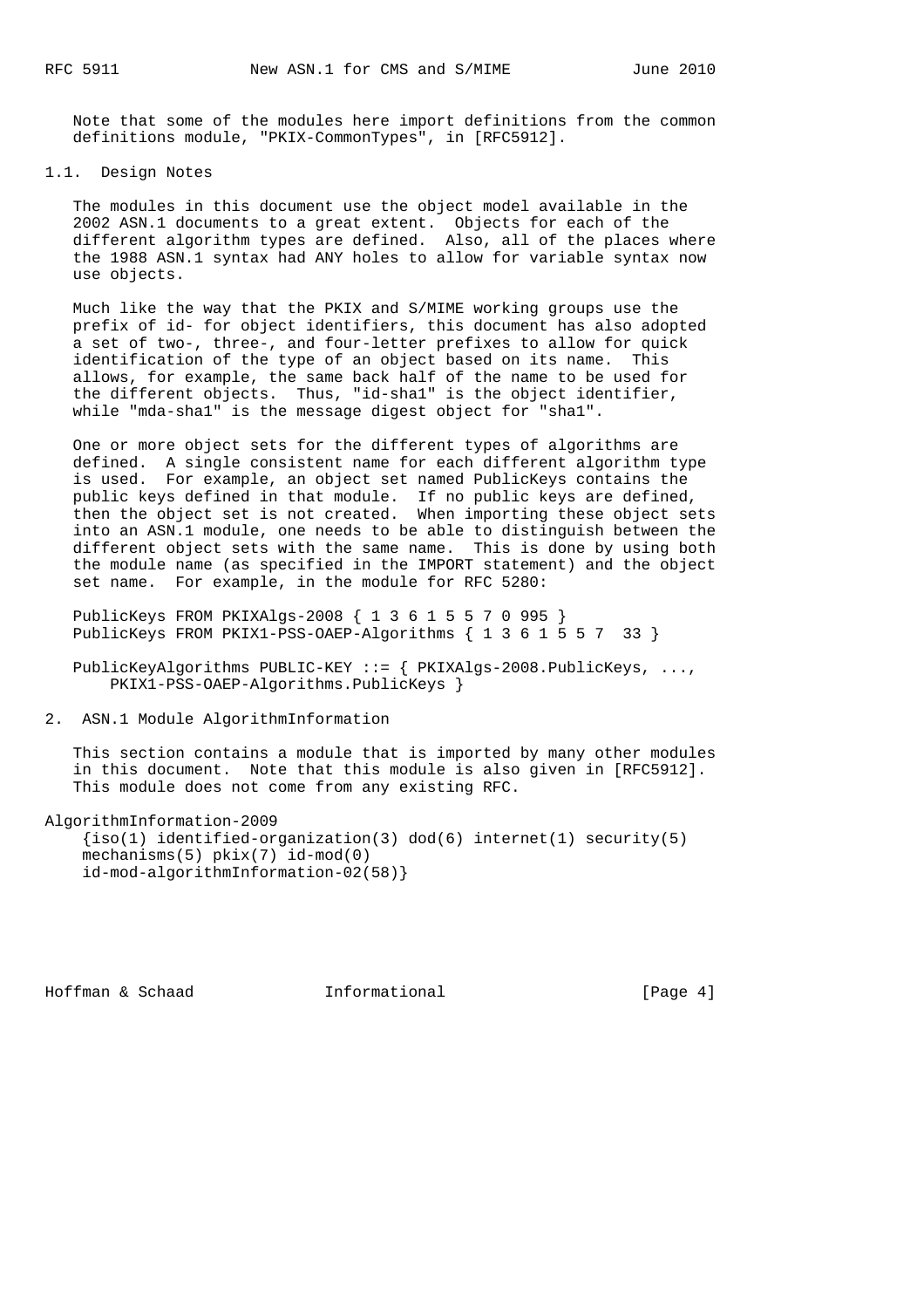Note that some of the modules here import definitions from the common definitions module, "PKIX-CommonTypes", in [RFC5912].

## 1.1. Design Notes

The modules in this document use the object model available in the 2002 ASN.1 documents to a great extent. Objects for each of the different algorithm types are defined. Also, all of the places where the 1988 ASN.1 syntax had ANY holes to allow for variable syntax now use objects.

Much like the way that the PKIX and S/MIME working groups use the prefix of id- for object identifiers, this document has also adopted a set of two-, three-, and four-letter prefixes to allow for quick identification of the type of an object based on its name. This allows, for example, the same back half of the name to be used for the different objects. Thus, "id-sha1" is the object identifier, while "mda-sha1" is the message digest object for "sha1".

One or more object sets for the different types of algorithms are defined. A single consistent name for each different algorithm type is used. For example, an object set named PublicKeys contains the public keys defined in that module. If no public keys are defined, then the object set is not created. When importing these object sets into an ASN.1 module, one needs to be able to distinguish between the different object sets with the same name. This is done by using both the module name (as specified in the IMPORT statement) and the object set name. For example, in the module for RFC 5280:

```
PublicKeys FROM PKIXAlgs-2008 { 1 3 6 1 5 5 7 0 995 }
PublicKeys FROM PKIX1-PSS-OAEP-Algorithms { 1 3 6 1 5 5 7  33 }

PublicKeyAlgorithms PUBLIC-KEY ::= { PKIXAlgs-2008.PublicKeys, ...,
    PKIX1-PSS-OAEP-Algorithms.PublicKeys }
```

## 2. ASN.1 Module AlgorithmInformation

This section contains a module that is imported by many other modules in this document. Note that this module is also given in [RFC5912]. This module does not come from any existing RFC.

```
AlgorithmInformation-2009
    {iso(1) identified-organization(3) dod(6) internet(1) security(5)
    mechanisms(5) pkix(7) id-mod(0)
    id-mod-algorithmInformation-02(58)}
```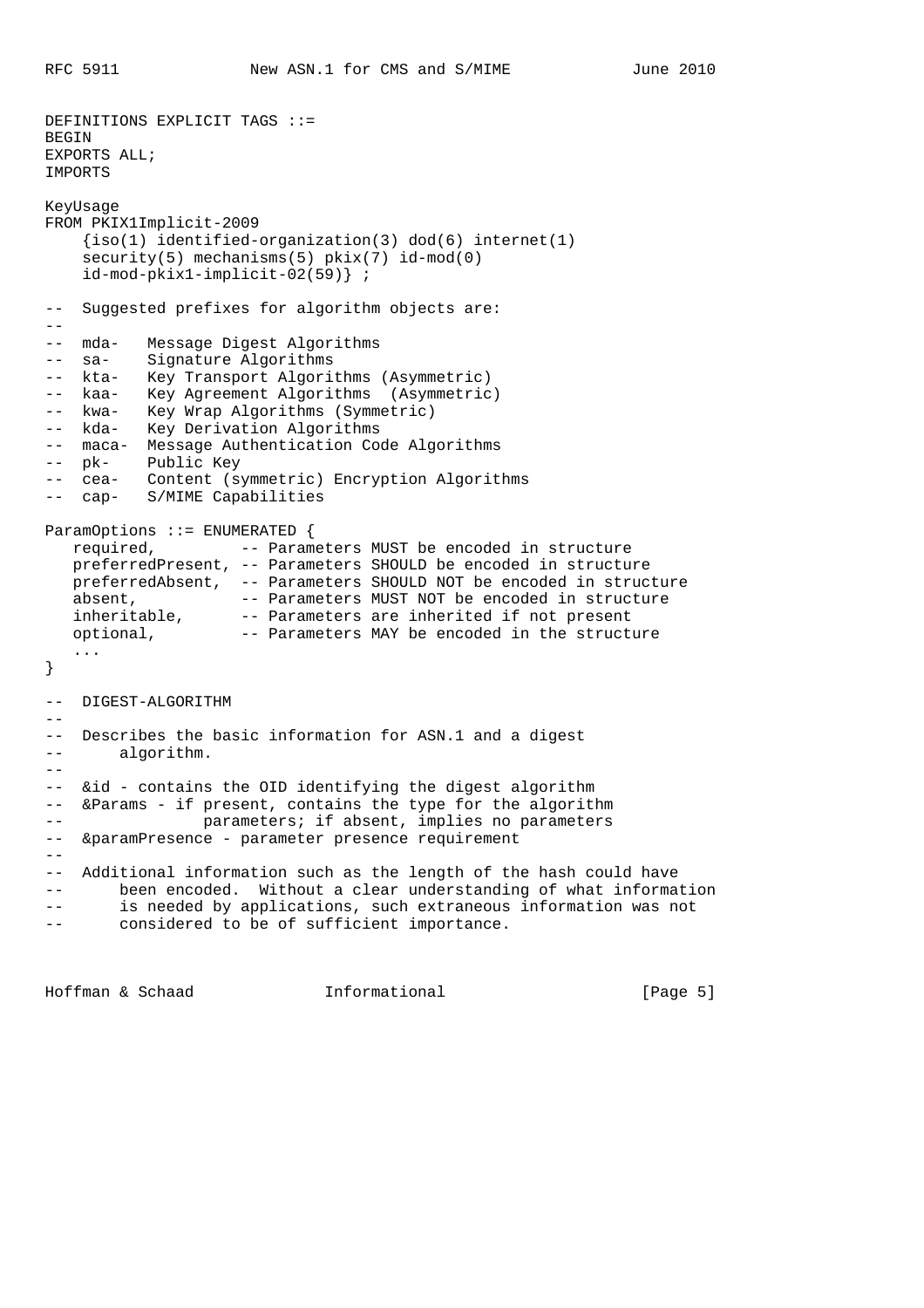```
DEFINITIONS EXPLICIT TAGS ::=
BEGIN
EXPORTS ALL;
IMPORTS

KeyUsage
FROM PKIX1Implicit-2009
    {iso(1) identified-organization(3) dod(6) internet(1)
    security(5) mechanisms(5) pkix(7) id-mod(0)
    id-mod-pkix1-implicit-02(59)} ;

--  Suggested prefixes for algorithm objects are:
--
--  mda-   Message Digest Algorithms
--  sa-    Signature Algorithms
--  kta-   Key Transport Algorithms (Asymmetric)
--  kaa-   Key Agreement Algorithms  (Asymmetric)
--  kwa-   Key Wrap Algorithms (Symmetric)
--  kda-   Key Derivation Algorithms
--  maca-  Message Authentication Code Algorithms
--  pk-    Public Key
--  cea-   Content (symmetric) Encryption Algorithms
--  cap-   S/MIME Capabilities

ParamOptions ::= ENUMERATED {
   required,         -- Parameters MUST be encoded in structure
   preferredPresent, -- Parameters SHOULD be encoded in structure
   preferredAbsent,  -- Parameters SHOULD NOT be encoded in structure
   absent,           -- Parameters MUST NOT be encoded in structure
   inheritable,      -- Parameters are inherited if not present
   optional,         -- Parameters MAY be encoded in the structure
   ...
}

--  DIGEST-ALGORITHM
--
--  Describes the basic information for ASN.1 and a digest
--      algorithm.
--
--  &id - contains the OID identifying the digest algorithm
--  &Params - if present, contains the type for the algorithm
--               parameters; if absent, implies no parameters
--  &paramPresence - parameter presence requirement
--
--  Additional information such as the length of the hash could have
--      been encoded.  Without a clear understanding of what information
--      is needed by applications, such extraneous information was not
--      considered to be of sufficient importance.
```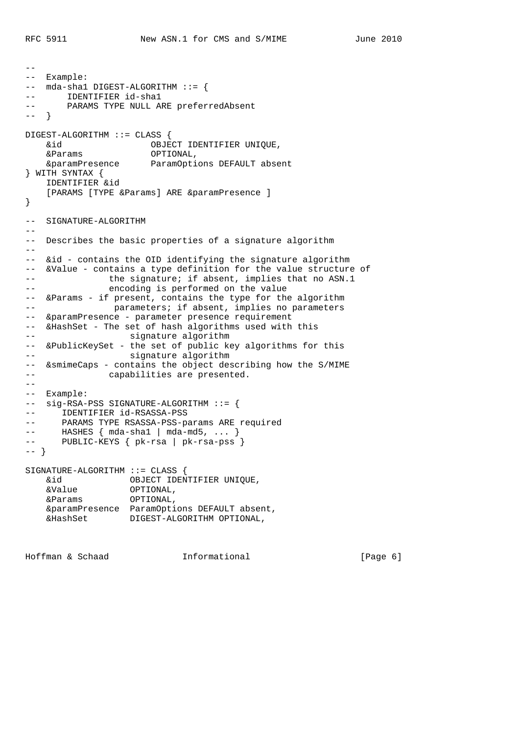```
--
-- Example:
-- mda-sha1 DIGEST-ALGORITHM ::= {
--      IDENTIFIER id-sha1
--      PARAMS TYPE NULL ARE preferredAbsent
-- }

DIGEST-ALGORITHM ::= CLASS {
    &id                 OBJECT IDENTIFIER UNIQUE,
    &Params             OPTIONAL,
    &paramPresence      ParamOptions DEFAULT absent
} WITH SYNTAX {
    IDENTIFIER &id
    [PARAMS [TYPE &Params] ARE &paramPresence ]
}

-- SIGNATURE-ALGORITHM
--
-- Describes the basic properties of a signature algorithm
--
-- &id - contains the OID identifying the signature algorithm
-- &Value - contains a type definition for the value structure of
--             the signature; if absent, implies that no ASN.1
--             encoding is performed on the value
-- &Params - if present, contains the type for the algorithm
--              parameters; if absent, implies no parameters
-- &paramPresence - parameter presence requirement
-- &HashSet - The set of hash algorithms used with this
--                 signature algorithm
-- &PublicKeySet - the set of public key algorithms for this
--                 signature algorithm
-- &smimeCaps - contains the object describing how the S/MIME
--             capabilities are presented.
--
-- Example:
-- sig-RSA-PSS SIGNATURE-ALGORITHM ::= {
--     IDENTIFIER id-RSASSA-PSS
--     PARAMS TYPE RSASSA-PSS-params ARE required
--     HASHES { mda-sha1 | mda-md5, ... }
--     PUBLIC-KEYS { pk-rsa | pk-rsa-pss }
-- }

SIGNATURE-ALGORITHM ::= CLASS {
    &id             OBJECT IDENTIFIER UNIQUE,
    &Value          OPTIONAL,
    &Params         OPTIONAL,
    &paramPresence  ParamOptions DEFAULT absent,
    &HashSet        DIGEST-ALGORITHM OPTIONAL,
```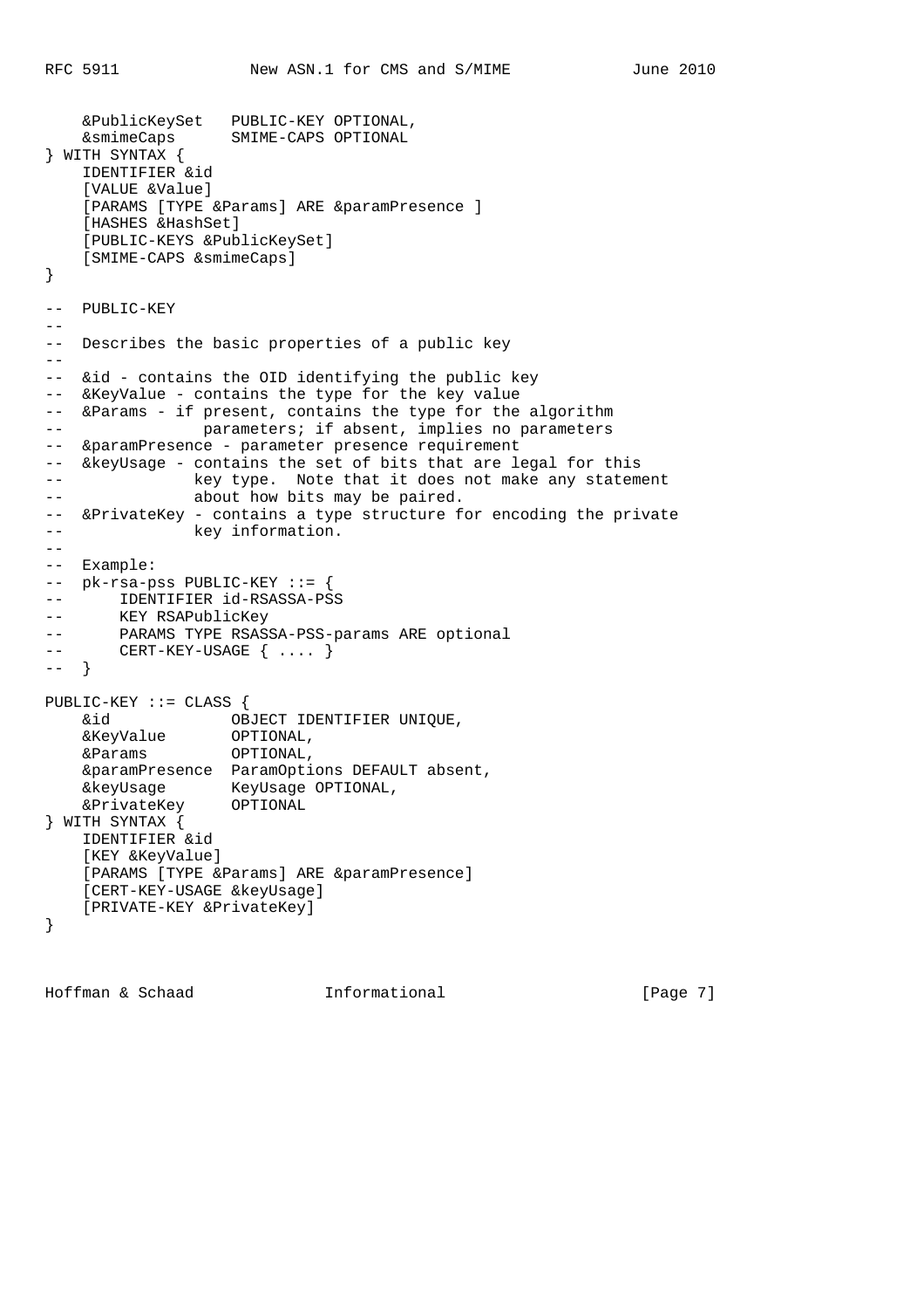```
    &PublicKeySet   PUBLIC-KEY OPTIONAL,
    &smimeCaps      SMIME-CAPS OPTIONAL
} WITH SYNTAX {
    IDENTIFIER &id
    [VALUE &Value]
    [PARAMS [TYPE &Params] ARE &paramPresence ]
    [HASHES &HashSet]
    [PUBLIC-KEYS &PublicKeySet]
    [SMIME-CAPS &smimeCaps]
}

--  PUBLIC-KEY
--
--  Describes the basic properties of a public key
--
--  &id - contains the OID identifying the public key
--  &KeyValue - contains the type for the key value
--  &Params - if present, contains the type for the algorithm
--               parameters; if absent, implies no parameters
--  &paramPresence - parameter presence requirement
--  &keyUsage - contains the set of bits that are legal for this
--              key type.  Note that it does not make any statement
--              about how bits may be paired.
--  &PrivateKey - contains a type structure for encoding the private
--              key information.
--
--  Example:
--  pk-rsa-pss PUBLIC-KEY ::= {
--      IDENTIFIER id-RSASSA-PSS
--      KEY RSAPublicKey
--      PARAMS TYPE RSASSA-PSS-params ARE optional
--      CERT-KEY-USAGE { .... }
--  }

PUBLIC-KEY ::= CLASS {
    &id             OBJECT IDENTIFIER UNIQUE,
    &KeyValue       OPTIONAL,
    &Params         OPTIONAL,
    &paramPresence  ParamOptions DEFAULT absent,
    &keyUsage       KeyUsage OPTIONAL,
    &PrivateKey     OPTIONAL
} WITH SYNTAX {
    IDENTIFIER &id
    [KEY &KeyValue]
    [PARAMS [TYPE &Params] ARE &paramPresence]
    [CERT-KEY-USAGE &keyUsage]
    [PRIVATE-KEY &PrivateKey]
}
```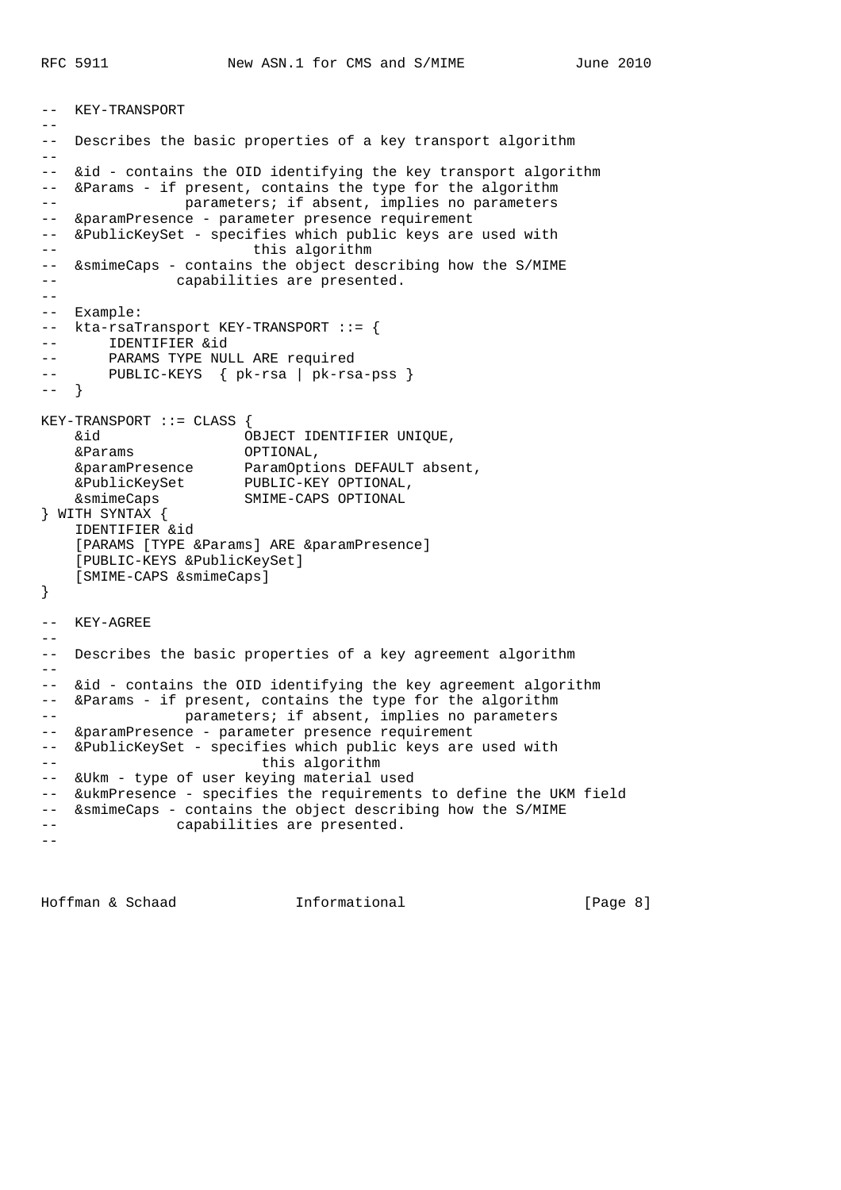```
--  KEY-TRANSPORT
--
--  Describes the basic properties of a key transport algorithm
--
--  &id - contains the OID identifying the key transport algorithm
--  &Params - if present, contains the type for the algorithm
--               parameters; if absent, implies no parameters
--  &paramPresence - parameter presence requirement
--  &PublicKeySet - specifies which public keys are used with
--                       this algorithm
--  &smimeCaps - contains the object describing how the S/MIME
--              capabilities are presented.
--
--  Example:
--  kta-rsaTransport KEY-TRANSPORT ::= {
--      IDENTIFIER &id
--      PARAMS TYPE NULL ARE required
--      PUBLIC-KEYS  { pk-rsa | pk-rsa-pss }
--  }

KEY-TRANSPORT ::= CLASS {
    &id                 OBJECT IDENTIFIER UNIQUE,
    &Params             OPTIONAL,
    &paramPresence      ParamOptions DEFAULT absent,
    &PublicKeySet       PUBLIC-KEY OPTIONAL,
    &smimeCaps          SMIME-CAPS OPTIONAL
} WITH SYNTAX {
    IDENTIFIER &id
    [PARAMS [TYPE &Params] ARE &paramPresence]
    [PUBLIC-KEYS &PublicKeySet]
    [SMIME-CAPS &smimeCaps]
}

--  KEY-AGREE
--
--  Describes the basic properties of a key agreement algorithm
--
--  &id - contains the OID identifying the key agreement algorithm
--  &Params - if present, contains the type for the algorithm
--               parameters; if absent, implies no parameters
--  &paramPresence - parameter presence requirement
--  &PublicKeySet - specifies which public keys are used with
--                        this algorithm
--  &Ukm - type of user keying material used
--  &ukmPresence - specifies the requirements to define the UKM field
--  &smimeCaps - contains the object describing how the S/MIME
--              capabilities are presented.
--
```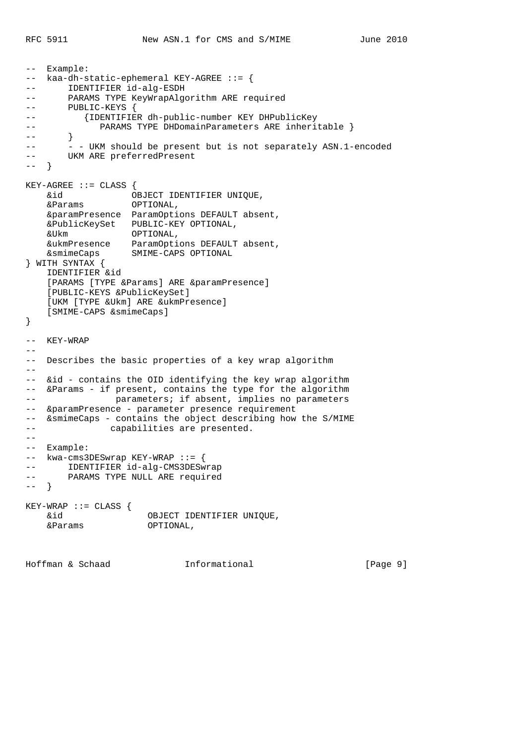```
--  Example:
--  kaa-dh-static-ephemeral KEY-AGREE ::= {
--      IDENTIFIER id-alg-ESDH
--      PARAMS TYPE KeyWrapAlgorithm ARE required
--      PUBLIC-KEYS {
--         {IDENTIFIER dh-public-number KEY DHPublicKey
--            PARAMS TYPE DHDomainParameters ARE inheritable }
--      }
--      - - UKM should be present but is not separately ASN.1-encoded
--      UKM ARE preferredPresent
--  }

KEY-AGREE ::= CLASS {
    &id             OBJECT IDENTIFIER UNIQUE,
    &Params         OPTIONAL,
    &paramPresence  ParamOptions DEFAULT absent,
    &PublicKeySet   PUBLIC-KEY OPTIONAL,
    &Ukm            OPTIONAL,
    &ukmPresence    ParamOptions DEFAULT absent,
    &smimeCaps      SMIME-CAPS OPTIONAL
} WITH SYNTAX {
    IDENTIFIER &id
    [PARAMS [TYPE &Params] ARE &paramPresence]
    [PUBLIC-KEYS &PublicKeySet]
    [UKM [TYPE &Ukm] ARE &ukmPresence]
    [SMIME-CAPS &smimeCaps]
}

--  KEY-WRAP
--
--  Describes the basic properties of a key wrap algorithm
--
--  &id - contains the OID identifying the key wrap algorithm
--  &Params - if present, contains the type for the algorithm
--               parameters; if absent, implies no parameters
--  &paramPresence - parameter presence requirement
--  &smimeCaps - contains the object describing how the S/MIME
--              capabilities are presented.
--
--  Example:
--  kwa-cms3DESwrap KEY-WRAP ::= {
--      IDENTIFIER id-alg-CMS3DESwrap
--      PARAMS TYPE NULL ARE required
--  }

KEY-WRAP ::= CLASS {
    &id                OBJECT IDENTIFIER UNIQUE,
    &Params            OPTIONAL,
```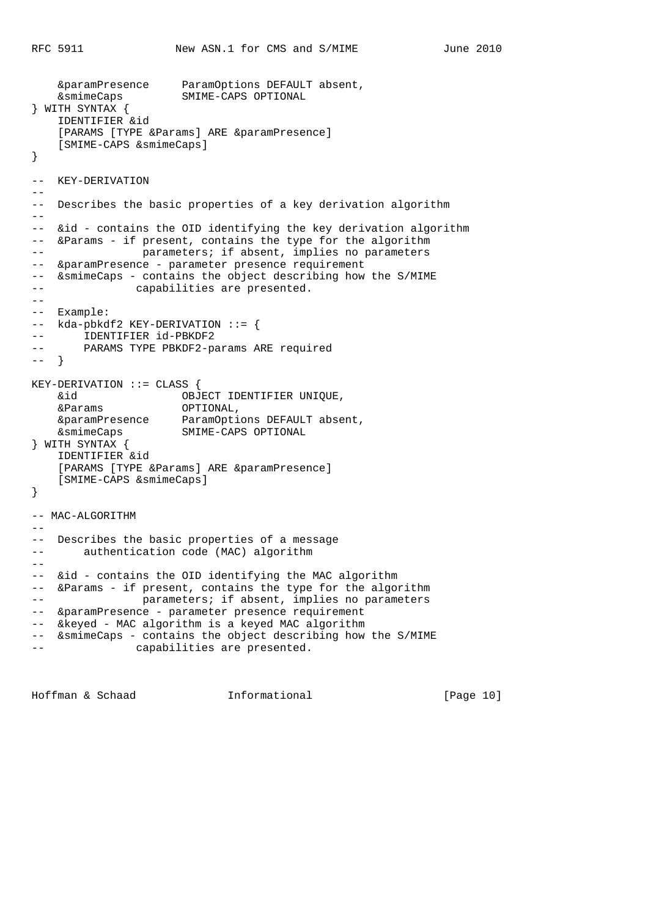```
    &paramPresence     ParamOptions DEFAULT absent,
    &smimeCaps         SMIME-CAPS OPTIONAL
} WITH SYNTAX {
    IDENTIFIER &id
    [PARAMS [TYPE &Params] ARE &paramPresence]
    [SMIME-CAPS &smimeCaps]
}

--  KEY-DERIVATION
--
--  Describes the basic properties of a key derivation algorithm
--
--  &id - contains the OID identifying the key derivation algorithm
--  &Params - if present, contains the type for the algorithm
--               parameters; if absent, implies no parameters
--  &paramPresence - parameter presence requirement
--  &smimeCaps - contains the object describing how the S/MIME
--              capabilities are presented.
--
--  Example:
--  kda-pbkdf2 KEY-DERIVATION ::= {
--      IDENTIFIER id-PBKDF2
--      PARAMS TYPE PBKDF2-params ARE required
--  }

KEY-DERIVATION ::= CLASS {
    &id                OBJECT IDENTIFIER UNIQUE,
    &Params            OPTIONAL,
    &paramPresence     ParamOptions DEFAULT absent,
    &smimeCaps         SMIME-CAPS OPTIONAL
} WITH SYNTAX {
    IDENTIFIER &id
    [PARAMS [TYPE &Params] ARE &paramPresence]
    [SMIME-CAPS &smimeCaps]
}

-- MAC-ALGORITHM
--
--  Describes the basic properties of a message
--      authentication code (MAC) algorithm
--
--  &id - contains the OID identifying the MAC algorithm
--  &Params - if present, contains the type for the algorithm
--               parameters; if absent, implies no parameters
--  &paramPresence - parameter presence requirement
--  &keyed - MAC algorithm is a keyed MAC algorithm
--  &smimeCaps - contains the object describing how the S/MIME
--              capabilities are presented.
```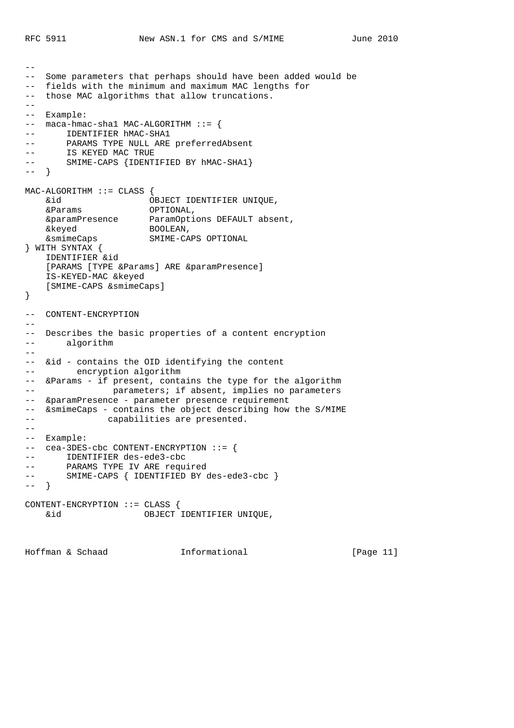```
--
--  Some parameters that perhaps should have been added would be
--  fields with the minimum and maximum MAC lengths for
--  those MAC algorithms that allow truncations.
--
--  Example:
--  maca-hmac-sha1 MAC-ALGORITHM ::= {
--      IDENTIFIER hMAC-SHA1
--      PARAMS TYPE NULL ARE preferredAbsent
--      IS KEYED MAC TRUE
--      SMIME-CAPS {IDENTIFIED BY hMAC-SHA1}
--  }

MAC-ALGORITHM ::= CLASS {
    &id                 OBJECT IDENTIFIER UNIQUE,
    &Params             OPTIONAL,
    &paramPresence      ParamOptions DEFAULT absent,
    &keyed              BOOLEAN,
    &smimeCaps          SMIME-CAPS OPTIONAL
} WITH SYNTAX {
    IDENTIFIER &id
    [PARAMS [TYPE &Params] ARE &paramPresence]
    IS-KEYED-MAC &keyed
    [SMIME-CAPS &smimeCaps]
}

--  CONTENT-ENCRYPTION
--
--  Describes the basic properties of a content encryption
--      algorithm
--
--  &id - contains the OID identifying the content
--        encryption algorithm
--  &Params - if present, contains the type for the algorithm
--              parameters; if absent, implies no parameters
--  &paramPresence - parameter presence requirement
--  &smimeCaps - contains the object describing how the S/MIME
--             capabilities are presented.
--
--  Example:
--  cea-3DES-cbc CONTENT-ENCRYPTION ::= {
--      IDENTIFIER des-ede3-cbc
--      PARAMS TYPE IV ARE required
--      SMIME-CAPS { IDENTIFIED BY des-ede3-cbc }
--  }

CONTENT-ENCRYPTION ::= CLASS {
    &id                OBJECT IDENTIFIER UNIQUE,
```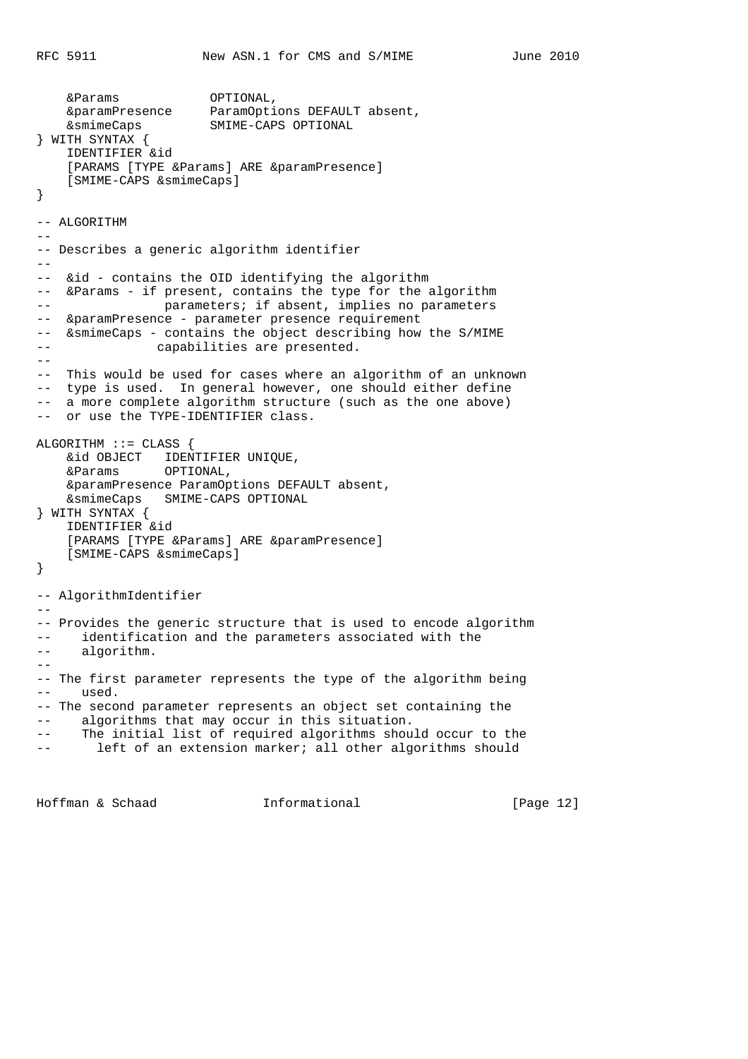```
    &Params            OPTIONAL,
    &paramPresence     ParamOptions DEFAULT absent,
    &smimeCaps         SMIME-CAPS OPTIONAL
} WITH SYNTAX {
    IDENTIFIER &id
    [PARAMS [TYPE &Params] ARE &paramPresence]
    [SMIME-CAPS &smimeCaps]
}

-- ALGORITHM
--
-- Describes a generic algorithm identifier
--
--  &id - contains the OID identifying the algorithm
--  &Params - if present, contains the type for the algorithm
--               parameters; if absent, implies no parameters
--  &paramPresence - parameter presence requirement
--  &smimeCaps - contains the object describing how the S/MIME
--               capabilities are presented.
--
--  This would be used for cases where an algorithm of an unknown
--  type is used.  In general however, one should either define
--  a more complete algorithm structure (such as the one above)
--  or use the TYPE-IDENTIFIER class.

ALGORITHM ::= CLASS {
    &id OBJECT   IDENTIFIER UNIQUE,
    &Params      OPTIONAL,
    &paramPresence ParamOptions DEFAULT absent,
    &smimeCaps   SMIME-CAPS OPTIONAL
} WITH SYNTAX {
    IDENTIFIER &id
    [PARAMS [TYPE &Params] ARE &paramPresence]
    [SMIME-CAPS &smimeCaps]
}

-- AlgorithmIdentifier
--
-- Provides the generic structure that is used to encode algorithm
--    identification and the parameters associated with the
--    algorithm.
--
-- The first parameter represents the type of the algorithm being
--    used.
-- The second parameter represents an object set containing the
--    algorithms that may occur in this situation.
--    The initial list of required algorithms should occur to the
--      left of an extension marker; all other algorithms should
```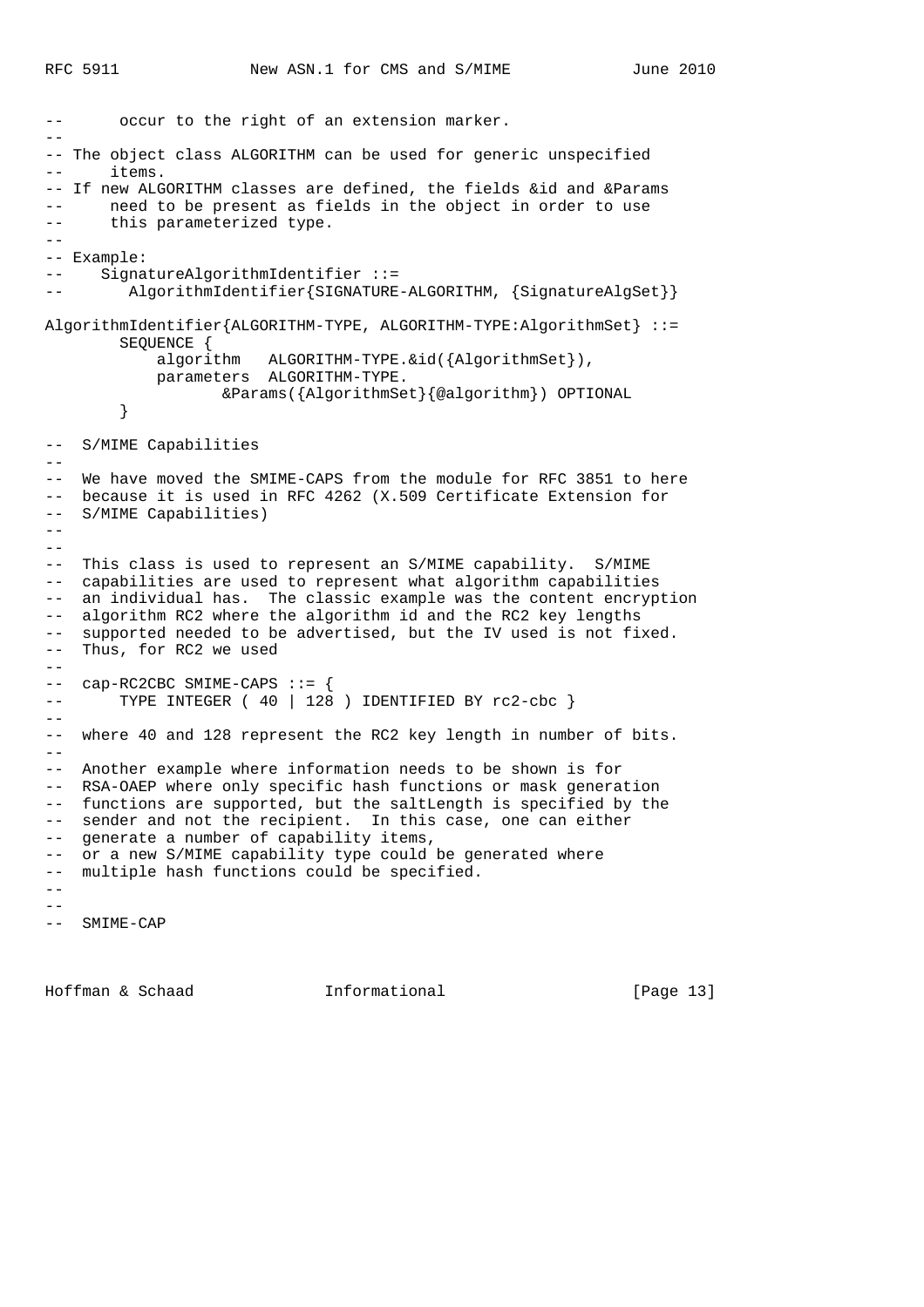```
--      occur to the right of an extension marker.
--
-- The object class ALGORITHM can be used for generic unspecified
--     items.
-- If new ALGORITHM classes are defined, the fields &id and &Params
--     need to be present as fields in the object in order to use
--     this parameterized type.
--
-- Example:
--    SignatureAlgorithmIdentifier ::=
--       AlgorithmIdentifier{SIGNATURE-ALGORITHM, {SignatureAlgSet}}

AlgorithmIdentifier{ALGORITHM-TYPE, ALGORITHM-TYPE:AlgorithmSet} ::=
        SEQUENCE {
            algorithm   ALGORITHM-TYPE.&id({AlgorithmSet}),
            parameters  ALGORITHM-TYPE.
                   &Params({AlgorithmSet}{@algorithm}) OPTIONAL
        }

--  S/MIME Capabilities
--
--  We have moved the SMIME-CAPS from the module for RFC 3851 to here
--  because it is used in RFC 4262 (X.509 Certificate Extension for
--  S/MIME Capabilities)
--
--
--  This class is used to represent an S/MIME capability.  S/MIME
--  capabilities are used to represent what algorithm capabilities
--  an individual has.  The classic example was the content encryption
--  algorithm RC2 where the algorithm id and the RC2 key lengths
--  supported needed to be advertised, but the IV used is not fixed.
--  Thus, for RC2 we used
--
--  cap-RC2CBC SMIME-CAPS ::= {
--      TYPE INTEGER ( 40 | 128 ) IDENTIFIED BY rc2-cbc }
--
--  where 40 and 128 represent the RC2 key length in number of bits.
--
--  Another example where information needs to be shown is for
--  RSA-OAEP where only specific hash functions or mask generation
--  functions are supported, but the saltLength is specified by the
--  sender and not the recipient.  In this case, one can either
--  generate a number of capability items,
--  or a new S/MIME capability type could be generated where
--  multiple hash functions could be specified.
--
--
--  SMIME-CAP
```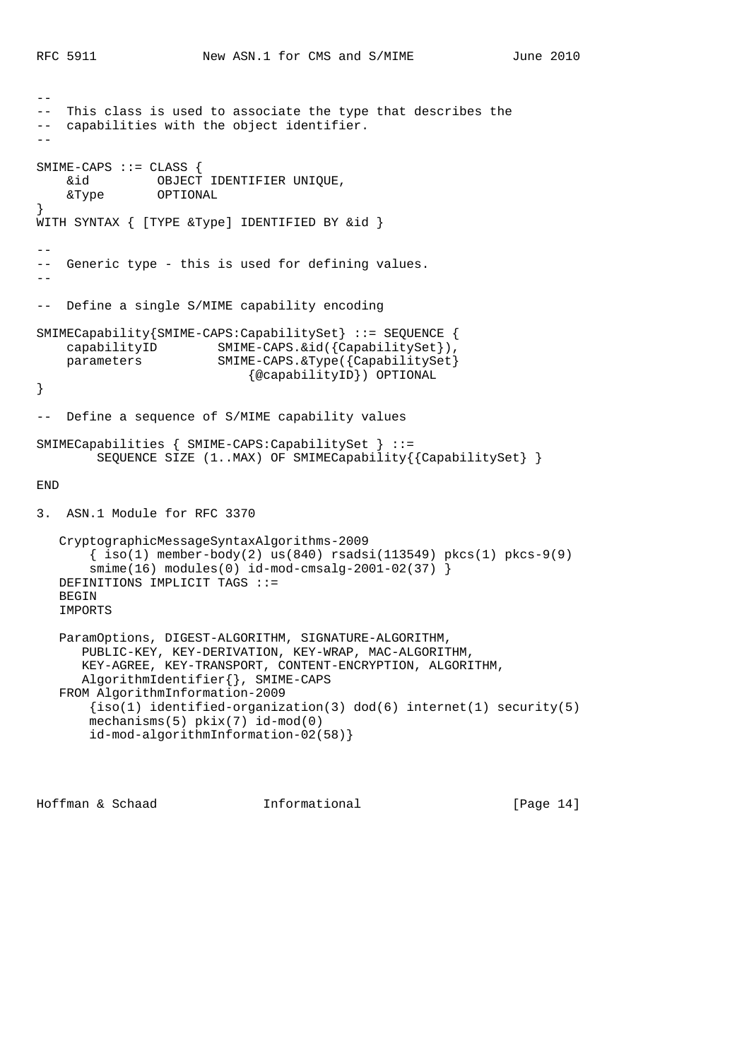```
--
--  This class is used to associate the type that describes the
--  capabilities with the object identifier.
--

SMIME-CAPS ::= CLASS {
    &id         OBJECT IDENTIFIER UNIQUE,
    &Type       OPTIONAL
}
WITH SYNTAX { [TYPE &Type] IDENTIFIED BY &id }

--
--  Generic type - this is used for defining values.
--

--  Define a single S/MIME capability encoding

SMIMECapability{SMIME-CAPS:CapabilitySet} ::= SEQUENCE {
    capabilityID        SMIME-CAPS.&id({CapabilitySet}),
    parameters          SMIME-CAPS.&Type({CapabilitySet}
                            {@capabilityID}) OPTIONAL
}

--  Define a sequence of S/MIME capability values

SMIMECapabilities { SMIME-CAPS:CapabilitySet } ::=
        SEQUENCE SIZE (1..MAX) OF SMIMECapability{{CapabilitySet} }

END
```

## 3. ASN.1 Module for RFC 3370

```
   CryptographicMessageSyntaxAlgorithms-2009
       { iso(1) member-body(2) us(840) rsadsi(113549) pkcs(1) pkcs-9(9)
       smime(16) modules(0) id-mod-cmsalg-2001-02(37) }
   DEFINITIONS IMPLICIT TAGS ::=
   BEGIN
   IMPORTS

   ParamOptions, DIGEST-ALGORITHM, SIGNATURE-ALGORITHM,
      PUBLIC-KEY, KEY-DERIVATION, KEY-WRAP, MAC-ALGORITHM,
      KEY-AGREE, KEY-TRANSPORT, CONTENT-ENCRYPTION, ALGORITHM,
      AlgorithmIdentifier{}, SMIME-CAPS
   FROM AlgorithmInformation-2009
       {iso(1) identified-organization(3) dod(6) internet(1) security(5)
       mechanisms(5) pkix(7) id-mod(0)
       id-mod-algorithmInformation-02(58)}
```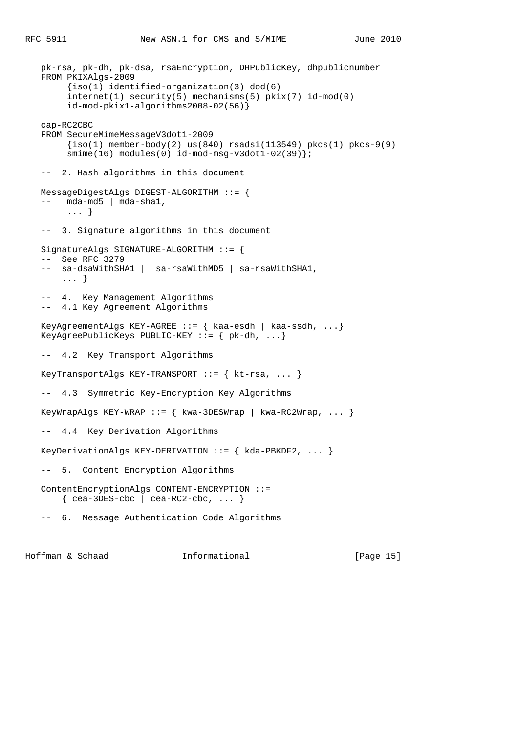```
   pk-rsa, pk-dh, pk-dsa, rsaEncryption, DHPublicKey, dhpublicnumber
   FROM PKIXAlgs-2009
        {iso(1) identified-organization(3) dod(6)
        internet(1) security(5) mechanisms(5) pkix(7) id-mod(0)
        id-mod-pkix1-algorithms2008-02(56)}

   cap-RC2CBC
   FROM SecureMimeMessageV3dot1-2009
        {iso(1) member-body(2) us(840) rsadsi(113549) pkcs(1) pkcs-9(9)
        smime(16) modules(0) id-mod-msg-v3dot1-02(39)};

   --  2. Hash algorithms in this document

   MessageDigestAlgs DIGEST-ALGORITHM ::= {
   --    mda-md5 | mda-sha1,
        ... }

   --  3. Signature algorithms in this document

   SignatureAlgs SIGNATURE-ALGORITHM ::= {
   --  See RFC 3279
   --  sa-dsaWithSHA1 |  sa-rsaWithMD5 | sa-rsaWithSHA1,
       ... }

   --  4.  Key Management Algorithms
   --  4.1 Key Agreement Algorithms

   KeyAgreementAlgs KEY-AGREE ::= { kaa-esdh | kaa-ssdh, ...}
   KeyAgreePublicKeys PUBLIC-KEY ::= { pk-dh, ...}

   --  4.2  Key Transport Algorithms

   KeyTransportAlgs KEY-TRANSPORT ::= { kt-rsa, ... }

   --  4.3  Symmetric Key-Encryption Key Algorithms

   KeyWrapAlgs KEY-WRAP ::= { kwa-3DESWrap | kwa-RC2Wrap, ... }

   --  4.4  Key Derivation Algorithms

   KeyDerivationAlgs KEY-DERIVATION ::= { kda-PBKDF2, ... }

   --  5.  Content Encryption Algorithms

   ContentEncryptionAlgs CONTENT-ENCRYPTION ::=
       { cea-3DES-cbc | cea-RC2-cbc, ... }

   --  6.  Message Authentication Code Algorithms
```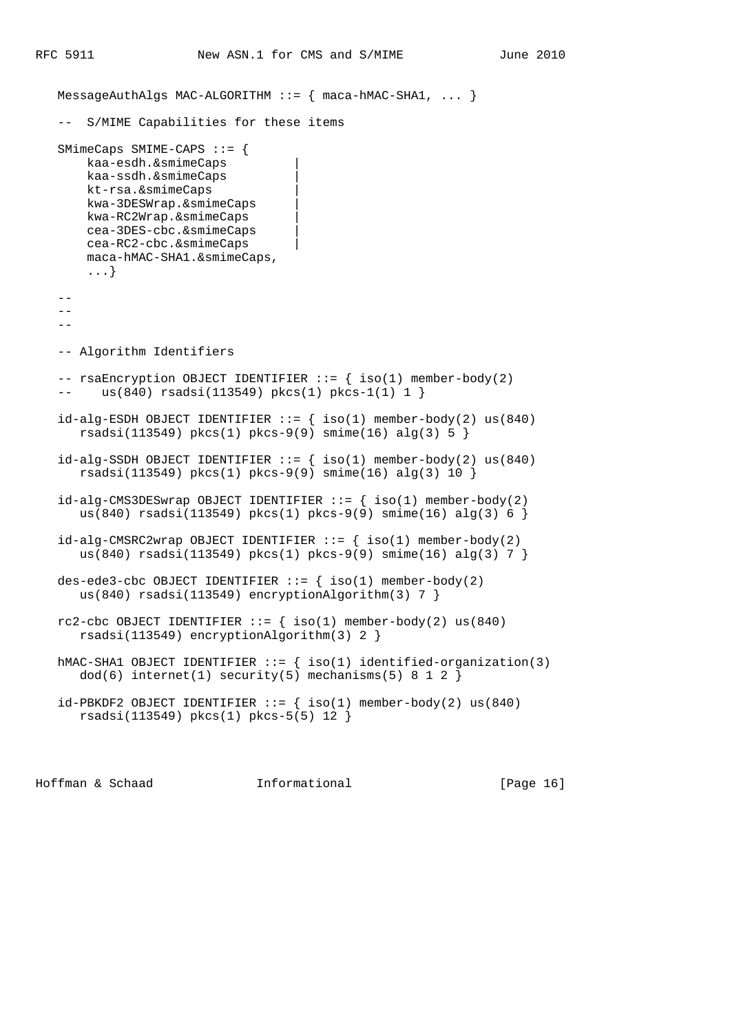```
   MessageAuthAlgs MAC-ALGORITHM ::= { maca-hMAC-SHA1, ... }

   --  S/MIME Capabilities for these items

   SMimeCaps SMIME-CAPS ::= {
       kaa-esdh.&smimeCaps          |
       kaa-ssdh.&smimeCaps          |
       kt-rsa.&smimeCaps            |
       kwa-3DESWrap.&smimeCaps      |
       kwa-RC2Wrap.&smimeCaps       |
       cea-3DES-cbc.&smimeCaps      |
       cea-RC2-cbc.&smimeCaps       |
       maca-hMAC-SHA1.&smimeCaps,
       ...}

   --
   --
   --

   -- Algorithm Identifiers

   -- rsaEncryption OBJECT IDENTIFIER ::= { iso(1) member-body(2)
   --     us(840) rsadsi(113549) pkcs(1) pkcs-1(1) 1 }

   id-alg-ESDH OBJECT IDENTIFIER ::= { iso(1) member-body(2) us(840)
      rsadsi(113549) pkcs(1) pkcs-9(9) smime(16) alg(3) 5 }

   id-alg-SSDH OBJECT IDENTIFIER ::= { iso(1) member-body(2) us(840)
      rsadsi(113549) pkcs(1) pkcs-9(9) smime(16) alg(3) 10 }

   id-alg-CMS3DESwrap OBJECT IDENTIFIER ::= { iso(1) member-body(2)
      us(840) rsadsi(113549) pkcs(1) pkcs-9(9) smime(16) alg(3) 6 }

   id-alg-CMSRC2wrap OBJECT IDENTIFIER ::= { iso(1) member-body(2)
      us(840) rsadsi(113549) pkcs(1) pkcs-9(9) smime(16) alg(3) 7 }

   des-ede3-cbc OBJECT IDENTIFIER ::= { iso(1) member-body(2)
      us(840) rsadsi(113549) encryptionAlgorithm(3) 7 }

   rc2-cbc OBJECT IDENTIFIER ::= { iso(1) member-body(2) us(840)
      rsadsi(113549) encryptionAlgorithm(3) 2 }

   hMAC-SHA1 OBJECT IDENTIFIER ::= { iso(1) identified-organization(3)
      dod(6) internet(1) security(5) mechanisms(5) 8 1 2 }

   id-PBKDF2 OBJECT IDENTIFIER ::= { iso(1) member-body(2) us(840)
      rsadsi(113549) pkcs(1) pkcs-5(5) 12 }
```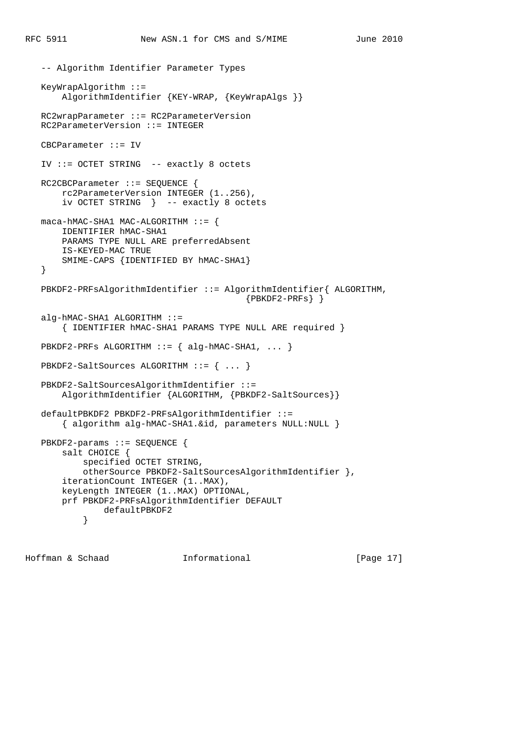```
   -- Algorithm Identifier Parameter Types

   KeyWrapAlgorithm ::=
       AlgorithmIdentifier {KEY-WRAP, {KeyWrapAlgs }}

   RC2wrapParameter ::= RC2ParameterVersion
   RC2ParameterVersion ::= INTEGER

   CBCParameter ::= IV

   IV ::= OCTET STRING  -- exactly 8 octets

   RC2CBCParameter ::= SEQUENCE {
       rc2ParameterVersion INTEGER (1..256),
       iv OCTET STRING  }  -- exactly 8 octets

   maca-hMAC-SHA1 MAC-ALGORITHM ::= {
       IDENTIFIER hMAC-SHA1
       PARAMS TYPE NULL ARE preferredAbsent
       IS-KEYED-MAC TRUE
       SMIME-CAPS {IDENTIFIED BY hMAC-SHA1}
   }

   PBKDF2-PRFsAlgorithmIdentifier ::= AlgorithmIdentifier{ ALGORITHM,
                                           {PBKDF2-PRFs} }

   alg-hMAC-SHA1 ALGORITHM ::=
       { IDENTIFIER hMAC-SHA1 PARAMS TYPE NULL ARE required }

   PBKDF2-PRFs ALGORITHM ::= { alg-hMAC-SHA1, ... }

   PBKDF2-SaltSources ALGORITHM ::= { ... }

   PBKDF2-SaltSourcesAlgorithmIdentifier ::=
       AlgorithmIdentifier {ALGORITHM, {PBKDF2-SaltSources}}

   defaultPBKDF2 PBKDF2-PRFsAlgorithmIdentifier ::=
       { algorithm alg-hMAC-SHA1.&id, parameters NULL:NULL }

   PBKDF2-params ::= SEQUENCE {
       salt CHOICE {
           specified OCTET STRING,
           otherSource PBKDF2-SaltSourcesAlgorithmIdentifier },
       iterationCount INTEGER (1..MAX),
       keyLength INTEGER (1..MAX) OPTIONAL,
       prf PBKDF2-PRFsAlgorithmIdentifier DEFAULT
               defaultPBKDF2
           }
```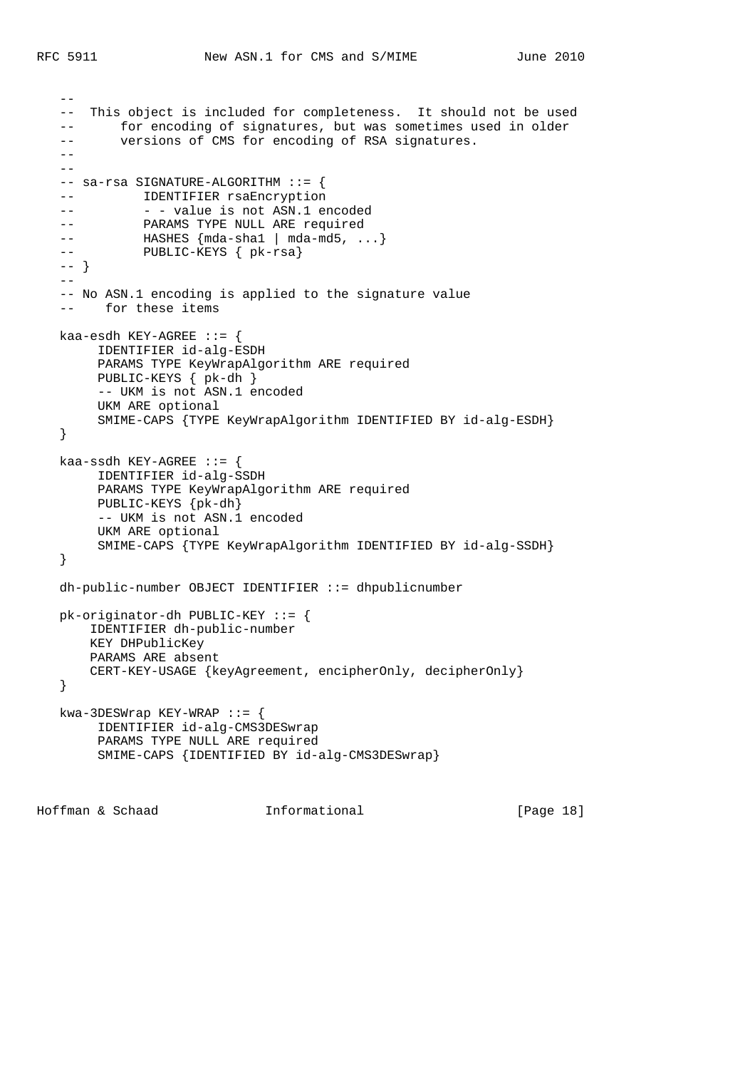```
   --
   --  This object is included for completeness.  It should not be used
   --       for encoding of signatures, but was sometimes used in older
   --       versions of CMS for encoding of RSA signatures.
   --
   --
   -- sa-rsa SIGNATURE-ALGORITHM ::= {
   --          IDENTIFIER rsaEncryption
   --          - - value is not ASN.1 encoded
   --          PARAMS TYPE NULL ARE required
   --          HASHES {mda-sha1 | mda-md5, ...}
   --          PUBLIC-KEYS { pk-rsa}
   -- }
   --
   -- No ASN.1 encoding is applied to the signature value
   --    for these items

   kaa-esdh KEY-AGREE ::= {
        IDENTIFIER id-alg-ESDH
        PARAMS TYPE KeyWrapAlgorithm ARE required
        PUBLIC-KEYS { pk-dh }
        -- UKM is not ASN.1 encoded
        UKM ARE optional
        SMIME-CAPS {TYPE KeyWrapAlgorithm IDENTIFIED BY id-alg-ESDH}
   }

   kaa-ssdh KEY-AGREE ::= {
        IDENTIFIER id-alg-SSDH
        PARAMS TYPE KeyWrapAlgorithm ARE required
        PUBLIC-KEYS {pk-dh}
        -- UKM is not ASN.1 encoded
        UKM ARE optional
        SMIME-CAPS {TYPE KeyWrapAlgorithm IDENTIFIED BY id-alg-SSDH}
   }

   dh-public-number OBJECT IDENTIFIER ::= dhpublicnumber

   pk-originator-dh PUBLIC-KEY ::= {
       IDENTIFIER dh-public-number
       KEY DHPublicKey
       PARAMS ARE absent
       CERT-KEY-USAGE {keyAgreement, encipherOnly, decipherOnly}
   }

   kwa-3DESWrap KEY-WRAP ::= {
        IDENTIFIER id-alg-CMS3DESwrap
        PARAMS TYPE NULL ARE required
        SMIME-CAPS {IDENTIFIED BY id-alg-CMS3DESwrap}
```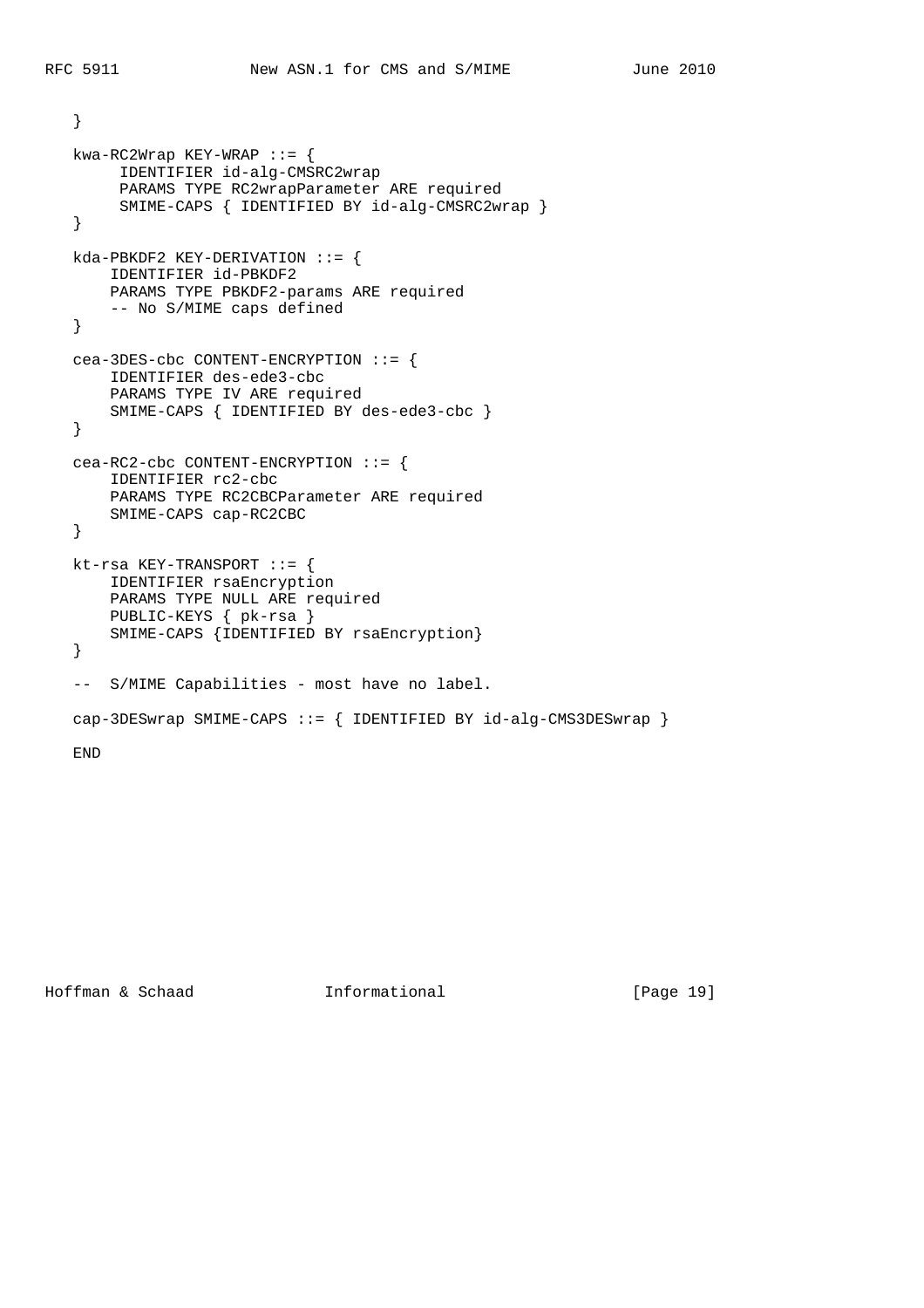```
   }

   kwa-RC2Wrap KEY-WRAP ::= {
        IDENTIFIER id-alg-CMSRC2wrap
        PARAMS TYPE RC2wrapParameter ARE required
        SMIME-CAPS { IDENTIFIED BY id-alg-CMSRC2wrap }
   }

   kda-PBKDF2 KEY-DERIVATION ::= {
       IDENTIFIER id-PBKDF2
       PARAMS TYPE PBKDF2-params ARE required
       -- No S/MIME caps defined
   }

   cea-3DES-cbc CONTENT-ENCRYPTION ::= {
       IDENTIFIER des-ede3-cbc
       PARAMS TYPE IV ARE required
       SMIME-CAPS { IDENTIFIED BY des-ede3-cbc }
   }

   cea-RC2-cbc CONTENT-ENCRYPTION ::= {
       IDENTIFIER rc2-cbc
       PARAMS TYPE RC2CBCParameter ARE required
       SMIME-CAPS cap-RC2CBC
   }

   kt-rsa KEY-TRANSPORT ::= {
       IDENTIFIER rsaEncryption
       PARAMS TYPE NULL ARE required
       PUBLIC-KEYS { pk-rsa }
       SMIME-CAPS {IDENTIFIED BY rsaEncryption}
   }

   --  S/MIME Capabilities - most have no label.

   cap-3DESwrap SMIME-CAPS ::= { IDENTIFIED BY id-alg-CMS3DESwrap }

   END
```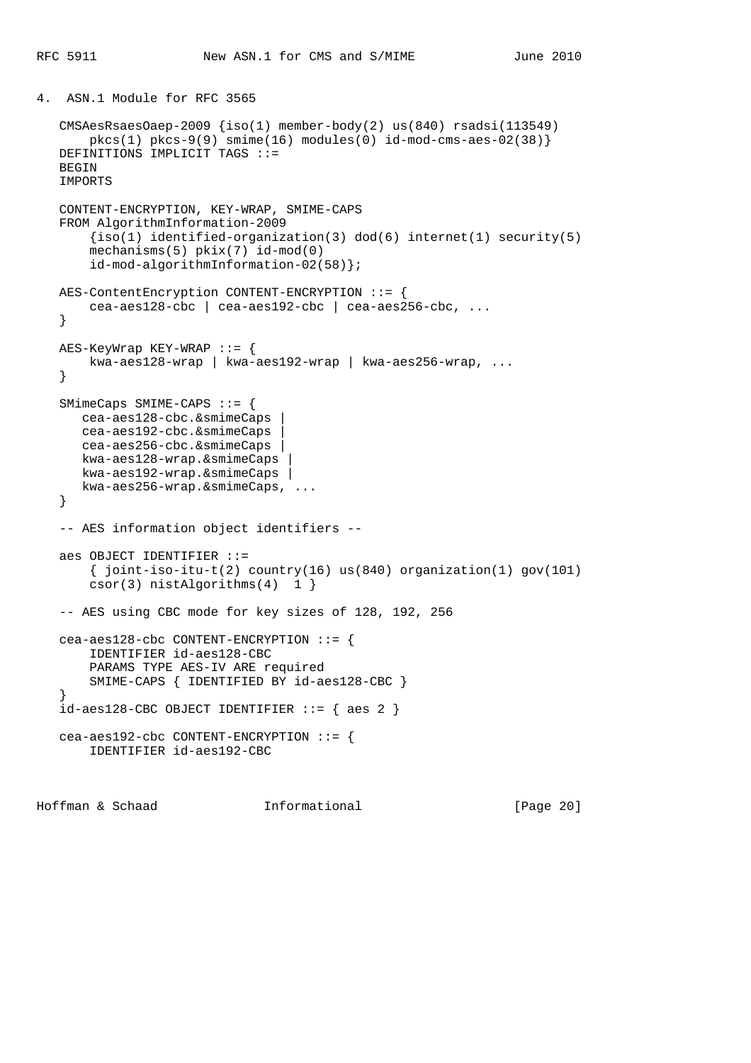## 4. ASN.1 Module for RFC 3565

```
   CMSAesRsaesOaep-2009 {iso(1) member-body(2) us(840) rsadsi(113549)
       pkcs(1) pkcs-9(9) smime(16) modules(0) id-mod-cms-aes-02(38)}
   DEFINITIONS IMPLICIT TAGS ::=
   BEGIN
   IMPORTS

   CONTENT-ENCRYPTION, KEY-WRAP, SMIME-CAPS
   FROM AlgorithmInformation-2009
       {iso(1) identified-organization(3) dod(6) internet(1) security(5)
       mechanisms(5) pkix(7) id-mod(0)
       id-mod-algorithmInformation-02(58)};

   AES-ContentEncryption CONTENT-ENCRYPTION ::= {
       cea-aes128-cbc | cea-aes192-cbc | cea-aes256-cbc, ...
   }

   AES-KeyWrap KEY-WRAP ::= {
       kwa-aes128-wrap | kwa-aes192-wrap | kwa-aes256-wrap, ...
   }

   SMimeCaps SMIME-CAPS ::= {
      cea-aes128-cbc.&smimeCaps |
      cea-aes192-cbc.&smimeCaps |
      cea-aes256-cbc.&smimeCaps |
      kwa-aes128-wrap.&smimeCaps |
      kwa-aes192-wrap.&smimeCaps |
      kwa-aes256-wrap.&smimeCaps, ...
   }

   -- AES information object identifiers --

   aes OBJECT IDENTIFIER ::=
       { joint-iso-itu-t(2) country(16) us(840) organization(1) gov(101)
       csor(3) nistAlgorithms(4)  1 }

   -- AES using CBC mode for key sizes of 128, 192, 256

   cea-aes128-cbc CONTENT-ENCRYPTION ::= {
       IDENTIFIER id-aes128-CBC
       PARAMS TYPE AES-IV ARE required
       SMIME-CAPS { IDENTIFIED BY id-aes128-CBC }
   }
   id-aes128-CBC OBJECT IDENTIFIER ::= { aes 2 }

   cea-aes192-cbc CONTENT-ENCRYPTION ::= {
       IDENTIFIER id-aes192-CBC
```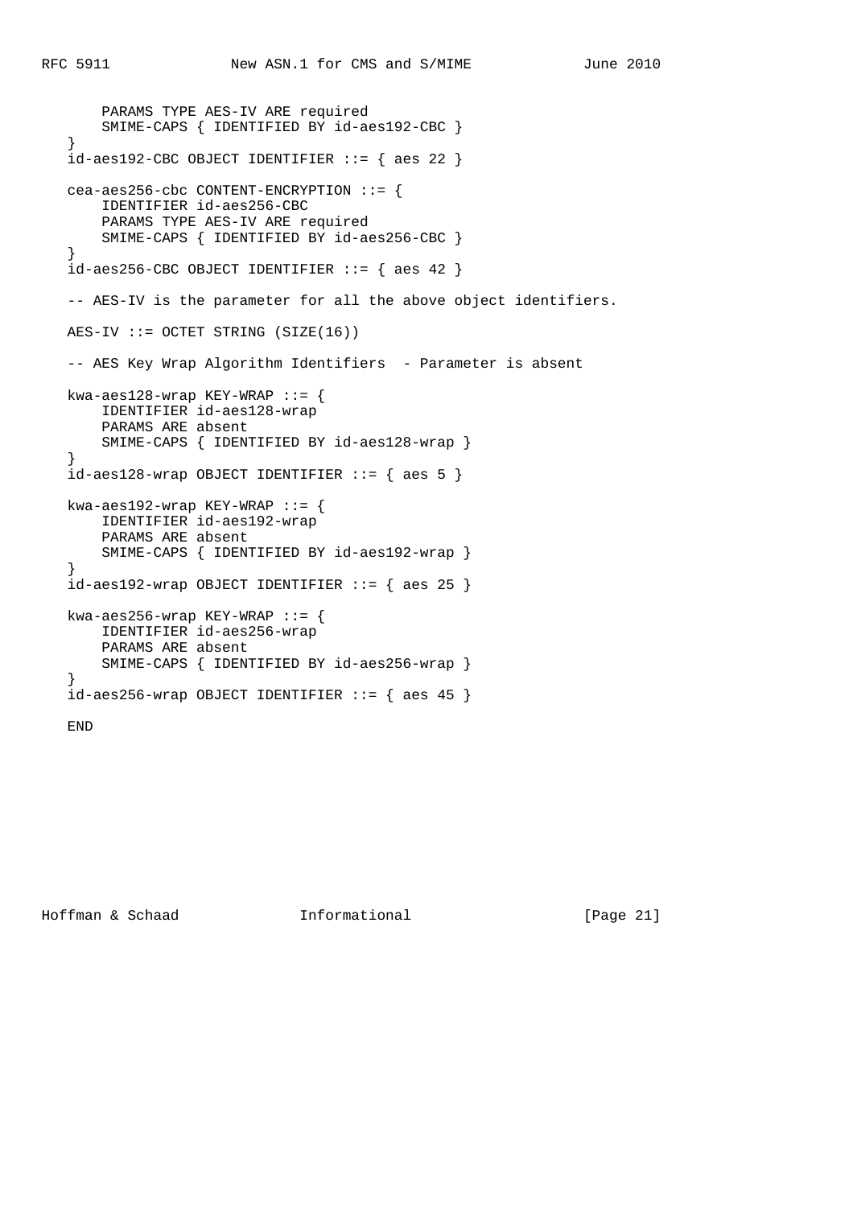```
        PARAMS TYPE AES-IV ARE required
        SMIME-CAPS { IDENTIFIED BY id-aes192-CBC }
    }
    id-aes192-CBC OBJECT IDENTIFIER ::= { aes 22 }

    cea-aes256-cbc CONTENT-ENCRYPTION ::= {
        IDENTIFIER id-aes256-CBC
        PARAMS TYPE AES-IV ARE required
        SMIME-CAPS { IDENTIFIED BY id-aes256-CBC }
    }
    id-aes256-CBC OBJECT IDENTIFIER ::= { aes 42 }

    -- AES-IV is the parameter for all the above object identifiers.

    AES-IV ::= OCTET STRING (SIZE(16))

    -- AES Key Wrap Algorithm Identifiers  - Parameter is absent

    kwa-aes128-wrap KEY-WRAP ::= {
        IDENTIFIER id-aes128-wrap
        PARAMS ARE absent
        SMIME-CAPS { IDENTIFIED BY id-aes128-wrap }
    }
    id-aes128-wrap OBJECT IDENTIFIER ::= { aes 5 }

    kwa-aes192-wrap KEY-WRAP ::= {
        IDENTIFIER id-aes192-wrap
        PARAMS ARE absent
        SMIME-CAPS { IDENTIFIED BY id-aes192-wrap }
    }
    id-aes192-wrap OBJECT IDENTIFIER ::= { aes 25 }

    kwa-aes256-wrap KEY-WRAP ::= {
        IDENTIFIER id-aes256-wrap
        PARAMS ARE absent
        SMIME-CAPS { IDENTIFIED BY id-aes256-wrap }
    }
    id-aes256-wrap OBJECT IDENTIFIER ::= { aes 45 }

    END
```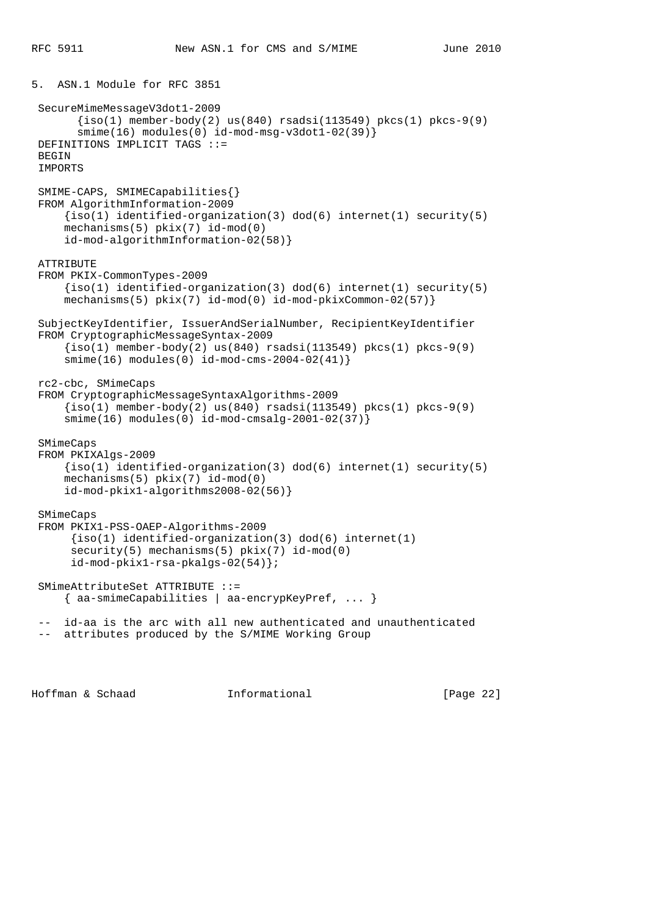## 5. ASN.1 Module for RFC 3851

```
 SecureMimeMessageV3dot1-2009
       {iso(1) member-body(2) us(840) rsadsi(113549) pkcs(1) pkcs-9(9)
       smime(16) modules(0) id-mod-msg-v3dot1-02(39)}
 DEFINITIONS IMPLICIT TAGS ::=
 BEGIN
 IMPORTS

 SMIME-CAPS, SMIMECapabilities{}
 FROM AlgorithmInformation-2009
     {iso(1) identified-organization(3) dod(6) internet(1) security(5)
     mechanisms(5) pkix(7) id-mod(0)
     id-mod-algorithmInformation-02(58)}

 ATTRIBUTE
 FROM PKIX-CommonTypes-2009
     {iso(1) identified-organization(3) dod(6) internet(1) security(5)
     mechanisms(5) pkix(7) id-mod(0) id-mod-pkixCommon-02(57)}

 SubjectKeyIdentifier, IssuerAndSerialNumber, RecipientKeyIdentifier
 FROM CryptographicMessageSyntax-2009
     {iso(1) member-body(2) us(840) rsadsi(113549) pkcs(1) pkcs-9(9)
     smime(16) modules(0) id-mod-cms-2004-02(41)}

 rc2-cbc, SMimeCaps
 FROM CryptographicMessageSyntaxAlgorithms-2009
     {iso(1) member-body(2) us(840) rsadsi(113549) pkcs(1) pkcs-9(9)
     smime(16) modules(0) id-mod-cmsalg-2001-02(37)}

 SMimeCaps
 FROM PKIXAlgs-2009
     {iso(1) identified-organization(3) dod(6) internet(1) security(5)
     mechanisms(5) pkix(7) id-mod(0)
     id-mod-pkix1-algorithms2008-02(56)}

 SMimeCaps
 FROM PKIX1-PSS-OAEP-Algorithms-2009
      {iso(1) identified-organization(3) dod(6) internet(1)
      security(5) mechanisms(5) pkix(7) id-mod(0)
      id-mod-pkix1-rsa-pkalgs-02(54)};

 SMimeAttributeSet ATTRIBUTE ::=
     { aa-smimeCapabilities | aa-encrypKeyPref, ... }

 --  id-aa is the arc with all new authenticated and unauthenticated
 --  attributes produced by the S/MIME Working Group
```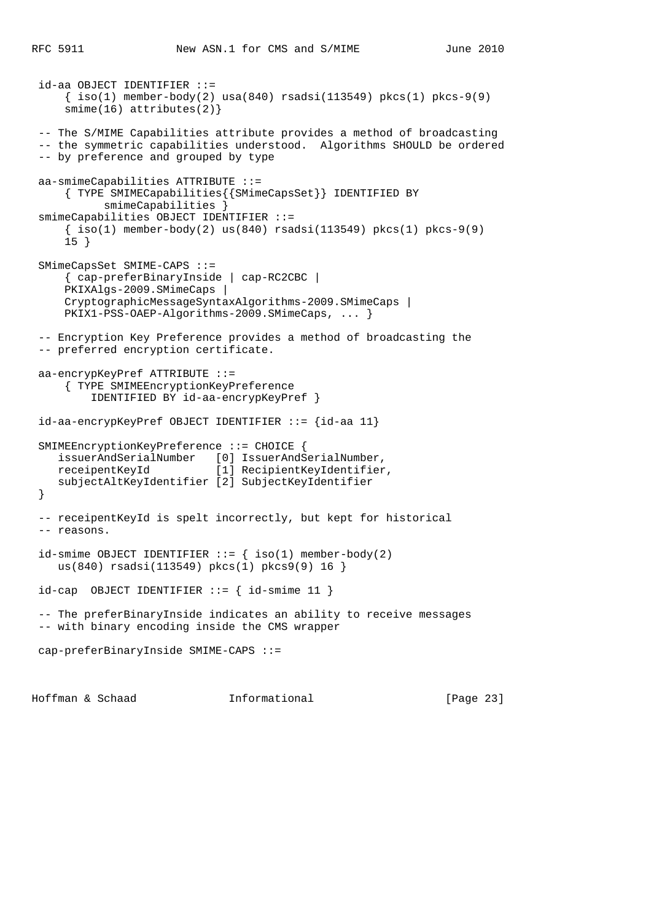```
id-aa OBJECT IDENTIFIER ::=
    { iso(1) member-body(2) usa(840) rsadsi(113549) pkcs(1) pkcs-9(9)
    smime(16) attributes(2)}

-- The S/MIME Capabilities attribute provides a method of broadcasting
-- the symmetric capabilities understood.  Algorithms SHOULD be ordered
-- by preference and grouped by type

aa-smimeCapabilities ATTRIBUTE ::=
    { TYPE SMIMECapabilities{{SMimeCapsSet}} IDENTIFIED BY
          smimeCapabilities }
smimeCapabilities OBJECT IDENTIFIER ::=
    { iso(1) member-body(2) us(840) rsadsi(113549) pkcs(1) pkcs-9(9)
    15 }

SMimeCapsSet SMIME-CAPS ::=
    { cap-preferBinaryInside | cap-RC2CBC |
    PKIXAlgs-2009.SMimeCaps |
    CryptographicMessageSyntaxAlgorithms-2009.SMimeCaps |
    PKIX1-PSS-OAEP-Algorithms-2009.SMimeCaps, ... }

-- Encryption Key Preference provides a method of broadcasting the
-- preferred encryption certificate.

aa-encrypKeyPref ATTRIBUTE ::=
    { TYPE SMIMEEncryptionKeyPreference
        IDENTIFIED BY id-aa-encrypKeyPref }

id-aa-encrypKeyPref OBJECT IDENTIFIER ::= {id-aa 11}

SMIMEEncryptionKeyPreference ::= CHOICE {
   issuerAndSerialNumber   [0] IssuerAndSerialNumber,
   receipentKeyId          [1] RecipientKeyIdentifier,
   subjectAltKeyIdentifier [2] SubjectKeyIdentifier
}

-- receipentKeyId is spelt incorrectly, but kept for historical
-- reasons.

id-smime OBJECT IDENTIFIER ::= { iso(1) member-body(2)
   us(840) rsadsi(113549) pkcs(1) pkcs9(9) 16 }

id-cap  OBJECT IDENTIFIER ::= { id-smime 11 }

-- The preferBinaryInside indicates an ability to receive messages
-- with binary encoding inside the CMS wrapper

cap-preferBinaryInside SMIME-CAPS ::=
```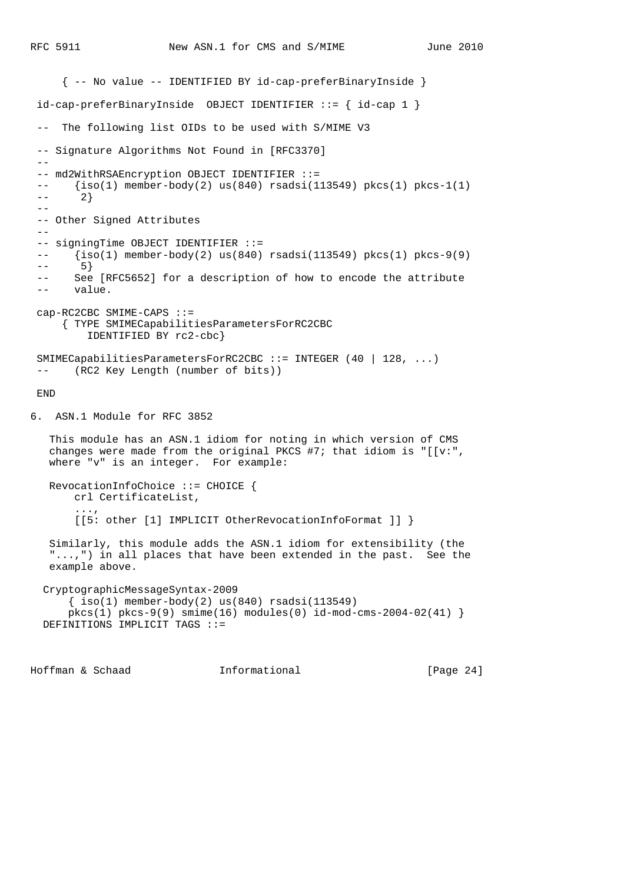```
     { -- No value -- IDENTIFIED BY id-cap-preferBinaryInside }

 id-cap-preferBinaryInside  OBJECT IDENTIFIER ::= { id-cap 1 }

 --  The following list OIDs to be used with S/MIME V3

 -- Signature Algorithms Not Found in [RFC3370]
 --
 -- md2WithRSAEncryption OBJECT IDENTIFIER ::=
 --    {iso(1) member-body(2) us(840) rsadsi(113549) pkcs(1) pkcs-1(1)
 --     2}
 --
 -- Other Signed Attributes
 --
 -- signingTime OBJECT IDENTIFIER ::=
 --    {iso(1) member-body(2) us(840) rsadsi(113549) pkcs(1) pkcs-9(9)
 --     5}
 --    See [RFC5652] for a description of how to encode the attribute
 --    value.

 cap-RC2CBC SMIME-CAPS ::=
     { TYPE SMIMECapabilitiesParametersForRC2CBC
         IDENTIFIED BY rc2-cbc}

 SMIMECapabilitiesParametersForRC2CBC ::= INTEGER (40 | 128, ...)
 --    (RC2 Key Length (number of bits))

 END
```

## 6. ASN.1 Module for RFC 3852

This module has an ASN.1 idiom for noting in which version of CMS changes were made from the original PKCS #7; that idiom is "[[v:", where "v" is an integer. For example:

```
   RevocationInfoChoice ::= CHOICE {
       crl CertificateList,
       ...,
       [[5: other [1] IMPLICIT OtherRevocationInfoFormat ]] }
```

Similarly, this module adds the ASN.1 idiom for extensibility (the "...,") in all places that have been extended in the past. See the example above.

```
  CryptographicMessageSyntax-2009
      { iso(1) member-body(2) us(840) rsadsi(113549)
      pkcs(1) pkcs-9(9) smime(16) modules(0) id-mod-cms-2004-02(41) }
  DEFINITIONS IMPLICIT TAGS ::=
```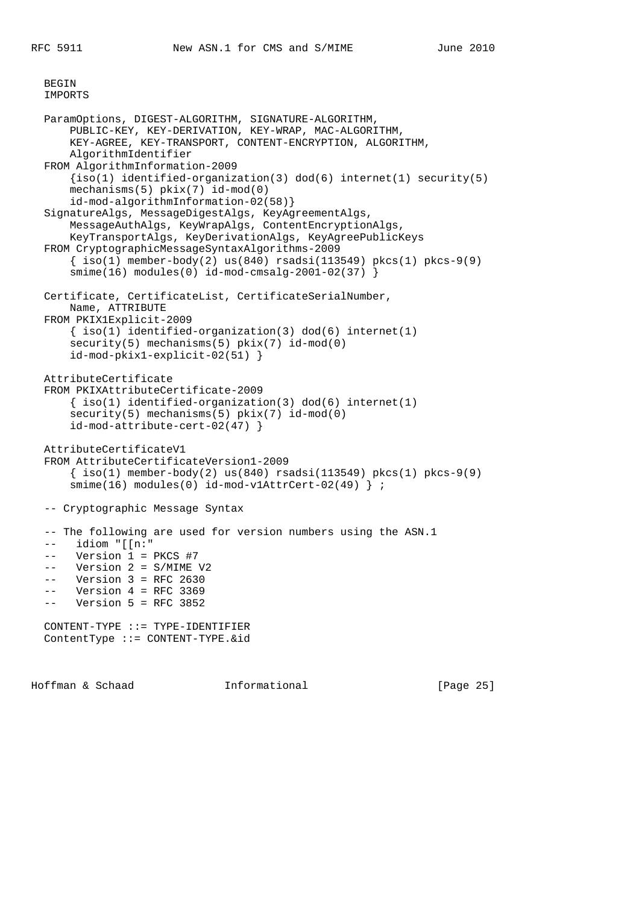```
BEGIN
IMPORTS

ParamOptions, DIGEST-ALGORITHM, SIGNATURE-ALGORITHM,
    PUBLIC-KEY, KEY-DERIVATION, KEY-WRAP, MAC-ALGORITHM,
    KEY-AGREE, KEY-TRANSPORT, CONTENT-ENCRYPTION, ALGORITHM,
    AlgorithmIdentifier
FROM AlgorithmInformation-2009
    {iso(1) identified-organization(3) dod(6) internet(1) security(5)
    mechanisms(5) pkix(7) id-mod(0)
    id-mod-algorithmInformation-02(58)}
SignatureAlgs, MessageDigestAlgs, KeyAgreementAlgs,
    MessageAuthAlgs, KeyWrapAlgs, ContentEncryptionAlgs,
    KeyTransportAlgs, KeyDerivationAlgs, KeyAgreePublicKeys
FROM CryptographicMessageSyntaxAlgorithms-2009
    { iso(1) member-body(2) us(840) rsadsi(113549) pkcs(1) pkcs-9(9)
    smime(16) modules(0) id-mod-cmsalg-2001-02(37) }

Certificate, CertificateList, CertificateSerialNumber,
    Name, ATTRIBUTE
FROM PKIX1Explicit-2009
    { iso(1) identified-organization(3) dod(6) internet(1)
    security(5) mechanisms(5) pkix(7) id-mod(0)
    id-mod-pkix1-explicit-02(51) }

AttributeCertificate
FROM PKIXAttributeCertificate-2009
    { iso(1) identified-organization(3) dod(6) internet(1)
    security(5) mechanisms(5) pkix(7) id-mod(0)
    id-mod-attribute-cert-02(47) }

AttributeCertificateV1
FROM AttributeCertificateVersion1-2009
    { iso(1) member-body(2) us(840) rsadsi(113549) pkcs(1) pkcs-9(9)
    smime(16) modules(0) id-mod-v1AttrCert-02(49) } ;

-- Cryptographic Message Syntax

-- The following are used for version numbers using the ASN.1
--   idiom "[[n:"
--   Version 1 = PKCS #7
--   Version 2 = S/MIME V2
--   Version 3 = RFC 2630
--   Version 4 = RFC 3369
--   Version 5 = RFC 3852

CONTENT-TYPE ::= TYPE-IDENTIFIER
ContentType ::= CONTENT-TYPE.&id
```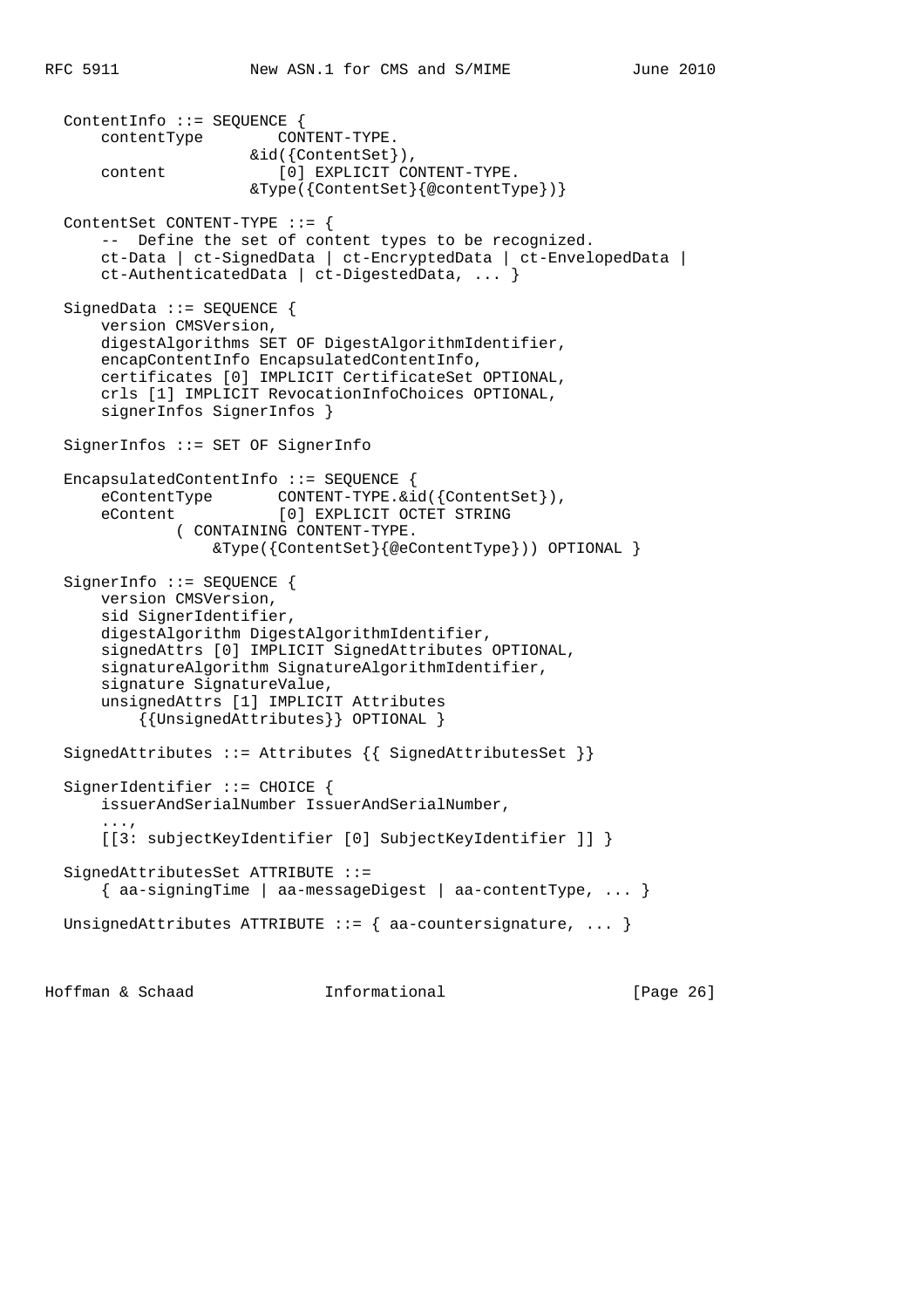```
  ContentInfo ::= SEQUENCE {
      contentType        CONTENT-TYPE.
                      &id({ContentSet}),
      content            [0] EXPLICIT CONTENT-TYPE.
                      &Type({ContentSet}{@contentType})}

  ContentSet CONTENT-TYPE ::= {
      --  Define the set of content types to be recognized.
      ct-Data | ct-SignedData | ct-EncryptedData | ct-EnvelopedData |
      ct-AuthenticatedData | ct-DigestedData, ... }

  SignedData ::= SEQUENCE {
      version CMSVersion,
      digestAlgorithms SET OF DigestAlgorithmIdentifier,
      encapContentInfo EncapsulatedContentInfo,
      certificates [0] IMPLICIT CertificateSet OPTIONAL,
      crls [1] IMPLICIT RevocationInfoChoices OPTIONAL,
      signerInfos SignerInfos }

  SignerInfos ::= SET OF SignerInfo

  EncapsulatedContentInfo ::= SEQUENCE {
      eContentType       CONTENT-TYPE.&id({ContentSet}),
      eContent           [0] EXPLICIT OCTET STRING
              ( CONTAINING CONTENT-TYPE.
                  &Type({ContentSet}{@eContentType})) OPTIONAL }

  SignerInfo ::= SEQUENCE {
      version CMSVersion,
      sid SignerIdentifier,
      digestAlgorithm DigestAlgorithmIdentifier,
      signedAttrs [0] IMPLICIT SignedAttributes OPTIONAL,
      signatureAlgorithm SignatureAlgorithmIdentifier,
      signature SignatureValue,
      unsignedAttrs [1] IMPLICIT Attributes
          {{UnsignedAttributes}} OPTIONAL }

  SignedAttributes ::= Attributes {{ SignedAttributesSet }}

  SignerIdentifier ::= CHOICE {
      issuerAndSerialNumber IssuerAndSerialNumber,
      ...,
      [[3: subjectKeyIdentifier [0] SubjectKeyIdentifier ]] }

  SignedAttributesSet ATTRIBUTE ::=
      { aa-signingTime | aa-messageDigest | aa-contentType, ... }

  UnsignedAttributes ATTRIBUTE ::= { aa-countersignature, ... }
```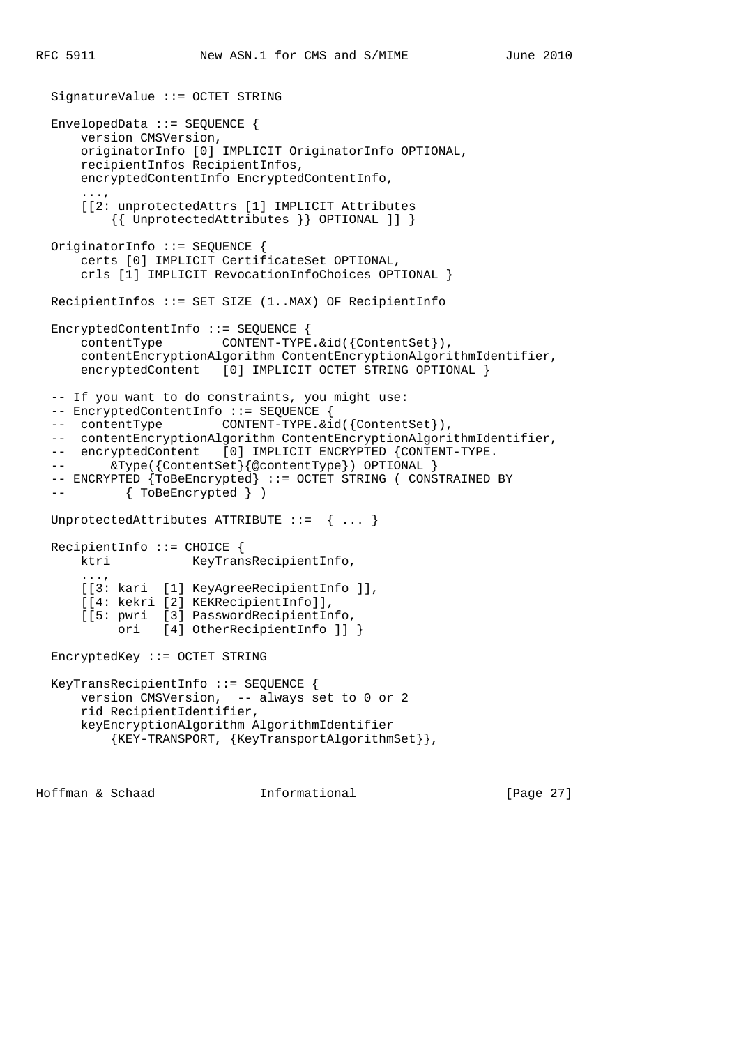```
  SignatureValue ::= OCTET STRING

  EnvelopedData ::= SEQUENCE {
      version CMSVersion,
      originatorInfo [0] IMPLICIT OriginatorInfo OPTIONAL,
      recipientInfos RecipientInfos,
      encryptedContentInfo EncryptedContentInfo,
      ...,
      [[2: unprotectedAttrs [1] IMPLICIT Attributes
          {{ UnprotectedAttributes }} OPTIONAL ]] }

  OriginatorInfo ::= SEQUENCE {
      certs [0] IMPLICIT CertificateSet OPTIONAL,
      crls [1] IMPLICIT RevocationInfoChoices OPTIONAL }

  RecipientInfos ::= SET SIZE (1..MAX) OF RecipientInfo

  EncryptedContentInfo ::= SEQUENCE {
      contentType        CONTENT-TYPE.&id({ContentSet}),
      contentEncryptionAlgorithm ContentEncryptionAlgorithmIdentifier,
      encryptedContent   [0] IMPLICIT OCTET STRING OPTIONAL }

  -- If you want to do constraints, you might use:
  -- EncryptedContentInfo ::= SEQUENCE {
  --  contentType        CONTENT-TYPE.&id({ContentSet}),
  --  contentEncryptionAlgorithm ContentEncryptionAlgorithmIdentifier,
  --  encryptedContent   [0] IMPLICIT ENCRYPTED {CONTENT-TYPE.
  --      &Type({ContentSet}{@contentType}) OPTIONAL }
  -- ENCRYPTED {ToBeEncrypted} ::= OCTET STRING ( CONSTRAINED BY
  --        { ToBeEncrypted } )

  UnprotectedAttributes ATTRIBUTE ::=  { ... }

  RecipientInfo ::= CHOICE {
      ktri           KeyTransRecipientInfo,
      ...,
      [[3: kari  [1] KeyAgreeRecipientInfo ]],
      [[4: kekri [2] KEKRecipientInfo]],
      [[5: pwri  [3] PasswordRecipientInfo,
           ori   [4] OtherRecipientInfo ]] }

  EncryptedKey ::= OCTET STRING

  KeyTransRecipientInfo ::= SEQUENCE {
      version CMSVersion,  -- always set to 0 or 2
      rid RecipientIdentifier,
      keyEncryptionAlgorithm AlgorithmIdentifier
          {KEY-TRANSPORT, {KeyTransportAlgorithmSet}},
```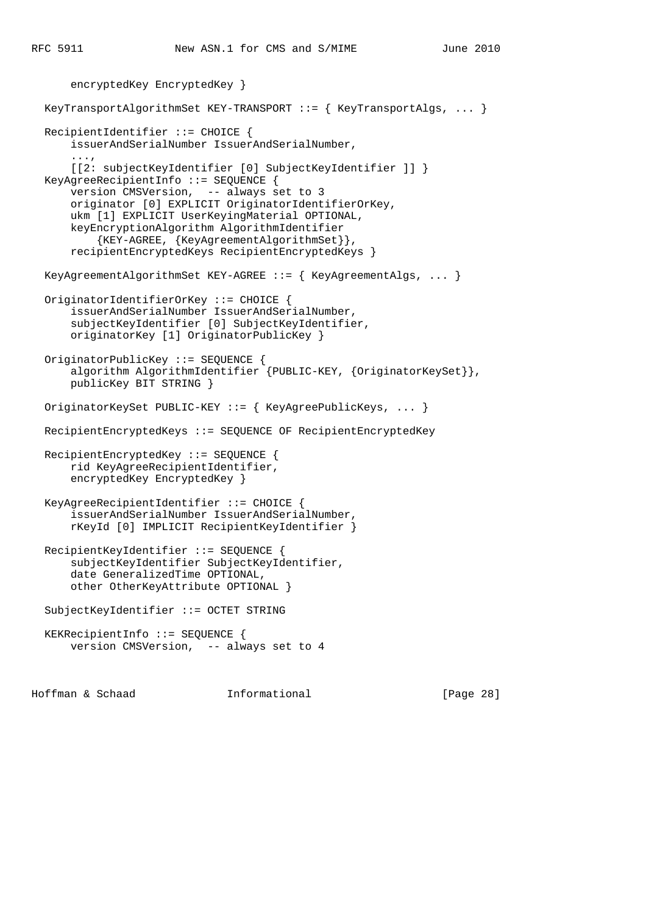```
      encryptedKey EncryptedKey }

  KeyTransportAlgorithmSet KEY-TRANSPORT ::= { KeyTransportAlgs, ... }

  RecipientIdentifier ::= CHOICE {
      issuerAndSerialNumber IssuerAndSerialNumber,
      ...,
      [[2: subjectKeyIdentifier [0] SubjectKeyIdentifier ]] }
  KeyAgreeRecipientInfo ::= SEQUENCE {
      version CMSVersion,  -- always set to 3
      originator [0] EXPLICIT OriginatorIdentifierOrKey,
      ukm [1] EXPLICIT UserKeyingMaterial OPTIONAL,
      keyEncryptionAlgorithm AlgorithmIdentifier
          {KEY-AGREE, {KeyAgreementAlgorithmSet}},
      recipientEncryptedKeys RecipientEncryptedKeys }

  KeyAgreementAlgorithmSet KEY-AGREE ::= { KeyAgreementAlgs, ... }

  OriginatorIdentifierOrKey ::= CHOICE {
      issuerAndSerialNumber IssuerAndSerialNumber,
      subjectKeyIdentifier [0] SubjectKeyIdentifier,
      originatorKey [1] OriginatorPublicKey }

  OriginatorPublicKey ::= SEQUENCE {
      algorithm AlgorithmIdentifier {PUBLIC-KEY, {OriginatorKeySet}},
      publicKey BIT STRING }

  OriginatorKeySet PUBLIC-KEY ::= { KeyAgreePublicKeys, ... }

  RecipientEncryptedKeys ::= SEQUENCE OF RecipientEncryptedKey

  RecipientEncryptedKey ::= SEQUENCE {
      rid KeyAgreeRecipientIdentifier,
      encryptedKey EncryptedKey }

  KeyAgreeRecipientIdentifier ::= CHOICE {
      issuerAndSerialNumber IssuerAndSerialNumber,
      rKeyId [0] IMPLICIT RecipientKeyIdentifier }

  RecipientKeyIdentifier ::= SEQUENCE {
      subjectKeyIdentifier SubjectKeyIdentifier,
      date GeneralizedTime OPTIONAL,
      other OtherKeyAttribute OPTIONAL }

  SubjectKeyIdentifier ::= OCTET STRING

  KEKRecipientInfo ::= SEQUENCE {
      version CMSVersion,  -- always set to 4
```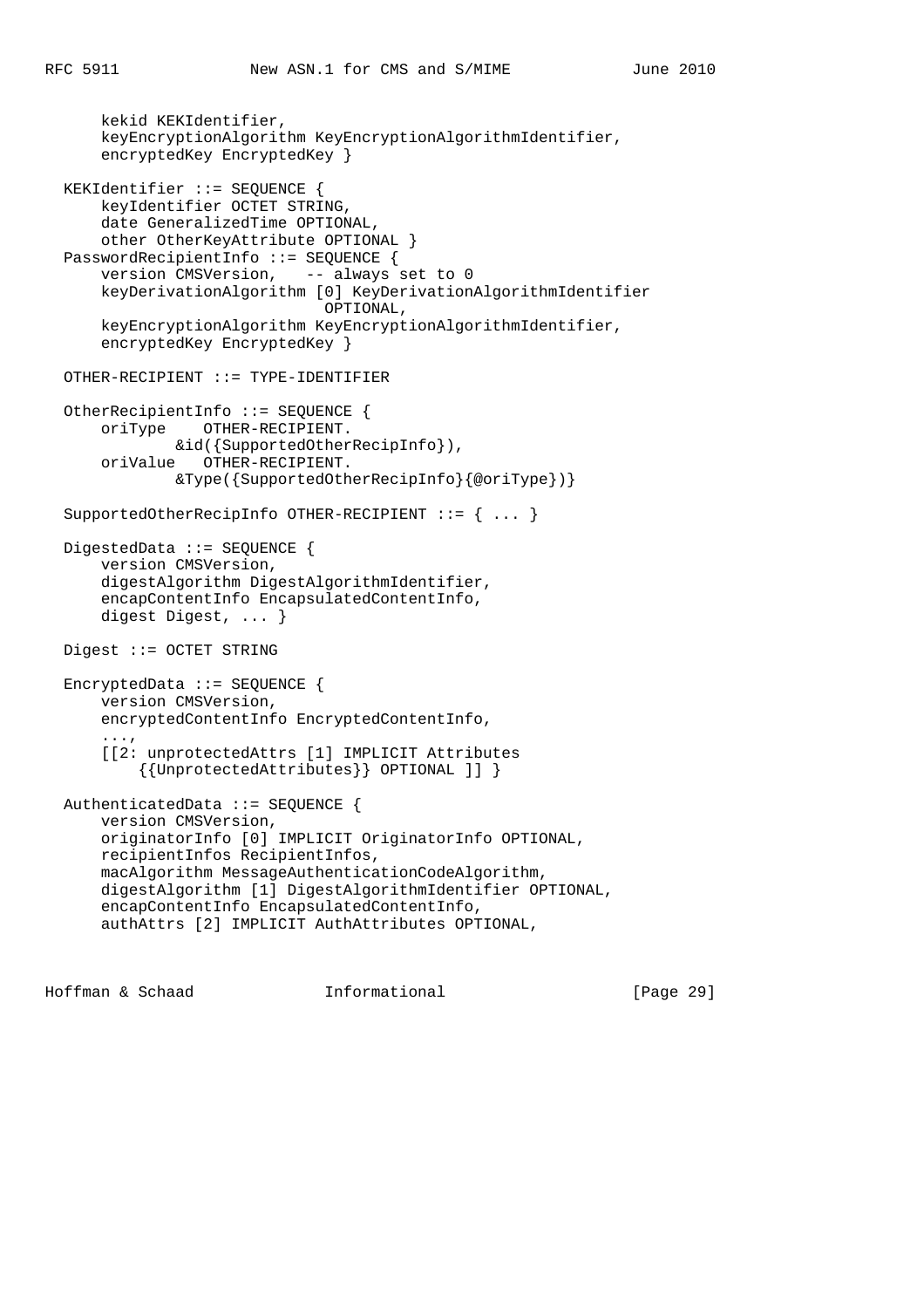```
      kekid KEKIdentifier,
      keyEncryptionAlgorithm KeyEncryptionAlgorithmIdentifier,
      encryptedKey EncryptedKey }

  KEKIdentifier ::= SEQUENCE {
      keyIdentifier OCTET STRING,
      date GeneralizedTime OPTIONAL,
      other OtherKeyAttribute OPTIONAL }
  PasswordRecipientInfo ::= SEQUENCE {
      version CMSVersion,   -- always set to 0
      keyDerivationAlgorithm [0] KeyDerivationAlgorithmIdentifier
                               OPTIONAL,
      keyEncryptionAlgorithm KeyEncryptionAlgorithmIdentifier,
      encryptedKey EncryptedKey }

  OTHER-RECIPIENT ::= TYPE-IDENTIFIER

  OtherRecipientInfo ::= SEQUENCE {
      oriType    OTHER-RECIPIENT.
              &id({SupportedOtherRecipInfo}),
      oriValue   OTHER-RECIPIENT.
              &Type({SupportedOtherRecipInfo}{@oriType})}

  SupportedOtherRecipInfo OTHER-RECIPIENT ::= { ... }

  DigestedData ::= SEQUENCE {
      version CMSVersion,
      digestAlgorithm DigestAlgorithmIdentifier,
      encapContentInfo EncapsulatedContentInfo,
      digest Digest, ... }

  Digest ::= OCTET STRING

  EncryptedData ::= SEQUENCE {
      version CMSVersion,
      encryptedContentInfo EncryptedContentInfo,
      ...,
      [[2: unprotectedAttrs [1] IMPLICIT Attributes
          {{UnprotectedAttributes}} OPTIONAL ]] }

  AuthenticatedData ::= SEQUENCE {
      version CMSVersion,
      originatorInfo [0] IMPLICIT OriginatorInfo OPTIONAL,
      recipientInfos RecipientInfos,
      macAlgorithm MessageAuthenticationCodeAlgorithm,
      digestAlgorithm [1] DigestAlgorithmIdentifier OPTIONAL,
      encapContentInfo EncapsulatedContentInfo,
      authAttrs [2] IMPLICIT AuthAttributes OPTIONAL,
```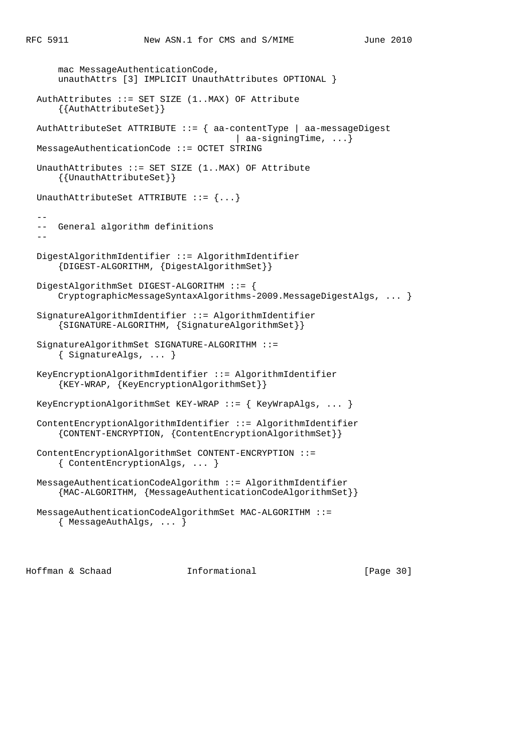```
      mac MessageAuthenticationCode,
      unauthAttrs [3] IMPLICIT UnauthAttributes OPTIONAL }

  AuthAttributes ::= SET SIZE (1..MAX) OF Attribute
      {{AuthAttributeSet}}

  AuthAttributeSet ATTRIBUTE ::= { aa-contentType | aa-messageDigest
                                       | aa-signingTime, ...}
  MessageAuthenticationCode ::= OCTET STRING

  UnauthAttributes ::= SET SIZE (1..MAX) OF Attribute
      {{UnauthAttributeSet}}

  UnauthAttributeSet ATTRIBUTE ::= {...}

  --
  --  General algorithm definitions
  --

  DigestAlgorithmIdentifier ::= AlgorithmIdentifier
      {DIGEST-ALGORITHM, {DigestAlgorithmSet}}

  DigestAlgorithmSet DIGEST-ALGORITHM ::= {
      CryptographicMessageSyntaxAlgorithms-2009.MessageDigestAlgs, ... }

  SignatureAlgorithmIdentifier ::= AlgorithmIdentifier
      {SIGNATURE-ALGORITHM, {SignatureAlgorithmSet}}

  SignatureAlgorithmSet SIGNATURE-ALGORITHM ::=
      { SignatureAlgs, ... }

  KeyEncryptionAlgorithmIdentifier ::= AlgorithmIdentifier
      {KEY-WRAP, {KeyEncryptionAlgorithmSet}}

  KeyEncryptionAlgorithmSet KEY-WRAP ::= { KeyWrapAlgs, ... }

  ContentEncryptionAlgorithmIdentifier ::= AlgorithmIdentifier
      {CONTENT-ENCRYPTION, {ContentEncryptionAlgorithmSet}}

  ContentEncryptionAlgorithmSet CONTENT-ENCRYPTION ::=
      { ContentEncryptionAlgs, ... }

  MessageAuthenticationCodeAlgorithm ::= AlgorithmIdentifier
      {MAC-ALGORITHM, {MessageAuthenticationCodeAlgorithmSet}}

  MessageAuthenticationCodeAlgorithmSet MAC-ALGORITHM ::=
      { MessageAuthAlgs, ... }
```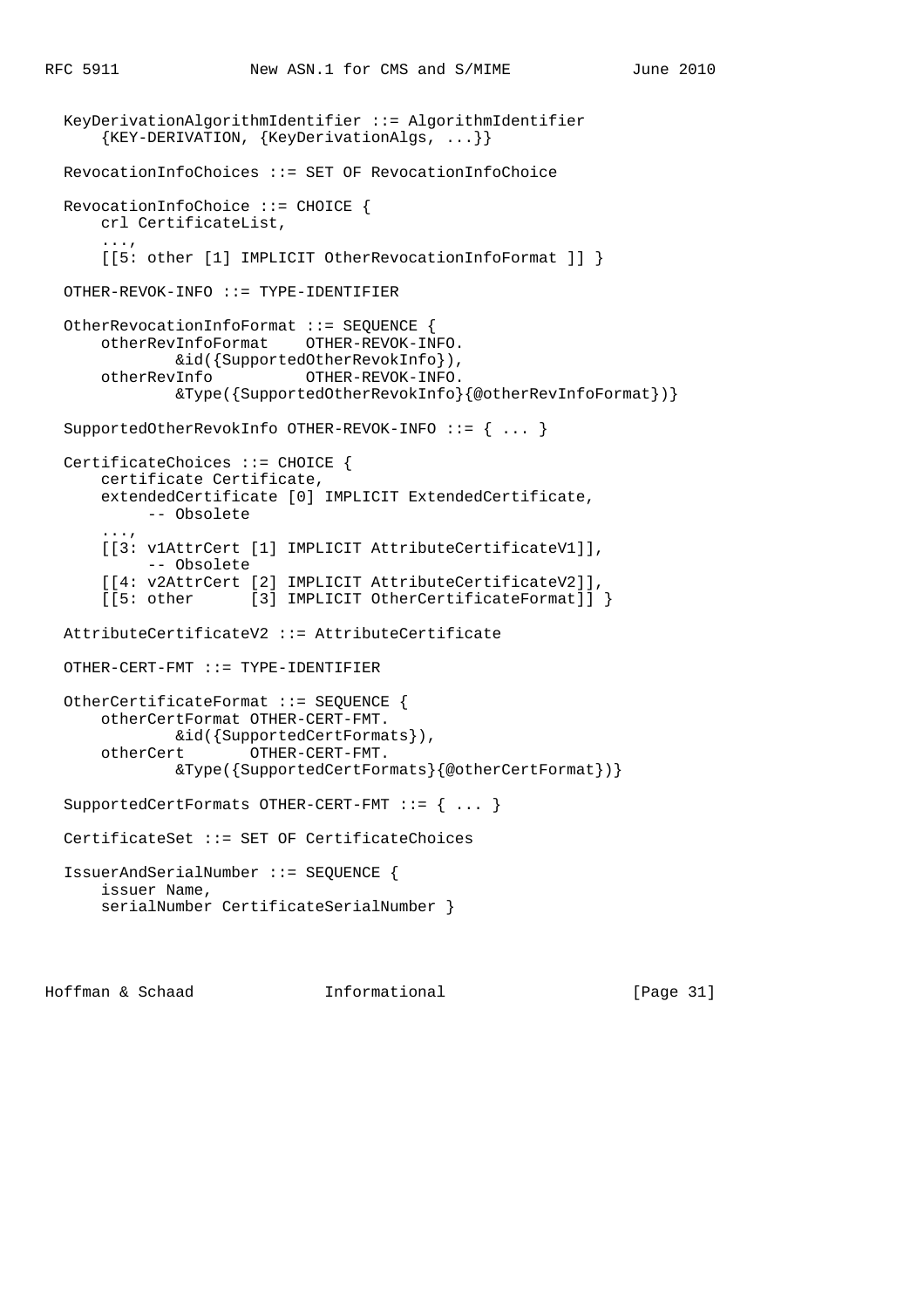```
  KeyDerivationAlgorithmIdentifier ::= AlgorithmIdentifier
      {KEY-DERIVATION, {KeyDerivationAlgs, ...}}

  RevocationInfoChoices ::= SET OF RevocationInfoChoice

  RevocationInfoChoice ::= CHOICE {
      crl CertificateList,
      ...,
      [[5: other [1] IMPLICIT OtherRevocationInfoFormat ]] }

  OTHER-REVOK-INFO ::= TYPE-IDENTIFIER

  OtherRevocationInfoFormat ::= SEQUENCE {
      otherRevInfoFormat    OTHER-REVOK-INFO.
              &id({SupportedOtherRevokInfo}),
      otherRevInfo          OTHER-REVOK-INFO.
              &Type({SupportedOtherRevokInfo}{@otherRevInfoFormat})}

  SupportedOtherRevokInfo OTHER-REVOK-INFO ::= { ... }

  CertificateChoices ::= CHOICE {
      certificate Certificate,
      extendedCertificate [0] IMPLICIT ExtendedCertificate,
           -- Obsolete
      ...,
      [[3: v1AttrCert [1] IMPLICIT AttributeCertificateV1]],
           -- Obsolete
      [[4: v2AttrCert [2] IMPLICIT AttributeCertificateV2]],
      [[5: other      [3] IMPLICIT OtherCertificateFormat]] }

  AttributeCertificateV2 ::= AttributeCertificate

  OTHER-CERT-FMT ::= TYPE-IDENTIFIER

  OtherCertificateFormat ::= SEQUENCE {
      otherCertFormat OTHER-CERT-FMT.
              &id({SupportedCertFormats}),
      otherCert       OTHER-CERT-FMT.
              &Type({SupportedCertFormats}{@otherCertFormat})}

  SupportedCertFormats OTHER-CERT-FMT ::= { ... }

  CertificateSet ::= SET OF CertificateChoices

  IssuerAndSerialNumber ::= SEQUENCE {
      issuer Name,
      serialNumber CertificateSerialNumber }
```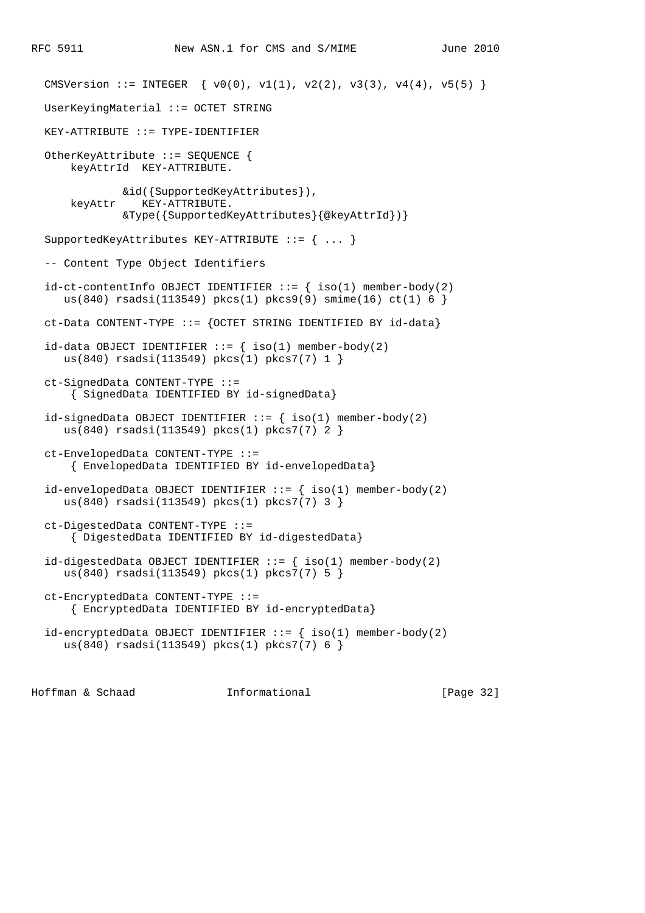```
   CMSVersion ::= INTEGER  { v0(0), v1(1), v2(2), v3(3), v4(4), v5(5) }

   UserKeyingMaterial ::= OCTET STRING

   KEY-ATTRIBUTE ::= TYPE-IDENTIFIER

   OtherKeyAttribute ::= SEQUENCE {
       keyAttrId  KEY-ATTRIBUTE.

               &id({SupportedKeyAttributes}),
       keyAttr    KEY-ATTRIBUTE.
               &Type({SupportedKeyAttributes}{@keyAttrId})}

   SupportedKeyAttributes KEY-ATTRIBUTE ::= { ... }

   -- Content Type Object Identifiers

   id-ct-contentInfo OBJECT IDENTIFIER ::= { iso(1) member-body(2)
      us(840) rsadsi(113549) pkcs(1) pkcs9(9) smime(16) ct(1) 6 }

   ct-Data CONTENT-TYPE ::= {OCTET STRING IDENTIFIED BY id-data}

   id-data OBJECT IDENTIFIER ::= { iso(1) member-body(2)
      us(840) rsadsi(113549) pkcs(1) pkcs7(7) 1 }

   ct-SignedData CONTENT-TYPE ::=
       { SignedData IDENTIFIED BY id-signedData}

   id-signedData OBJECT IDENTIFIER ::= { iso(1) member-body(2)
      us(840) rsadsi(113549) pkcs(1) pkcs7(7) 2 }

   ct-EnvelopedData CONTENT-TYPE ::=
       { EnvelopedData IDENTIFIED BY id-envelopedData}

   id-envelopedData OBJECT IDENTIFIER ::= { iso(1) member-body(2)
      us(840) rsadsi(113549) pkcs(1) pkcs7(7) 3 }

   ct-DigestedData CONTENT-TYPE ::=
       { DigestedData IDENTIFIED BY id-digestedData}

   id-digestedData OBJECT IDENTIFIER ::= { iso(1) member-body(2)
      us(840) rsadsi(113549) pkcs(1) pkcs7(7) 5 }

   ct-EncryptedData CONTENT-TYPE ::=
       { EncryptedData IDENTIFIED BY id-encryptedData}

   id-encryptedData OBJECT IDENTIFIER ::= { iso(1) member-body(2)
      us(840) rsadsi(113549) pkcs(1) pkcs7(7) 6 }
```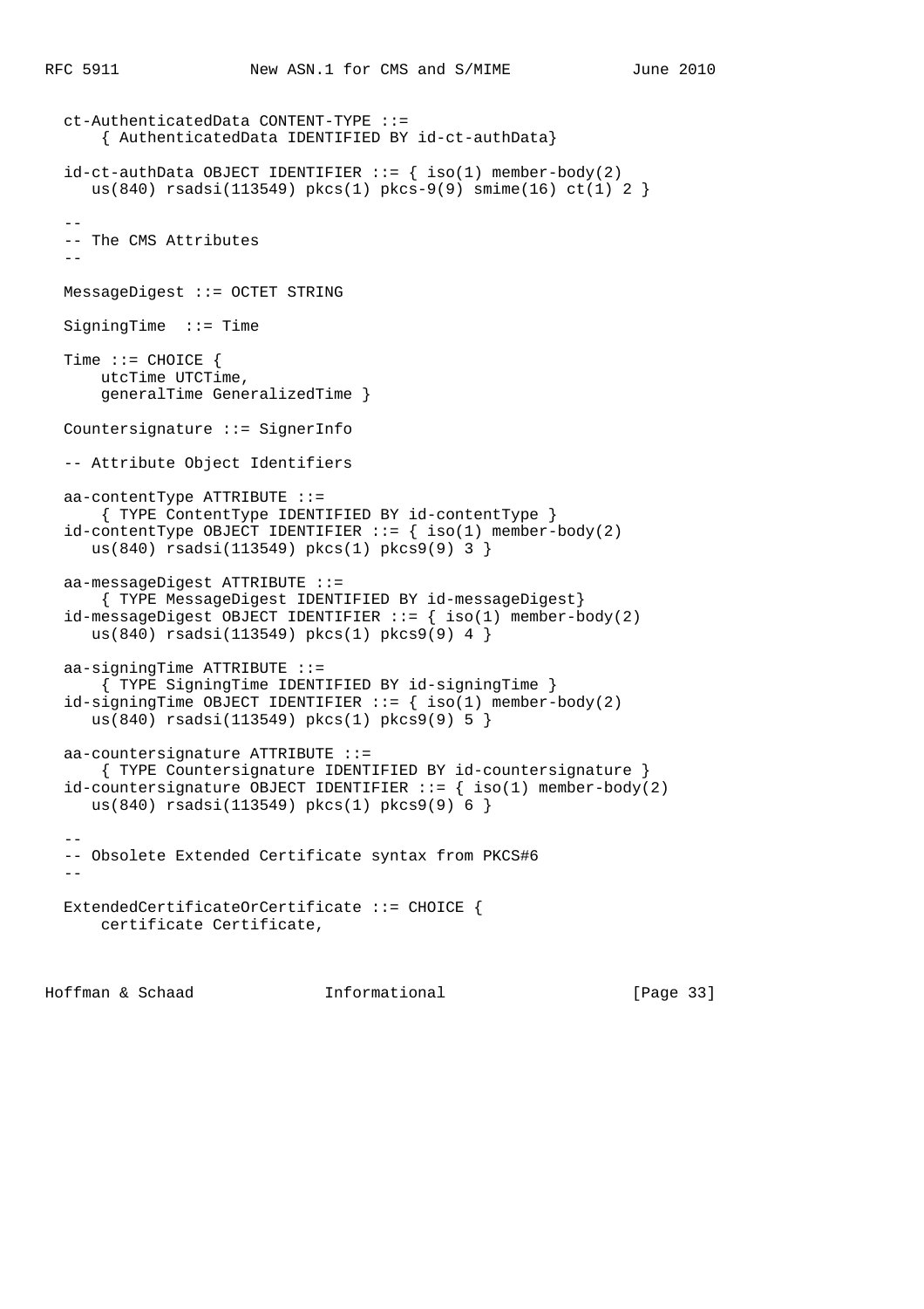```
   ct-AuthenticatedData CONTENT-TYPE ::=
       { AuthenticatedData IDENTIFIED BY id-ct-authData}

   id-ct-authData OBJECT IDENTIFIER ::= { iso(1) member-body(2)
      us(840) rsadsi(113549) pkcs(1) pkcs-9(9) smime(16) ct(1) 2 }

   --
   -- The CMS Attributes
   --

   MessageDigest ::= OCTET STRING

   SigningTime  ::= Time

   Time ::= CHOICE {
       utcTime UTCTime,
       generalTime GeneralizedTime }

   Countersignature ::= SignerInfo

   -- Attribute Object Identifiers

   aa-contentType ATTRIBUTE ::=
       { TYPE ContentType IDENTIFIED BY id-contentType }
   id-contentType OBJECT IDENTIFIER ::= { iso(1) member-body(2)
      us(840) rsadsi(113549) pkcs(1) pkcs9(9) 3 }

   aa-messageDigest ATTRIBUTE ::=
       { TYPE MessageDigest IDENTIFIED BY id-messageDigest}
   id-messageDigest OBJECT IDENTIFIER ::= { iso(1) member-body(2)
      us(840) rsadsi(113549) pkcs(1) pkcs9(9) 4 }

   aa-signingTime ATTRIBUTE ::=
       { TYPE SigningTime IDENTIFIED BY id-signingTime }
   id-signingTime OBJECT IDENTIFIER ::= { iso(1) member-body(2)
      us(840) rsadsi(113549) pkcs(1) pkcs9(9) 5 }

   aa-countersignature ATTRIBUTE ::=
       { TYPE Countersignature IDENTIFIED BY id-countersignature }
   id-countersignature OBJECT IDENTIFIER ::= { iso(1) member-body(2)
      us(840) rsadsi(113549) pkcs(1) pkcs9(9) 6 }

   --
   -- Obsolete Extended Certificate syntax from PKCS#6
   --

   ExtendedCertificateOrCertificate ::= CHOICE {
       certificate Certificate,
```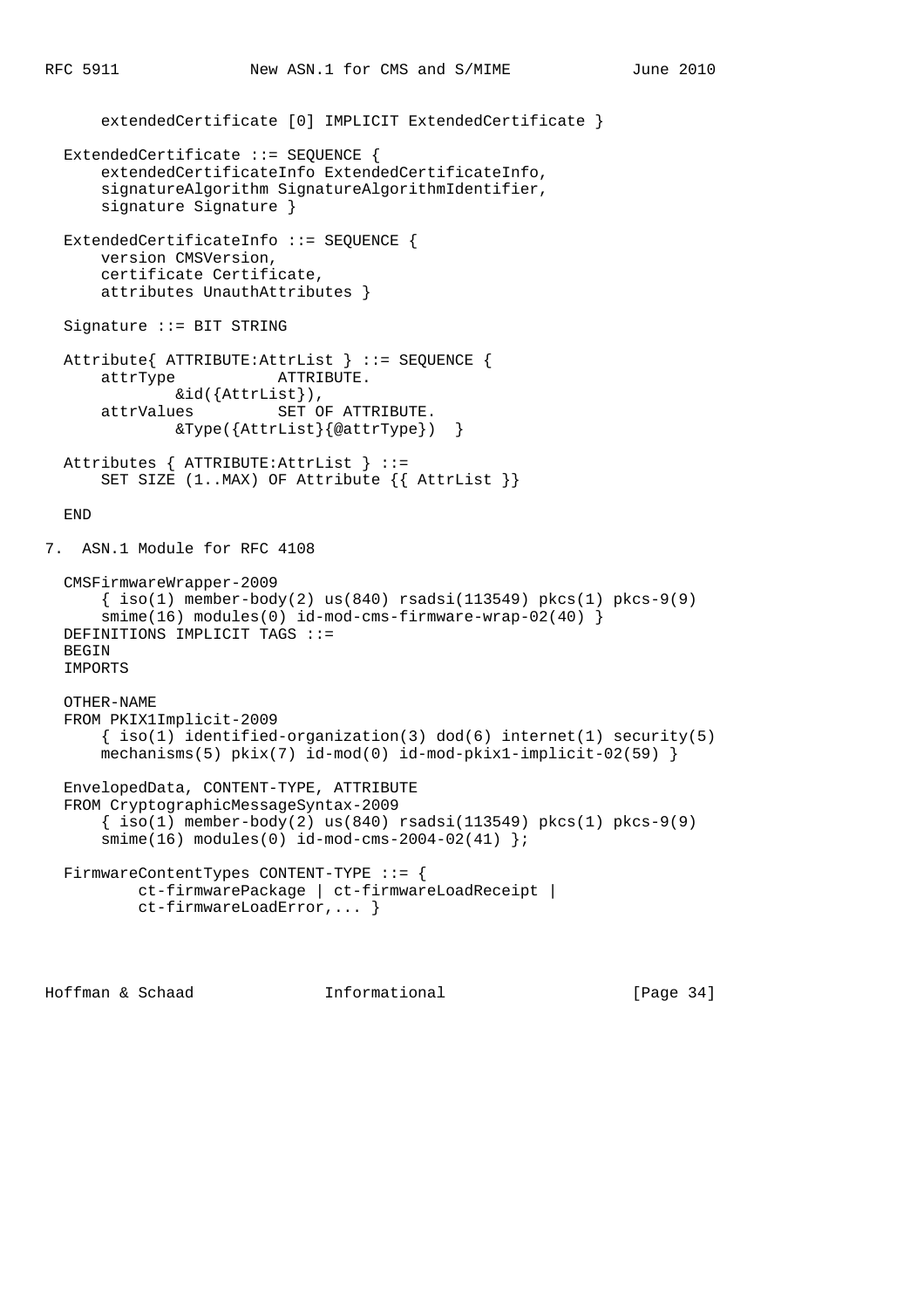```
      extendedCertificate [0] IMPLICIT ExtendedCertificate }

  ExtendedCertificate ::= SEQUENCE {
      extendedCertificateInfo ExtendedCertificateInfo,
      signatureAlgorithm SignatureAlgorithmIdentifier,
      signature Signature }

  ExtendedCertificateInfo ::= SEQUENCE {
      version CMSVersion,
      certificate Certificate,
      attributes UnauthAttributes }

  Signature ::= BIT STRING

  Attribute{ ATTRIBUTE:AttrList } ::= SEQUENCE {
      attrType           ATTRIBUTE.
              &id({AttrList}),
      attrValues         SET OF ATTRIBUTE.
              &Type({AttrList}{@attrType})  }

  Attributes { ATTRIBUTE:AttrList } ::=
      SET SIZE (1..MAX) OF Attribute {{ AttrList }}

  END
```

## 7. ASN.1 Module for RFC 4108

```
  CMSFirmwareWrapper-2009
      { iso(1) member-body(2) us(840) rsadsi(113549) pkcs(1) pkcs-9(9)
      smime(16) modules(0) id-mod-cms-firmware-wrap-02(40) }
  DEFINITIONS IMPLICIT TAGS ::=
  BEGIN
  IMPORTS

  OTHER-NAME
  FROM PKIX1Implicit-2009
      { iso(1) identified-organization(3) dod(6) internet(1) security(5)
      mechanisms(5) pkix(7) id-mod(0) id-mod-pkix1-implicit-02(59) }

  EnvelopedData, CONTENT-TYPE, ATTRIBUTE
  FROM CryptographicMessageSyntax-2009
      { iso(1) member-body(2) us(840) rsadsi(113549) pkcs(1) pkcs-9(9)
      smime(16) modules(0) id-mod-cms-2004-02(41) };

  FirmwareContentTypes CONTENT-TYPE ::= {
          ct-firmwarePackage | ct-firmwareLoadReceipt |
          ct-firmwareLoadError,... }
```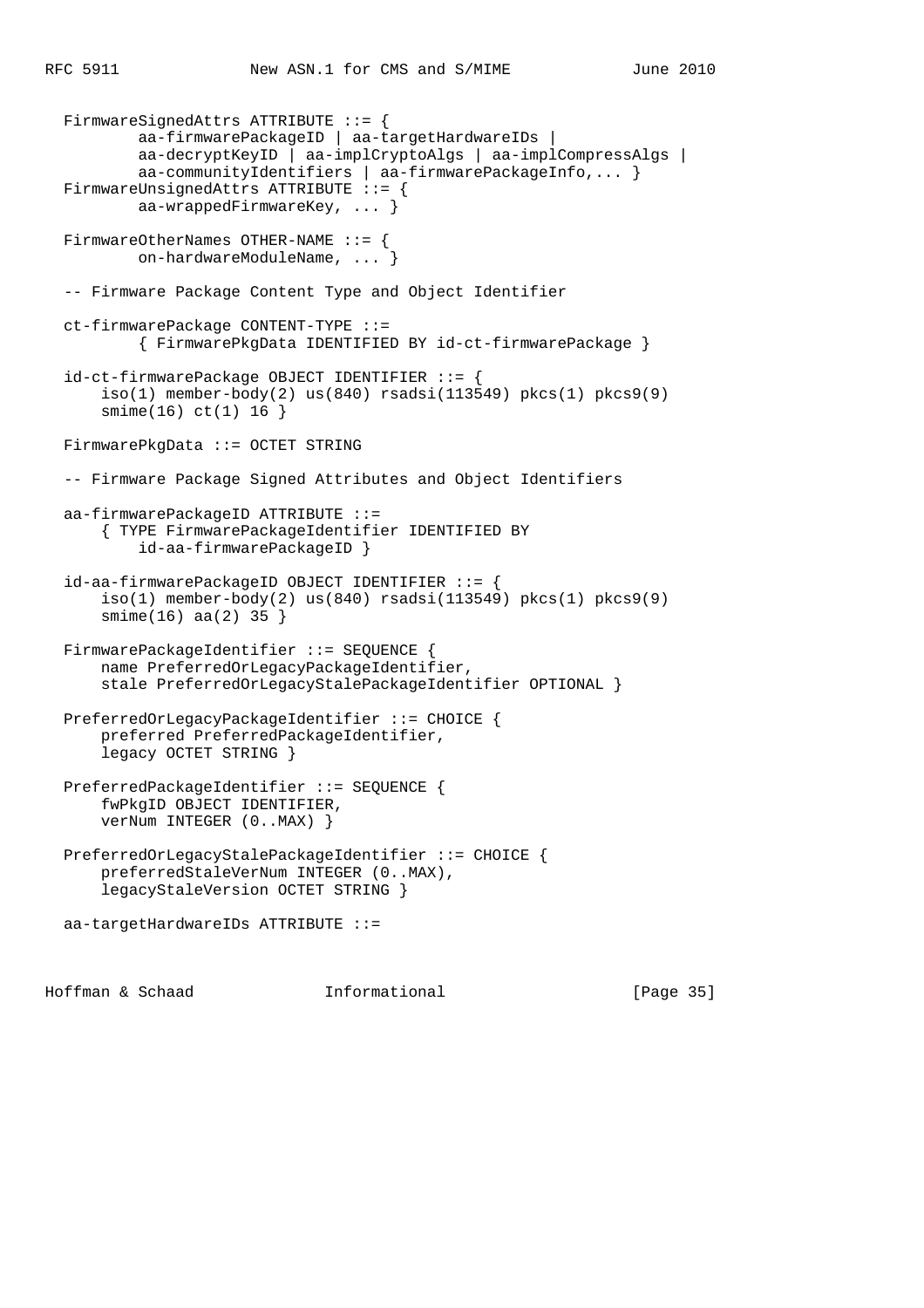```
  FirmwareSignedAttrs ATTRIBUTE ::= {
          aa-firmwarePackageID | aa-targetHardwareIDs |
          aa-decryptKeyID | aa-implCryptoAlgs | aa-implCompressAlgs |
          aa-communityIdentifiers | aa-firmwarePackageInfo,... }
  FirmwareUnsignedAttrs ATTRIBUTE ::= {
          aa-wrappedFirmwareKey, ... }

  FirmwareOtherNames OTHER-NAME ::= {
          on-hardwareModuleName, ... }

  -- Firmware Package Content Type and Object Identifier

  ct-firmwarePackage CONTENT-TYPE ::=
          { FirmwarePkgData IDENTIFIED BY id-ct-firmwarePackage }

  id-ct-firmwarePackage OBJECT IDENTIFIER ::= {
      iso(1) member-body(2) us(840) rsadsi(113549) pkcs(1) pkcs9(9)
      smime(16) ct(1) 16 }

  FirmwarePkgData ::= OCTET STRING

  -- Firmware Package Signed Attributes and Object Identifiers

  aa-firmwarePackageID ATTRIBUTE ::=
      { TYPE FirmwarePackageIdentifier IDENTIFIED BY
          id-aa-firmwarePackageID }

  id-aa-firmwarePackageID OBJECT IDENTIFIER ::= {
      iso(1) member-body(2) us(840) rsadsi(113549) pkcs(1) pkcs9(9)
      smime(16) aa(2) 35 }

  FirmwarePackageIdentifier ::= SEQUENCE {
      name PreferredOrLegacyPackageIdentifier,
      stale PreferredOrLegacyStalePackageIdentifier OPTIONAL }

  PreferredOrLegacyPackageIdentifier ::= CHOICE {
      preferred PreferredPackageIdentifier,
      legacy OCTET STRING }

  PreferredPackageIdentifier ::= SEQUENCE {
      fwPkgID OBJECT IDENTIFIER,
      verNum INTEGER (0..MAX) }

  PreferredOrLegacyStalePackageIdentifier ::= CHOICE {
      preferredStaleVerNum INTEGER (0..MAX),
      legacyStaleVersion OCTET STRING }

  aa-targetHardwareIDs ATTRIBUTE ::=
```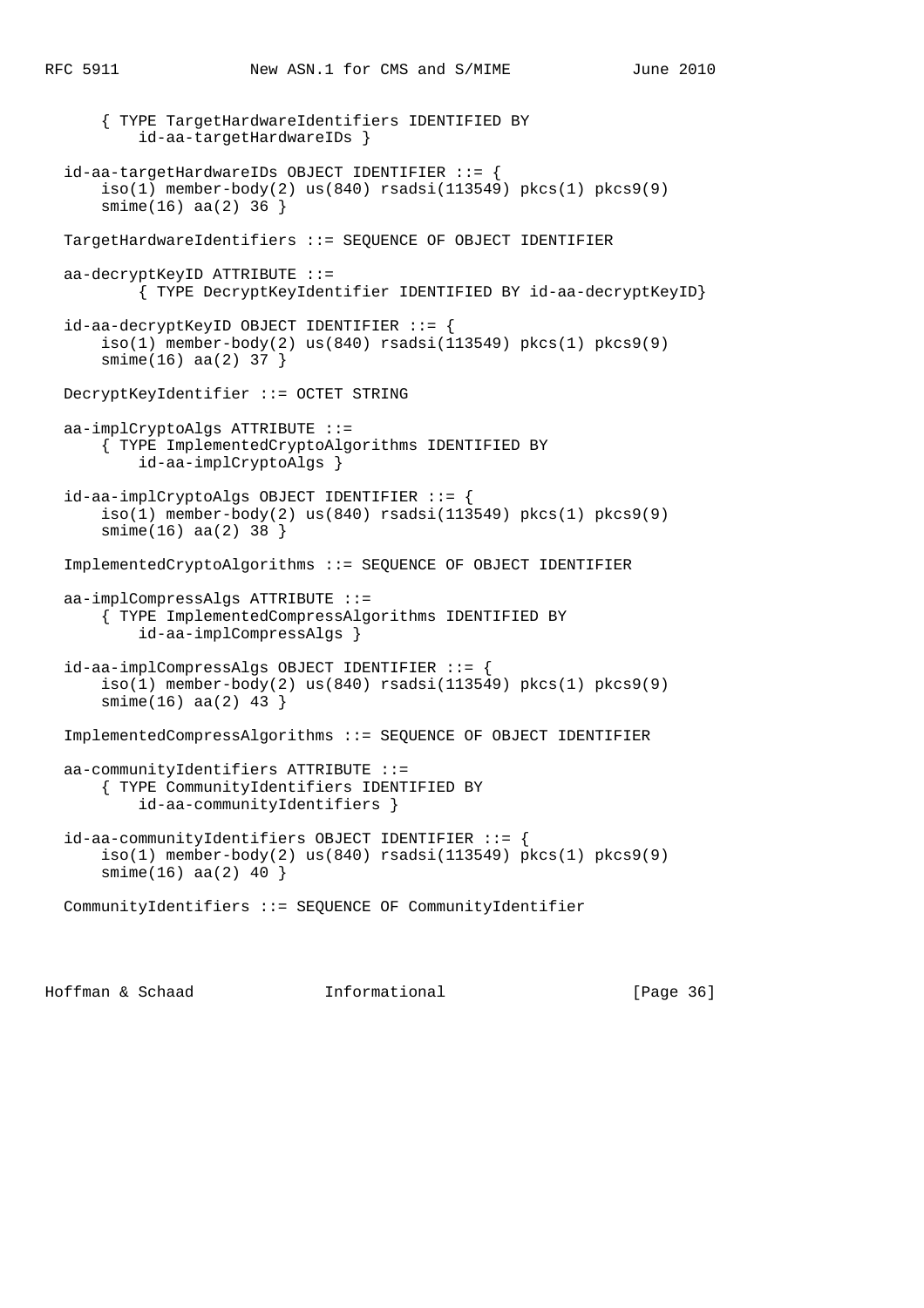```
      { TYPE TargetHardwareIdentifiers IDENTIFIED BY
          id-aa-targetHardwareIDs }

  id-aa-targetHardwareIDs OBJECT IDENTIFIER ::= {
      iso(1) member-body(2) us(840) rsadsi(113549) pkcs(1) pkcs9(9)
      smime(16) aa(2) 36 }

  TargetHardwareIdentifiers ::= SEQUENCE OF OBJECT IDENTIFIER

  aa-decryptKeyID ATTRIBUTE ::=
          { TYPE DecryptKeyIdentifier IDENTIFIED BY id-aa-decryptKeyID}

  id-aa-decryptKeyID OBJECT IDENTIFIER ::= {
      iso(1) member-body(2) us(840) rsadsi(113549) pkcs(1) pkcs9(9)
      smime(16) aa(2) 37 }

  DecryptKeyIdentifier ::= OCTET STRING

  aa-implCryptoAlgs ATTRIBUTE ::=
      { TYPE ImplementedCryptoAlgorithms IDENTIFIED BY
          id-aa-implCryptoAlgs }

  id-aa-implCryptoAlgs OBJECT IDENTIFIER ::= {
      iso(1) member-body(2) us(840) rsadsi(113549) pkcs(1) pkcs9(9)
      smime(16) aa(2) 38 }

  ImplementedCryptoAlgorithms ::= SEQUENCE OF OBJECT IDENTIFIER

  aa-implCompressAlgs ATTRIBUTE ::=
      { TYPE ImplementedCompressAlgorithms IDENTIFIED BY
          id-aa-implCompressAlgs }

  id-aa-implCompressAlgs OBJECT IDENTIFIER ::= {
      iso(1) member-body(2) us(840) rsadsi(113549) pkcs(1) pkcs9(9)
      smime(16) aa(2) 43 }

  ImplementedCompressAlgorithms ::= SEQUENCE OF OBJECT IDENTIFIER

  aa-communityIdentifiers ATTRIBUTE ::=
      { TYPE CommunityIdentifiers IDENTIFIED BY
          id-aa-communityIdentifiers }

  id-aa-communityIdentifiers OBJECT IDENTIFIER ::= {
      iso(1) member-body(2) us(840) rsadsi(113549) pkcs(1) pkcs9(9)
      smime(16) aa(2) 40 }

  CommunityIdentifiers ::= SEQUENCE OF CommunityIdentifier
```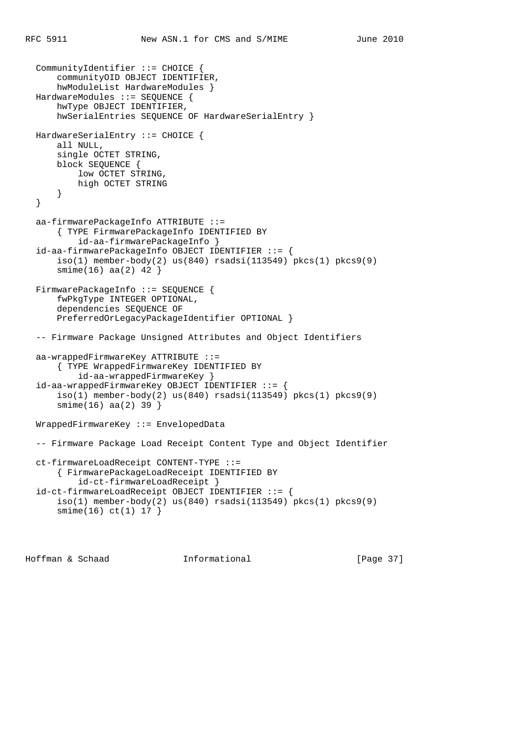```
  CommunityIdentifier ::= CHOICE {
      communityOID OBJECT IDENTIFIER,
      hwModuleList HardwareModules }
  HardwareModules ::= SEQUENCE {
      hwType OBJECT IDENTIFIER,
      hwSerialEntries SEQUENCE OF HardwareSerialEntry }

  HardwareSerialEntry ::= CHOICE {
      all NULL,
      single OCTET STRING,
      block SEQUENCE {
          low OCTET STRING,
          high OCTET STRING
      }
  }

  aa-firmwarePackageInfo ATTRIBUTE ::=
      { TYPE FirmwarePackageInfo IDENTIFIED BY
          id-aa-firmwarePackageInfo }
  id-aa-firmwarePackageInfo OBJECT IDENTIFIER ::= {
      iso(1) member-body(2) us(840) rsadsi(113549) pkcs(1) pkcs9(9)
      smime(16) aa(2) 42 }

  FirmwarePackageInfo ::= SEQUENCE {
      fwPkgType INTEGER OPTIONAL,
      dependencies SEQUENCE OF
      PreferredOrLegacyPackageIdentifier OPTIONAL }

  -- Firmware Package Unsigned Attributes and Object Identifiers

  aa-wrappedFirmwareKey ATTRIBUTE ::=
      { TYPE WrappedFirmwareKey IDENTIFIED BY
          id-aa-wrappedFirmwareKey }
  id-aa-wrappedFirmwareKey OBJECT IDENTIFIER ::= {
      iso(1) member-body(2) us(840) rsadsi(113549) pkcs(1) pkcs9(9)
      smime(16) aa(2) 39 }

  WrappedFirmwareKey ::= EnvelopedData

  -- Firmware Package Load Receipt Content Type and Object Identifier

  ct-firmwareLoadReceipt CONTENT-TYPE ::=
      { FirmwarePackageLoadReceipt IDENTIFIED BY
          id-ct-firmwareLoadReceipt }
  id-ct-firmwareLoadReceipt OBJECT IDENTIFIER ::= {
      iso(1) member-body(2) us(840) rsadsi(113549) pkcs(1) pkcs9(9)
      smime(16) ct(1) 17 }
```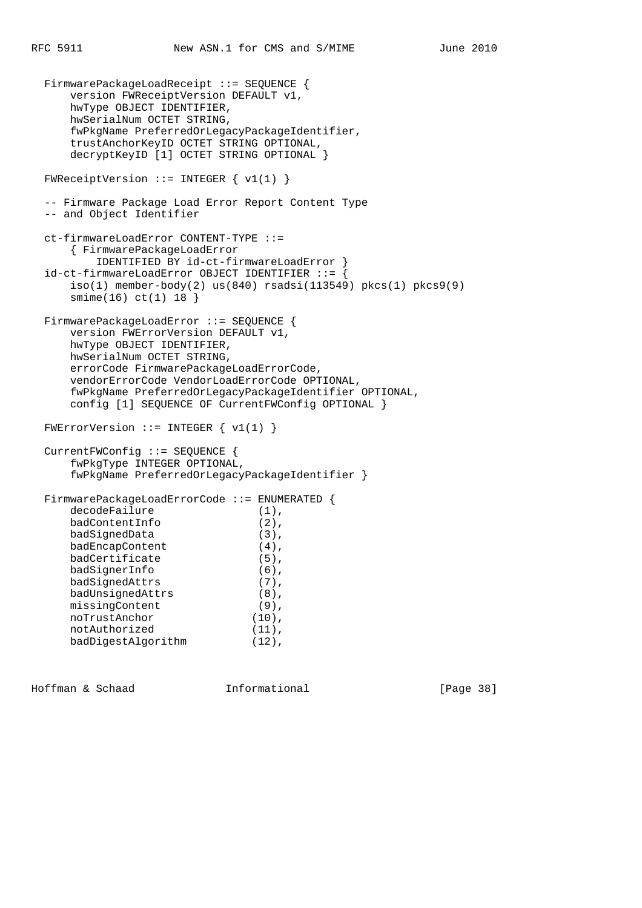```
  FirmwarePackageLoadReceipt ::= SEQUENCE {
      version FWReceiptVersion DEFAULT v1,
      hwType OBJECT IDENTIFIER,
      hwSerialNum OCTET STRING,
      fwPkgName PreferredOrLegacyPackageIdentifier,
      trustAnchorKeyID OCTET STRING OPTIONAL,
      decryptKeyID [1] OCTET STRING OPTIONAL }

  FWReceiptVersion ::= INTEGER { v1(1) }

  -- Firmware Package Load Error Report Content Type
  -- and Object Identifier

  ct-firmwareLoadError CONTENT-TYPE ::=
      { FirmwarePackageLoadError
          IDENTIFIED BY id-ct-firmwareLoadError }
  id-ct-firmwareLoadError OBJECT IDENTIFIER ::= {
      iso(1) member-body(2) us(840) rsadsi(113549) pkcs(1) pkcs9(9)
      smime(16) ct(1) 18 }

  FirmwarePackageLoadError ::= SEQUENCE {
      version FWErrorVersion DEFAULT v1,
      hwType OBJECT IDENTIFIER,
      hwSerialNum OCTET STRING,
      errorCode FirmwarePackageLoadErrorCode,
      vendorErrorCode VendorLoadErrorCode OPTIONAL,
      fwPkgName PreferredOrLegacyPackageIdentifier OPTIONAL,
      config [1] SEQUENCE OF CurrentFWConfig OPTIONAL }

  FWErrorVersion ::= INTEGER { v1(1) }

  CurrentFWConfig ::= SEQUENCE {
      fwPkgType INTEGER OPTIONAL,
      fwPkgName PreferredOrLegacyPackageIdentifier }

  FirmwarePackageLoadErrorCode ::= ENUMERATED {
      decodeFailure                (1),
      badContentInfo               (2),
      badSignedData                (3),
      badEncapContent              (4),
      badCertificate               (5),
      badSignerInfo                (6),
      badSignedAttrs               (7),
      badUnsignedAttrs             (8),
      missingContent               (9),
      noTrustAnchor               (10),
      notAuthorized               (11),
      badDigestAlgorithm          (12),
```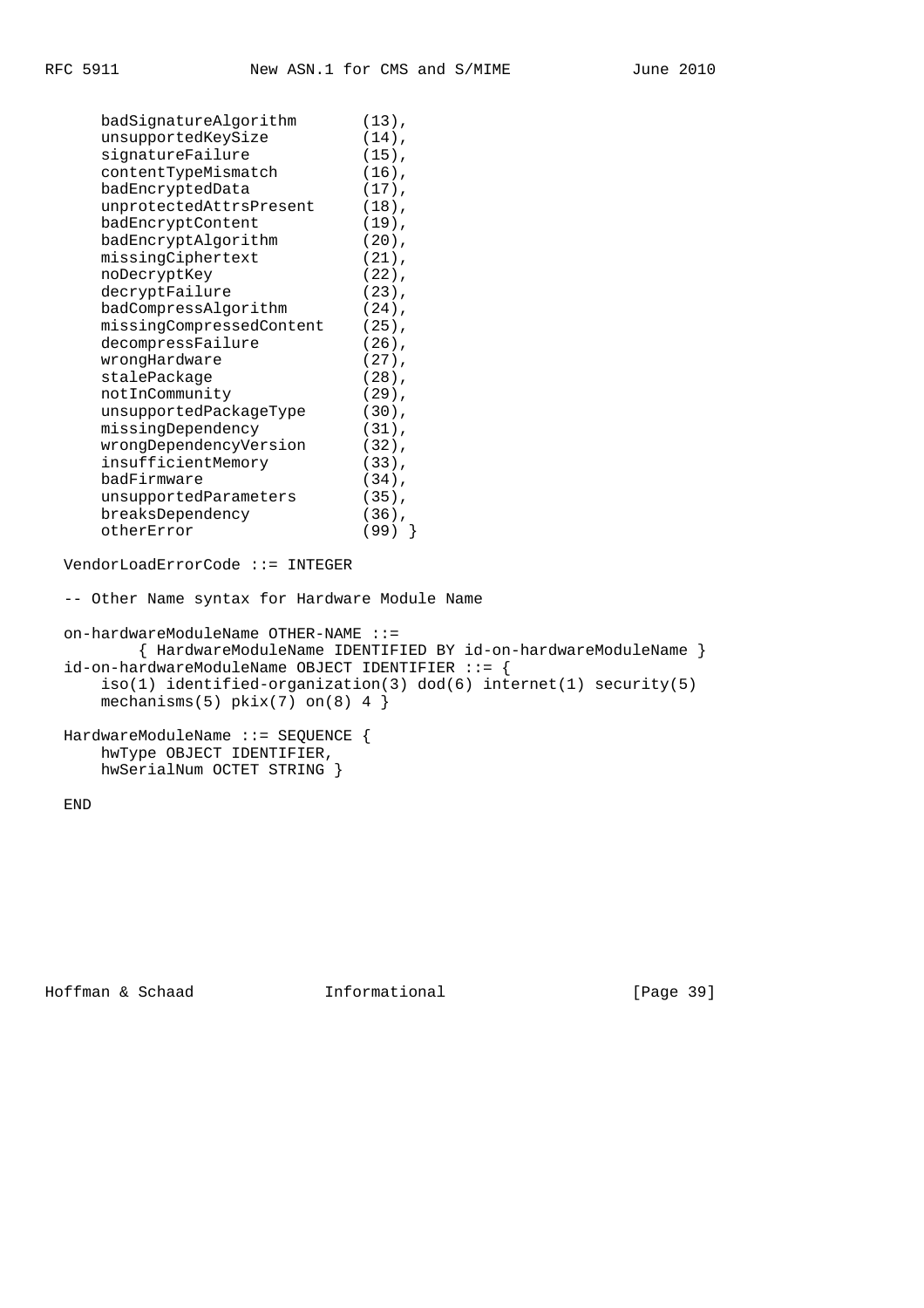```
      badSignatureAlgorithm       (13),
      unsupportedKeySize          (14),
      signatureFailure            (15),
      contentTypeMismatch         (16),
      badEncryptedData            (17),
      unprotectedAttrsPresent     (18),
      badEncryptContent           (19),
      badEncryptAlgorithm         (20),
      missingCiphertext           (21),
      noDecryptKey                (22),
      decryptFailure              (23),
      badCompressAlgorithm        (24),
      missingCompressedContent    (25),
      decompressFailure           (26),
      wrongHardware               (27),
      stalePackage                (28),
      notInCommunity              (29),
      unsupportedPackageType      (30),
      missingDependency           (31),
      wrongDependencyVersion      (32),
      insufficientMemory          (33),
      badFirmware                 (34),
      unsupportedParameters       (35),
      breaksDependency            (36),
      otherError                  (99) }

  VendorLoadErrorCode ::= INTEGER

  -- Other Name syntax for Hardware Module Name

  on-hardwareModuleName OTHER-NAME ::=
          { HardwareModuleName IDENTIFIED BY id-on-hardwareModuleName }
  id-on-hardwareModuleName OBJECT IDENTIFIER ::= {
      iso(1) identified-organization(3) dod(6) internet(1) security(5)
      mechanisms(5) pkix(7) on(8) 4 }

  HardwareModuleName ::= SEQUENCE {
      hwType OBJECT IDENTIFIER,
      hwSerialNum OCTET STRING }

  END
```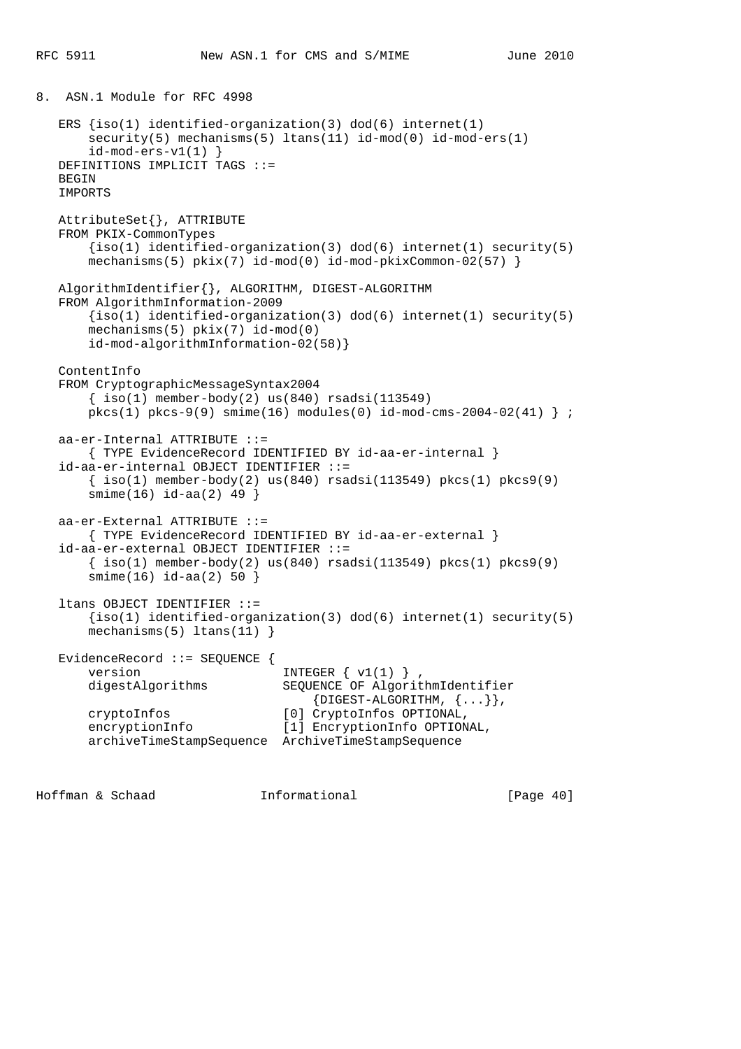## 8. ASN.1 Module for RFC 4998

```
   ERS {iso(1) identified-organization(3) dod(6) internet(1)
       security(5) mechanisms(5) ltans(11) id-mod(0) id-mod-ers(1)
       id-mod-ers-v1(1) }
   DEFINITIONS IMPLICIT TAGS ::=
   BEGIN
   IMPORTS

   AttributeSet{}, ATTRIBUTE
   FROM PKIX-CommonTypes
       {iso(1) identified-organization(3) dod(6) internet(1) security(5)
       mechanisms(5) pkix(7) id-mod(0) id-mod-pkixCommon-02(57) }

   AlgorithmIdentifier{}, ALGORITHM, DIGEST-ALGORITHM
   FROM AlgorithmInformation-2009
       {iso(1) identified-organization(3) dod(6) internet(1) security(5)
       mechanisms(5) pkix(7) id-mod(0)
       id-mod-algorithmInformation-02(58)}

   ContentInfo
   FROM CryptographicMessageSyntax2004
       { iso(1) member-body(2) us(840) rsadsi(113549)
       pkcs(1) pkcs-9(9) smime(16) modules(0) id-mod-cms-2004-02(41) } ;

   aa-er-Internal ATTRIBUTE ::=
       { TYPE EvidenceRecord IDENTIFIED BY id-aa-er-internal }
   id-aa-er-internal OBJECT IDENTIFIER ::=
       { iso(1) member-body(2) us(840) rsadsi(113549) pkcs(1) pkcs9(9)
       smime(16) id-aa(2) 49 }

   aa-er-External ATTRIBUTE ::=
       { TYPE EvidenceRecord IDENTIFIED BY id-aa-er-external }
   id-aa-er-external OBJECT IDENTIFIER ::=
       { iso(1) member-body(2) us(840) rsadsi(113549) pkcs(1) pkcs9(9)
       smime(16) id-aa(2) 50 }

   ltans OBJECT IDENTIFIER ::=
       {iso(1) identified-organization(3) dod(6) internet(1) security(5)
       mechanisms(5) ltans(11) }

   EvidenceRecord ::= SEQUENCE {
       version                   INTEGER { v1(1) } ,
       digestAlgorithms          SEQUENCE OF AlgorithmIdentifier
                                     {DIGEST-ALGORITHM, {...}},
       cryptoInfos               [0] CryptoInfos OPTIONAL,
       encryptionInfo            [1] EncryptionInfo OPTIONAL,
       archiveTimeStampSequence  ArchiveTimeStampSequence
```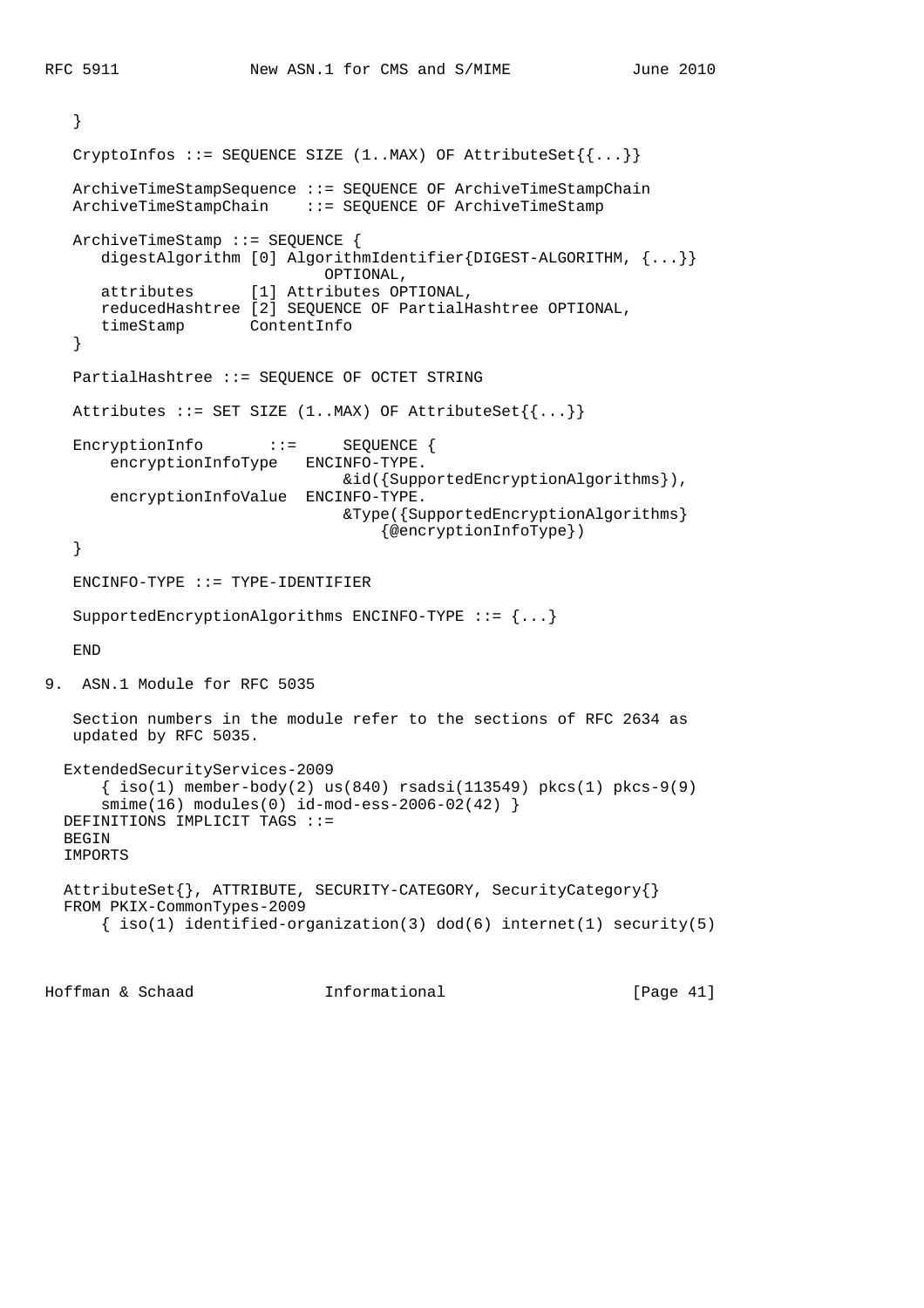```
   }

   CryptoInfos ::= SEQUENCE SIZE (1..MAX) OF AttributeSet{{...}}

   ArchiveTimeStampSequence ::= SEQUENCE OF ArchiveTimeStampChain
   ArchiveTimeStampChain    ::= SEQUENCE OF ArchiveTimeStamp

   ArchiveTimeStamp ::= SEQUENCE {
      digestAlgorithm [0] AlgorithmIdentifier{DIGEST-ALGORITHM, {...}}
                              OPTIONAL,
      attributes      [1] Attributes OPTIONAL,
      reducedHashtree [2] SEQUENCE OF PartialHashtree OPTIONAL,
      timeStamp       ContentInfo
   }

   PartialHashtree ::= SEQUENCE OF OCTET STRING

   Attributes ::= SET SIZE (1..MAX) OF AttributeSet{{...}}

   EncryptionInfo       ::=     SEQUENCE {
       encryptionInfoType   ENCINFO-TYPE.
                              &id({SupportedEncryptionAlgorithms}),
       encryptionInfoValue  ENCINFO-TYPE.
                              &Type({SupportedEncryptionAlgorithms}
                                  {@encryptionInfoType})
   }

   ENCINFO-TYPE ::= TYPE-IDENTIFIER

   SupportedEncryptionAlgorithms ENCINFO-TYPE ::= {...}

   END
```

## 9. ASN.1 Module for RFC 5035

Section numbers in the module refer to the sections of RFC 2634 as updated by RFC 5035.

```
  ExtendedSecurityServices-2009
      { iso(1) member-body(2) us(840) rsadsi(113549) pkcs(1) pkcs-9(9)
      smime(16) modules(0) id-mod-ess-2006-02(42) }
  DEFINITIONS IMPLICIT TAGS ::=
  BEGIN
  IMPORTS

  AttributeSet{}, ATTRIBUTE, SECURITY-CATEGORY, SecurityCategory{}
  FROM PKIX-CommonTypes-2009
      { iso(1) identified-organization(3) dod(6) internet(1) security(5)
```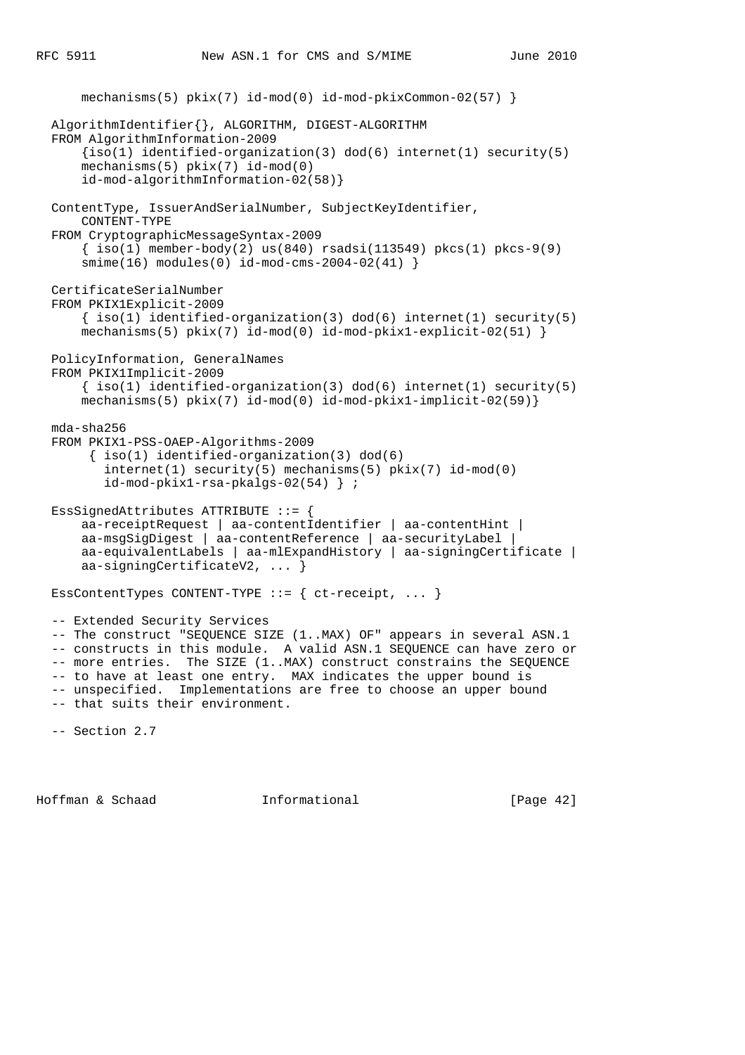```
      mechanisms(5) pkix(7) id-mod(0) id-mod-pkixCommon-02(57) }

  AlgorithmIdentifier{}, ALGORITHM, DIGEST-ALGORITHM
  FROM AlgorithmInformation-2009
      {iso(1) identified-organization(3) dod(6) internet(1) security(5)
      mechanisms(5) pkix(7) id-mod(0)
      id-mod-algorithmInformation-02(58)}

  ContentType, IssuerAndSerialNumber, SubjectKeyIdentifier,
      CONTENT-TYPE
  FROM CryptographicMessageSyntax-2009
      { iso(1) member-body(2) us(840) rsadsi(113549) pkcs(1) pkcs-9(9)
      smime(16) modules(0) id-mod-cms-2004-02(41) }

  CertificateSerialNumber
  FROM PKIX1Explicit-2009
      { iso(1) identified-organization(3) dod(6) internet(1) security(5)
      mechanisms(5) pkix(7) id-mod(0) id-mod-pkix1-explicit-02(51) }

  PolicyInformation, GeneralNames
  FROM PKIX1Implicit-2009
      { iso(1) identified-organization(3) dod(6) internet(1) security(5)
      mechanisms(5) pkix(7) id-mod(0) id-mod-pkix1-implicit-02(59)}

  mda-sha256
  FROM PKIX1-PSS-OAEP-Algorithms-2009
       { iso(1) identified-organization(3) dod(6)
         internet(1) security(5) mechanisms(5) pkix(7) id-mod(0)
         id-mod-pkix1-rsa-pkalgs-02(54) } ;

  EssSignedAttributes ATTRIBUTE ::= {
      aa-receiptRequest | aa-contentIdentifier | aa-contentHint |
      aa-msgSigDigest | aa-contentReference | aa-securityLabel |
      aa-equivalentLabels | aa-mlExpandHistory | aa-signingCertificate |
      aa-signingCertificateV2, ... }

  EssContentTypes CONTENT-TYPE ::= { ct-receipt, ... }

  -- Extended Security Services
  -- The construct "SEQUENCE SIZE (1..MAX) OF" appears in several ASN.1
  -- constructs in this module.  A valid ASN.1 SEQUENCE can have zero or
  -- more entries.  The SIZE (1..MAX) construct constrains the SEQUENCE
  -- to have at least one entry.  MAX indicates the upper bound is
  -- unspecified.  Implementations are free to choose an upper bound
  -- that suits their environment.

  -- Section 2.7
```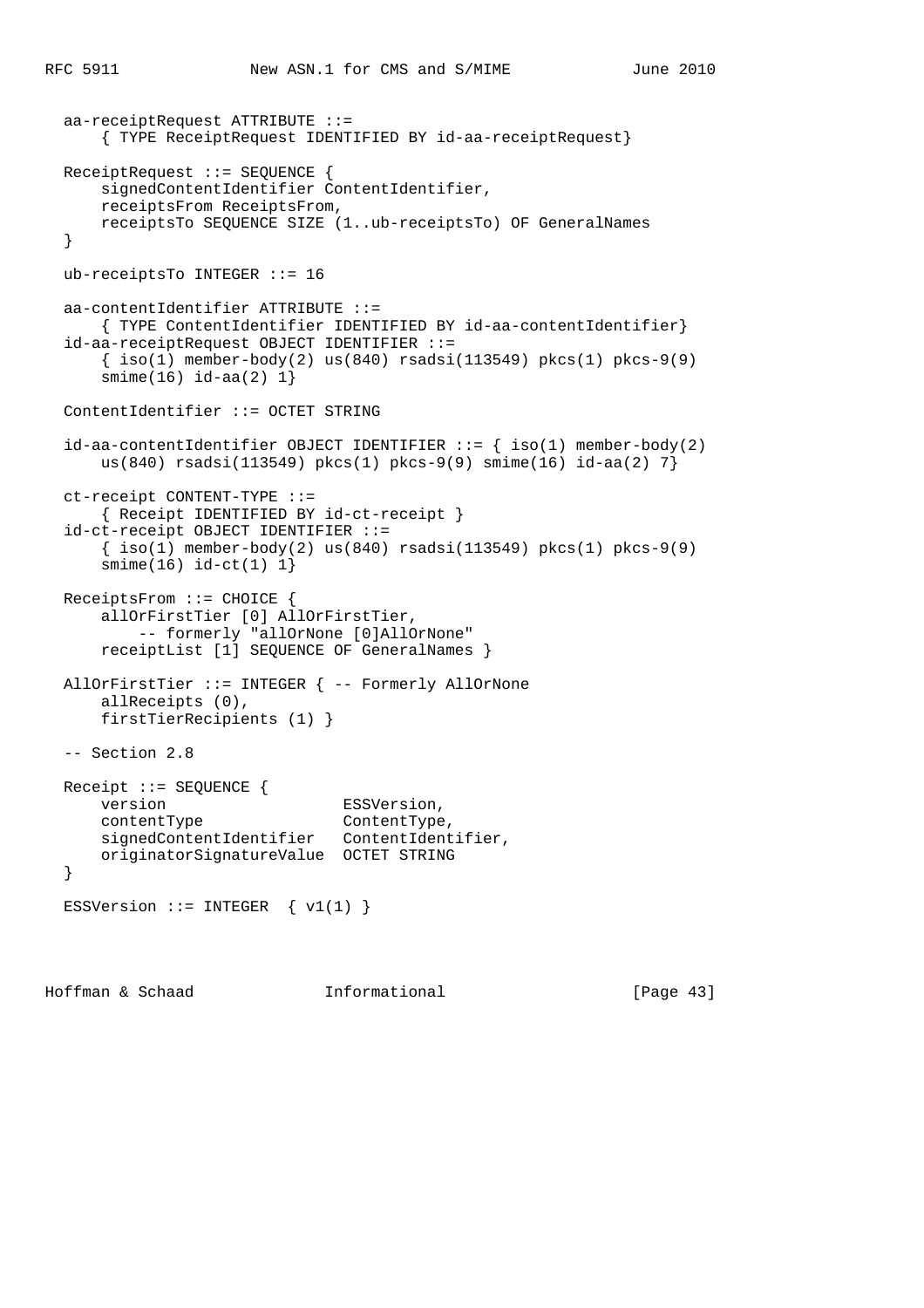```
   aa-receiptRequest ATTRIBUTE ::=
       { TYPE ReceiptRequest IDENTIFIED BY id-aa-receiptRequest}

   ReceiptRequest ::= SEQUENCE {
       signedContentIdentifier ContentIdentifier,
       receiptsFrom ReceiptsFrom,
       receiptsTo SEQUENCE SIZE (1..ub-receiptsTo) OF GeneralNames
   }

   ub-receiptsTo INTEGER ::= 16

   aa-contentIdentifier ATTRIBUTE ::=
       { TYPE ContentIdentifier IDENTIFIED BY id-aa-contentIdentifier}
   id-aa-receiptRequest OBJECT IDENTIFIER ::=
       { iso(1) member-body(2) us(840) rsadsi(113549) pkcs(1) pkcs-9(9)
       smime(16) id-aa(2) 1}

   ContentIdentifier ::= OCTET STRING

   id-aa-contentIdentifier OBJECT IDENTIFIER ::= { iso(1) member-body(2)
       us(840) rsadsi(113549) pkcs(1) pkcs-9(9) smime(16) id-aa(2) 7}

   ct-receipt CONTENT-TYPE ::=
       { Receipt IDENTIFIED BY id-ct-receipt }
   id-ct-receipt OBJECT IDENTIFIER ::=
       { iso(1) member-body(2) us(840) rsadsi(113549) pkcs(1) pkcs-9(9)
       smime(16) id-ct(1) 1}

   ReceiptsFrom ::= CHOICE {
       allOrFirstTier [0] AllOrFirstTier,
           -- formerly "allOrNone [0]AllOrNone"
       receiptList [1] SEQUENCE OF GeneralNames }

   AllOrFirstTier ::= INTEGER { -- Formerly AllOrNone
       allReceipts (0),
       firstTierRecipients (1) }

   -- Section 2.8

   Receipt ::= SEQUENCE {
       version                   ESSVersion,
       contentType               ContentType,
       signedContentIdentifier   ContentIdentifier,
       originatorSignatureValue  OCTET STRING
   }

   ESSVersion ::= INTEGER  { v1(1) }
```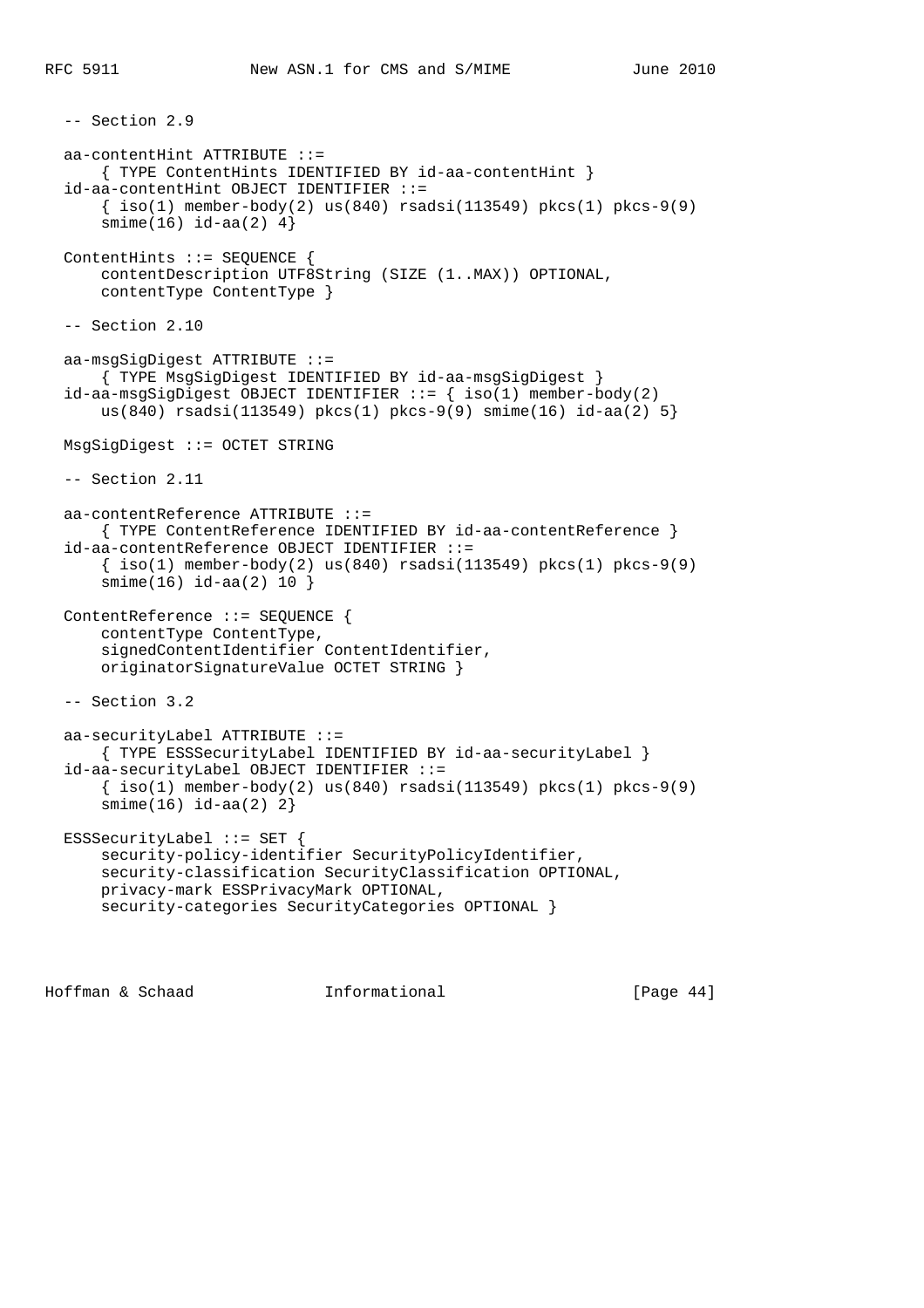```
   -- Section 2.9

   aa-contentHint ATTRIBUTE ::=
       { TYPE ContentHints IDENTIFIED BY id-aa-contentHint }
   id-aa-contentHint OBJECT IDENTIFIER ::=
       { iso(1) member-body(2) us(840) rsadsi(113549) pkcs(1) pkcs-9(9)
       smime(16) id-aa(2) 4}

   ContentHints ::= SEQUENCE {
       contentDescription UTF8String (SIZE (1..MAX)) OPTIONAL,
       contentType ContentType }

   -- Section 2.10

   aa-msgSigDigest ATTRIBUTE ::=
       { TYPE MsgSigDigest IDENTIFIED BY id-aa-msgSigDigest }
   id-aa-msgSigDigest OBJECT IDENTIFIER ::= { iso(1) member-body(2)
       us(840) rsadsi(113549) pkcs(1) pkcs-9(9) smime(16) id-aa(2) 5}

   MsgSigDigest ::= OCTET STRING

   -- Section 2.11

   aa-contentReference ATTRIBUTE ::=
       { TYPE ContentReference IDENTIFIED BY id-aa-contentReference }
   id-aa-contentReference OBJECT IDENTIFIER ::=
       { iso(1) member-body(2) us(840) rsadsi(113549) pkcs(1) pkcs-9(9)
       smime(16) id-aa(2) 10 }

   ContentReference ::= SEQUENCE {
       contentType ContentType,
       signedContentIdentifier ContentIdentifier,
       originatorSignatureValue OCTET STRING }

   -- Section 3.2

   aa-securityLabel ATTRIBUTE ::=
       { TYPE ESSSecurityLabel IDENTIFIED BY id-aa-securityLabel }
   id-aa-securityLabel OBJECT IDENTIFIER ::=
       { iso(1) member-body(2) us(840) rsadsi(113549) pkcs(1) pkcs-9(9)
       smime(16) id-aa(2) 2}

   ESSSecurityLabel ::= SET {
       security-policy-identifier SecurityPolicyIdentifier,
       security-classification SecurityClassification OPTIONAL,
       privacy-mark ESSPrivacyMark OPTIONAL,
       security-categories SecurityCategories OPTIONAL }
```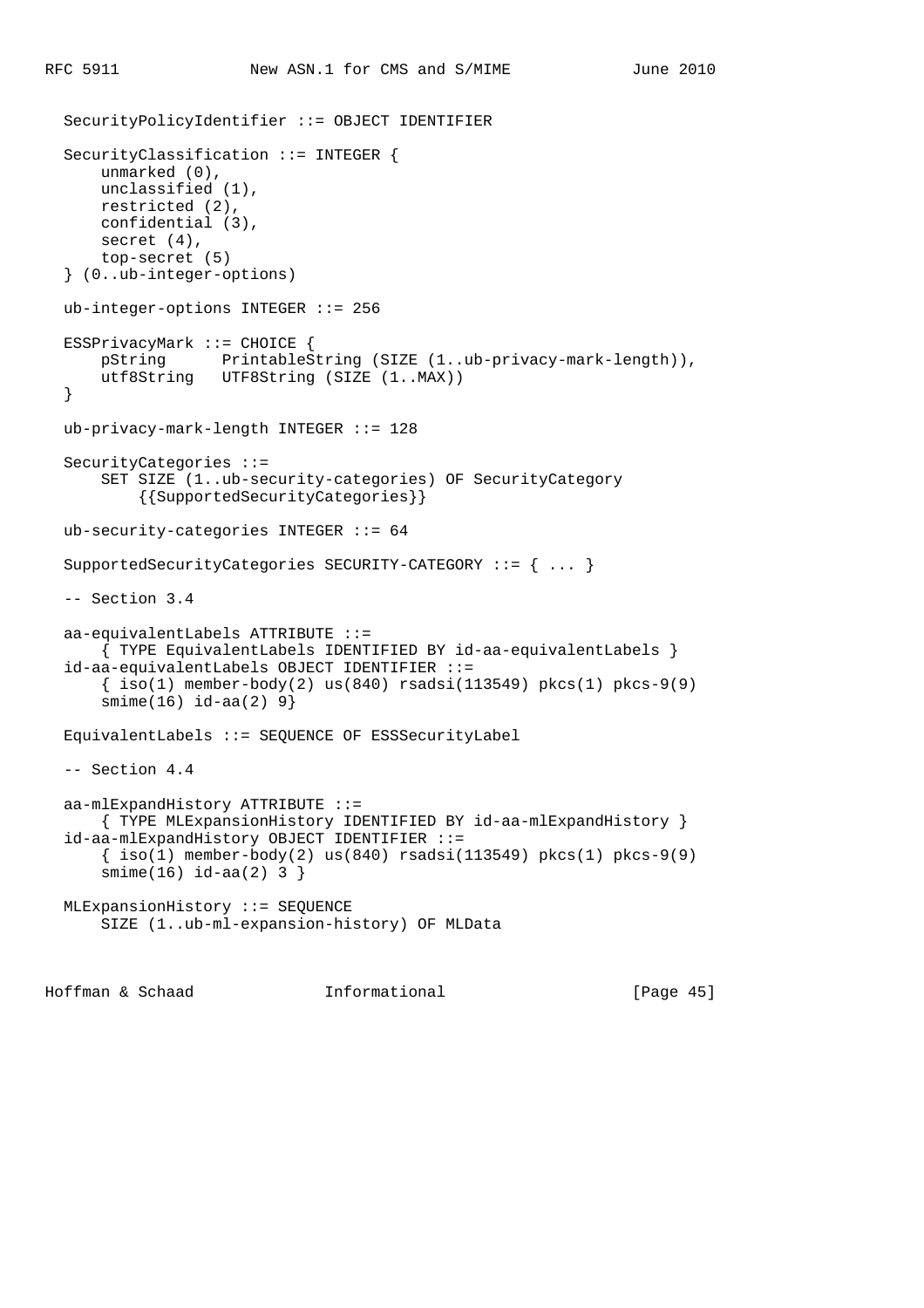```
   SecurityPolicyIdentifier ::= OBJECT IDENTIFIER

   SecurityClassification ::= INTEGER {
       unmarked (0),
       unclassified (1),
       restricted (2),
       confidential (3),
       secret (4),
       top-secret (5)
   } (0..ub-integer-options)

   ub-integer-options INTEGER ::= 256

   ESSPrivacyMark ::= CHOICE {
       pString      PrintableString (SIZE (1..ub-privacy-mark-length)),
       utf8String   UTF8String (SIZE (1..MAX))
   }

   ub-privacy-mark-length INTEGER ::= 128

   SecurityCategories ::=
       SET SIZE (1..ub-security-categories) OF SecurityCategory
           {{SupportedSecurityCategories}}

   ub-security-categories INTEGER ::= 64

   SupportedSecurityCategories SECURITY-CATEGORY ::= { ... }

   -- Section 3.4

   aa-equivalentLabels ATTRIBUTE ::=
       { TYPE EquivalentLabels IDENTIFIED BY id-aa-equivalentLabels }
   id-aa-equivalentLabels OBJECT IDENTIFIER ::=
       { iso(1) member-body(2) us(840) rsadsi(113549) pkcs(1) pkcs-9(9)
       smime(16) id-aa(2) 9}

   EquivalentLabels ::= SEQUENCE OF ESSSecurityLabel

   -- Section 4.4

   aa-mlExpandHistory ATTRIBUTE ::=
       { TYPE MLExpansionHistory IDENTIFIED BY id-aa-mlExpandHistory }
   id-aa-mlExpandHistory OBJECT IDENTIFIER ::=
       { iso(1) member-body(2) us(840) rsadsi(113549) pkcs(1) pkcs-9(9)
       smime(16) id-aa(2) 3 }

   MLExpansionHistory ::= SEQUENCE
       SIZE (1..ub-ml-expansion-history) OF MLData
```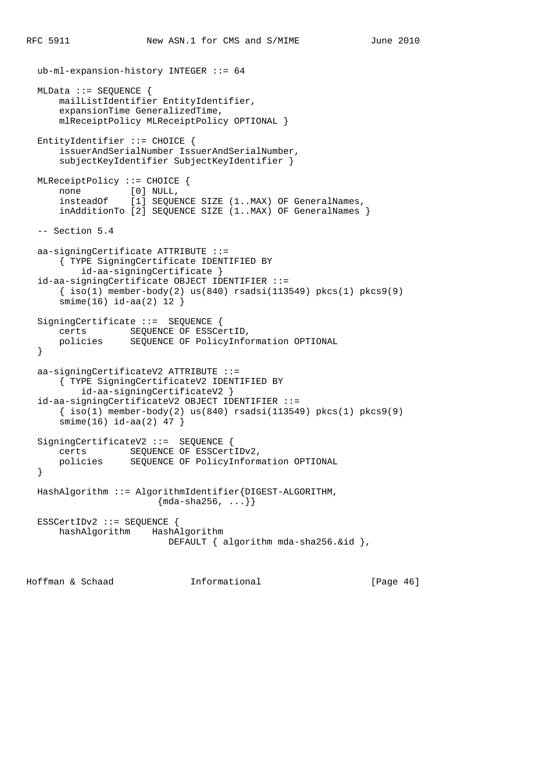```
  ub-ml-expansion-history INTEGER ::= 64

  MLData ::= SEQUENCE {
      mailListIdentifier EntityIdentifier,
      expansionTime GeneralizedTime,
      mlReceiptPolicy MLReceiptPolicy OPTIONAL }

  EntityIdentifier ::= CHOICE {
      issuerAndSerialNumber IssuerAndSerialNumber,
      subjectKeyIdentifier SubjectKeyIdentifier }

  MLReceiptPolicy ::= CHOICE {
      none         [0] NULL,
      insteadOf    [1] SEQUENCE SIZE (1..MAX) OF GeneralNames,
      inAdditionTo [2] SEQUENCE SIZE (1..MAX) OF GeneralNames }

  -- Section 5.4

  aa-signingCertificate ATTRIBUTE ::=
      { TYPE SigningCertificate IDENTIFIED BY
          id-aa-signingCertificate }
  id-aa-signingCertificate OBJECT IDENTIFIER ::=
      { iso(1) member-body(2) us(840) rsadsi(113549) pkcs(1) pkcs9(9)
      smime(16) id-aa(2) 12 }

  SigningCertificate ::=  SEQUENCE {
      certs        SEQUENCE OF ESSCertID,
      policies     SEQUENCE OF PolicyInformation OPTIONAL
  }

  aa-signingCertificateV2 ATTRIBUTE ::=
      { TYPE SigningCertificateV2 IDENTIFIED BY
          id-aa-signingCertificateV2 }
  id-aa-signingCertificateV2 OBJECT IDENTIFIER ::=
      { iso(1) member-body(2) us(840) rsadsi(113549) pkcs(1) pkcs9(9)
      smime(16) id-aa(2) 47 }

  SigningCertificateV2 ::=  SEQUENCE {
      certs        SEQUENCE OF ESSCertIDv2,
      policies     SEQUENCE OF PolicyInformation OPTIONAL
  }

  HashAlgorithm ::= AlgorithmIdentifier{DIGEST-ALGORITHM,
                        {mda-sha256, ...}}

  ESSCertIDv2 ::= SEQUENCE {
      hashAlgorithm    HashAlgorithm
                          DEFAULT { algorithm mda-sha256.&id },
```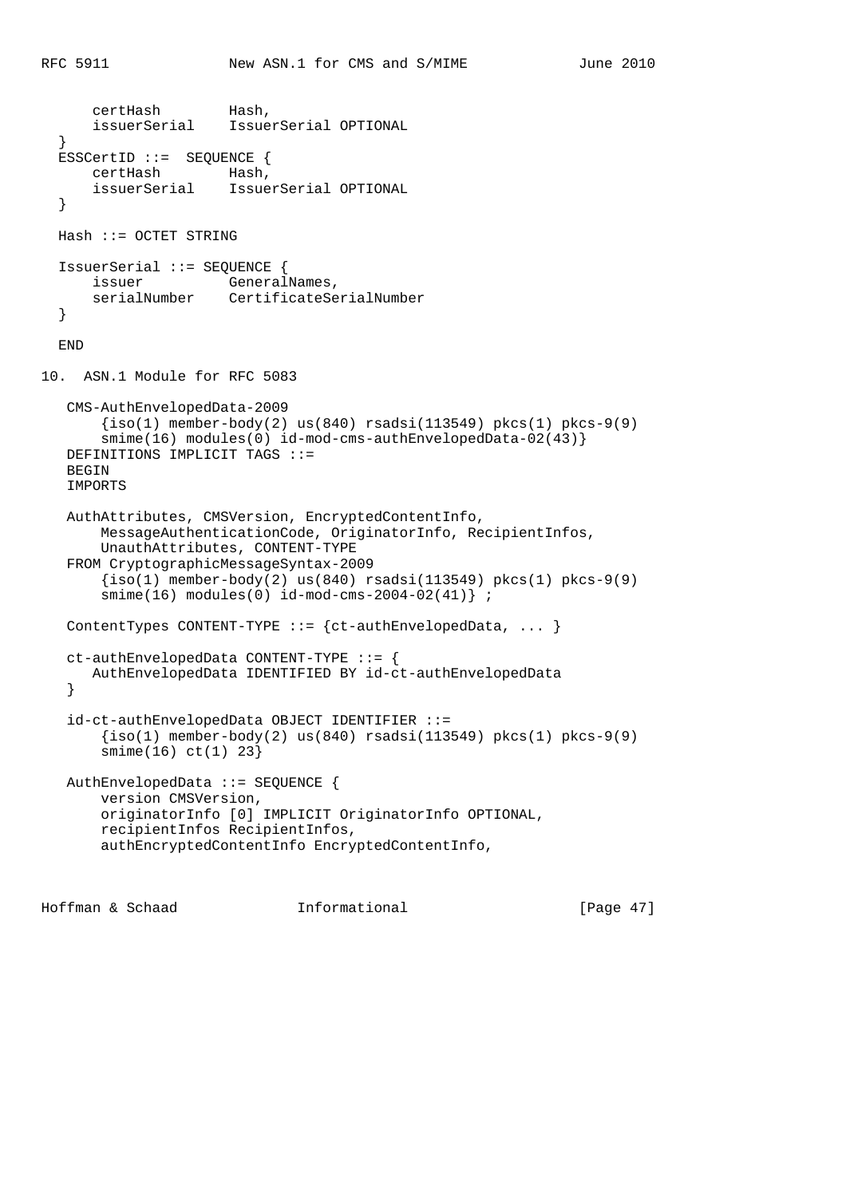```
      certHash        Hash,
      issuerSerial    IssuerSerial OPTIONAL
  }
  ESSCertID ::=  SEQUENCE {
      certHash        Hash,
      issuerSerial    IssuerSerial OPTIONAL
  }

  Hash ::= OCTET STRING

  IssuerSerial ::= SEQUENCE {
      issuer          GeneralNames,
      serialNumber    CertificateSerialNumber
  }

  END
```

## 10. ASN.1 Module for RFC 5083

```
   CMS-AuthEnvelopedData-2009
       {iso(1) member-body(2) us(840) rsadsi(113549) pkcs(1) pkcs-9(9)
       smime(16) modules(0) id-mod-cms-authEnvelopedData-02(43)}
   DEFINITIONS IMPLICIT TAGS ::=
   BEGIN
   IMPORTS

   AuthAttributes, CMSVersion, EncryptedContentInfo,
       MessageAuthenticationCode, OriginatorInfo, RecipientInfos,
       UnauthAttributes, CONTENT-TYPE
   FROM CryptographicMessageSyntax-2009
       {iso(1) member-body(2) us(840) rsadsi(113549) pkcs(1) pkcs-9(9)
       smime(16) modules(0) id-mod-cms-2004-02(41)} ;

   ContentTypes CONTENT-TYPE ::= {ct-authEnvelopedData, ... }

   ct-authEnvelopedData CONTENT-TYPE ::= {
      AuthEnvelopedData IDENTIFIED BY id-ct-authEnvelopedData
   }

   id-ct-authEnvelopedData OBJECT IDENTIFIER ::=
       {iso(1) member-body(2) us(840) rsadsi(113549) pkcs(1) pkcs-9(9)
       smime(16) ct(1) 23}

   AuthEnvelopedData ::= SEQUENCE {
       version CMSVersion,
       originatorInfo [0] IMPLICIT OriginatorInfo OPTIONAL,
       recipientInfos RecipientInfos,
       authEncryptedContentInfo EncryptedContentInfo,
```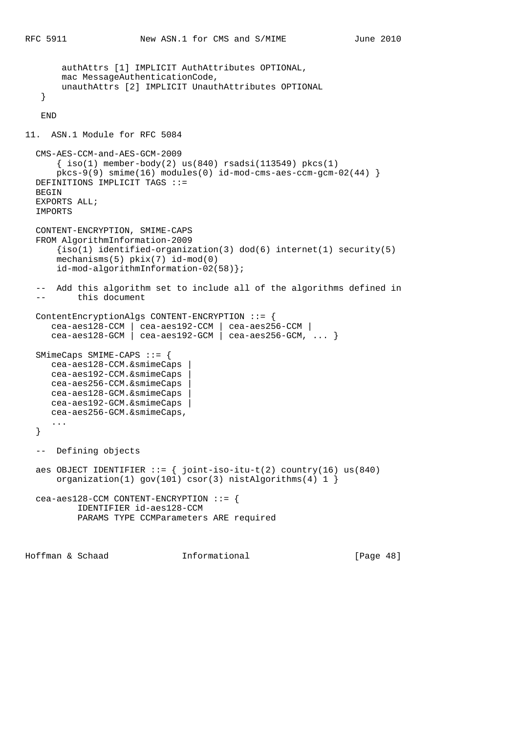```
       authAttrs [1] IMPLICIT AuthAttributes OPTIONAL,
       mac MessageAuthenticationCode,
       unauthAttrs [2] IMPLICIT UnauthAttributes OPTIONAL
   }

   END
```

## 11. ASN.1 Module for RFC 5084

```
  CMS-AES-CCM-and-AES-GCM-2009
      { iso(1) member-body(2) us(840) rsadsi(113549) pkcs(1)
      pkcs-9(9) smime(16) modules(0) id-mod-cms-aes-ccm-gcm-02(44) }
  DEFINITIONS IMPLICIT TAGS ::=
  BEGIN
  EXPORTS ALL;
  IMPORTS

  CONTENT-ENCRYPTION, SMIME-CAPS
  FROM AlgorithmInformation-2009
      {iso(1) identified-organization(3) dod(6) internet(1) security(5)
      mechanisms(5) pkix(7) id-mod(0)
      id-mod-algorithmInformation-02(58)};

  --  Add this algorithm set to include all of the algorithms defined in
  --      this document

  ContentEncryptionAlgs CONTENT-ENCRYPTION ::= {
     cea-aes128-CCM | cea-aes192-CCM | cea-aes256-CCM |
     cea-aes128-GCM | cea-aes192-GCM | cea-aes256-GCM, ... }

  SMimeCaps SMIME-CAPS ::= {
     cea-aes128-CCM.&smimeCaps |
     cea-aes192-CCM.&smimeCaps |
     cea-aes256-CCM.&smimeCaps |
     cea-aes128-GCM.&smimeCaps |
     cea-aes192-GCM.&smimeCaps |
     cea-aes256-GCM.&smimeCaps,
     ...
  }

  --  Defining objects

  aes OBJECT IDENTIFIER ::= { joint-iso-itu-t(2) country(16) us(840)
      organization(1) gov(101) csor(3) nistAlgorithms(4) 1 }

  cea-aes128-CCM CONTENT-ENCRYPTION ::= {
          IDENTIFIER id-aes128-CCM
          PARAMS TYPE CCMParameters ARE required
```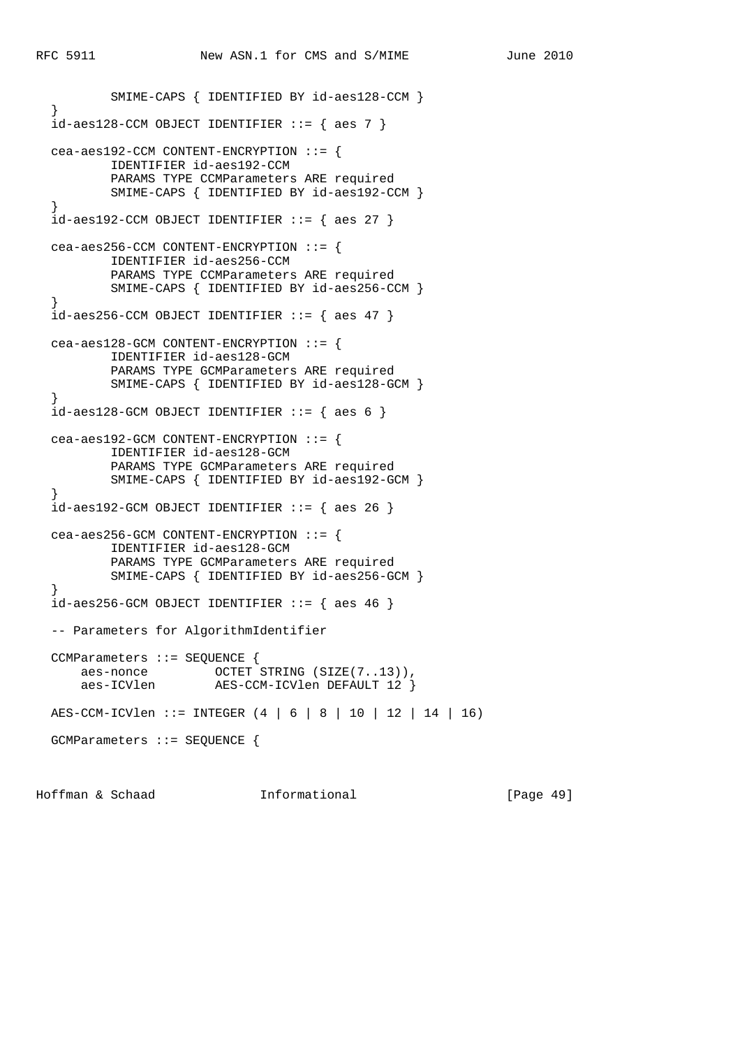```
          SMIME-CAPS { IDENTIFIED BY id-aes128-CCM }
  }
  id-aes128-CCM OBJECT IDENTIFIER ::= { aes 7 }

  cea-aes192-CCM CONTENT-ENCRYPTION ::= {
          IDENTIFIER id-aes192-CCM
          PARAMS TYPE CCMParameters ARE required
          SMIME-CAPS { IDENTIFIED BY id-aes192-CCM }
  }
  id-aes192-CCM OBJECT IDENTIFIER ::= { aes 27 }

  cea-aes256-CCM CONTENT-ENCRYPTION ::= {
          IDENTIFIER id-aes256-CCM
          PARAMS TYPE CCMParameters ARE required
          SMIME-CAPS { IDENTIFIED BY id-aes256-CCM }
  }
  id-aes256-CCM OBJECT IDENTIFIER ::= { aes 47 }

  cea-aes128-GCM CONTENT-ENCRYPTION ::= {
          IDENTIFIER id-aes128-GCM
          PARAMS TYPE GCMParameters ARE required
          SMIME-CAPS { IDENTIFIED BY id-aes128-GCM }
  }
  id-aes128-GCM OBJECT IDENTIFIER ::= { aes 6 }

  cea-aes192-GCM CONTENT-ENCRYPTION ::= {
          IDENTIFIER id-aes128-GCM
          PARAMS TYPE GCMParameters ARE required
          SMIME-CAPS { IDENTIFIED BY id-aes192-GCM }
  }
  id-aes192-GCM OBJECT IDENTIFIER ::= { aes 26 }

  cea-aes256-GCM CONTENT-ENCRYPTION ::= {
          IDENTIFIER id-aes128-GCM
          PARAMS TYPE GCMParameters ARE required
          SMIME-CAPS { IDENTIFIED BY id-aes256-GCM }
  }
  id-aes256-GCM OBJECT IDENTIFIER ::= { aes 46 }

  -- Parameters for AlgorithmIdentifier

  CCMParameters ::= SEQUENCE {
      aes-nonce         OCTET STRING (SIZE(7..13)),
      aes-ICVlen        AES-CCM-ICVlen DEFAULT 12 }

  AES-CCM-ICVlen ::= INTEGER (4 | 6 | 8 | 10 | 12 | 14 | 16)

  GCMParameters ::= SEQUENCE {
```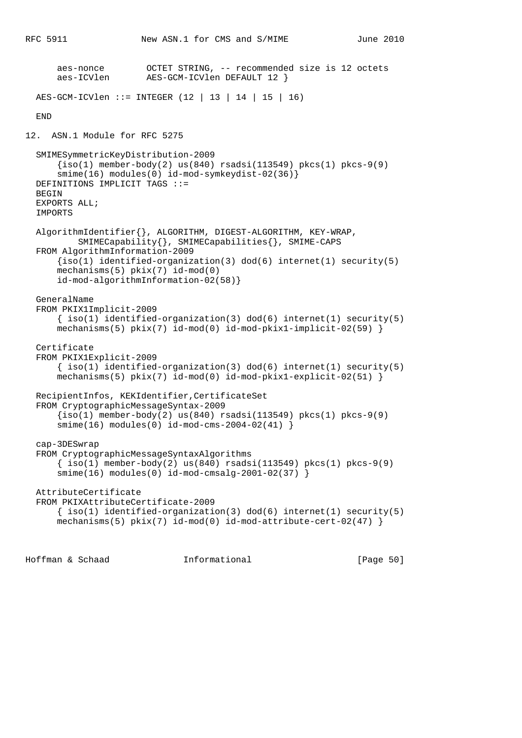```
      aes-nonce        OCTET STRING, -- recommended size is 12 octets
      aes-ICVlen       AES-GCM-ICVlen DEFAULT 12 }

  AES-GCM-ICVlen ::= INTEGER (12 | 13 | 14 | 15 | 16)

  END
```

## 12. ASN.1 Module for RFC 5275

```
  SMIMESymmetricKeyDistribution-2009
      {iso(1) member-body(2) us(840) rsadsi(113549) pkcs(1) pkcs-9(9)
      smime(16) modules(0) id-mod-symkeydist-02(36)}
  DEFINITIONS IMPLICIT TAGS ::=
  BEGIN
  EXPORTS ALL;
  IMPORTS

  AlgorithmIdentifier{}, ALGORITHM, DIGEST-ALGORITHM, KEY-WRAP,
          SMIMECapability{}, SMIMECapabilities{}, SMIME-CAPS
  FROM AlgorithmInformation-2009
      {iso(1) identified-organization(3) dod(6) internet(1) security(5)
      mechanisms(5) pkix(7) id-mod(0)
      id-mod-algorithmInformation-02(58)}

  GeneralName
  FROM PKIX1Implicit-2009
      { iso(1) identified-organization(3) dod(6) internet(1) security(5)
      mechanisms(5) pkix(7) id-mod(0) id-mod-pkix1-implicit-02(59) }

  Certificate
  FROM PKIX1Explicit-2009
      { iso(1) identified-organization(3) dod(6) internet(1) security(5)
      mechanisms(5) pkix(7) id-mod(0) id-mod-pkix1-explicit-02(51) }

  RecipientInfos, KEKIdentifier,CertificateSet
  FROM CryptographicMessageSyntax-2009
      {iso(1) member-body(2) us(840) rsadsi(113549) pkcs(1) pkcs-9(9)
      smime(16) modules(0) id-mod-cms-2004-02(41) }

  cap-3DESwrap
  FROM CryptographicMessageSyntaxAlgorithms
      { iso(1) member-body(2) us(840) rsadsi(113549) pkcs(1) pkcs-9(9)
      smime(16) modules(0) id-mod-cmsalg-2001-02(37) }

  AttributeCertificate
  FROM PKIXAttributeCertificate-2009
      { iso(1) identified-organization(3) dod(6) internet(1) security(5)
      mechanisms(5) pkix(7) id-mod(0) id-mod-attribute-cert-02(47) }
```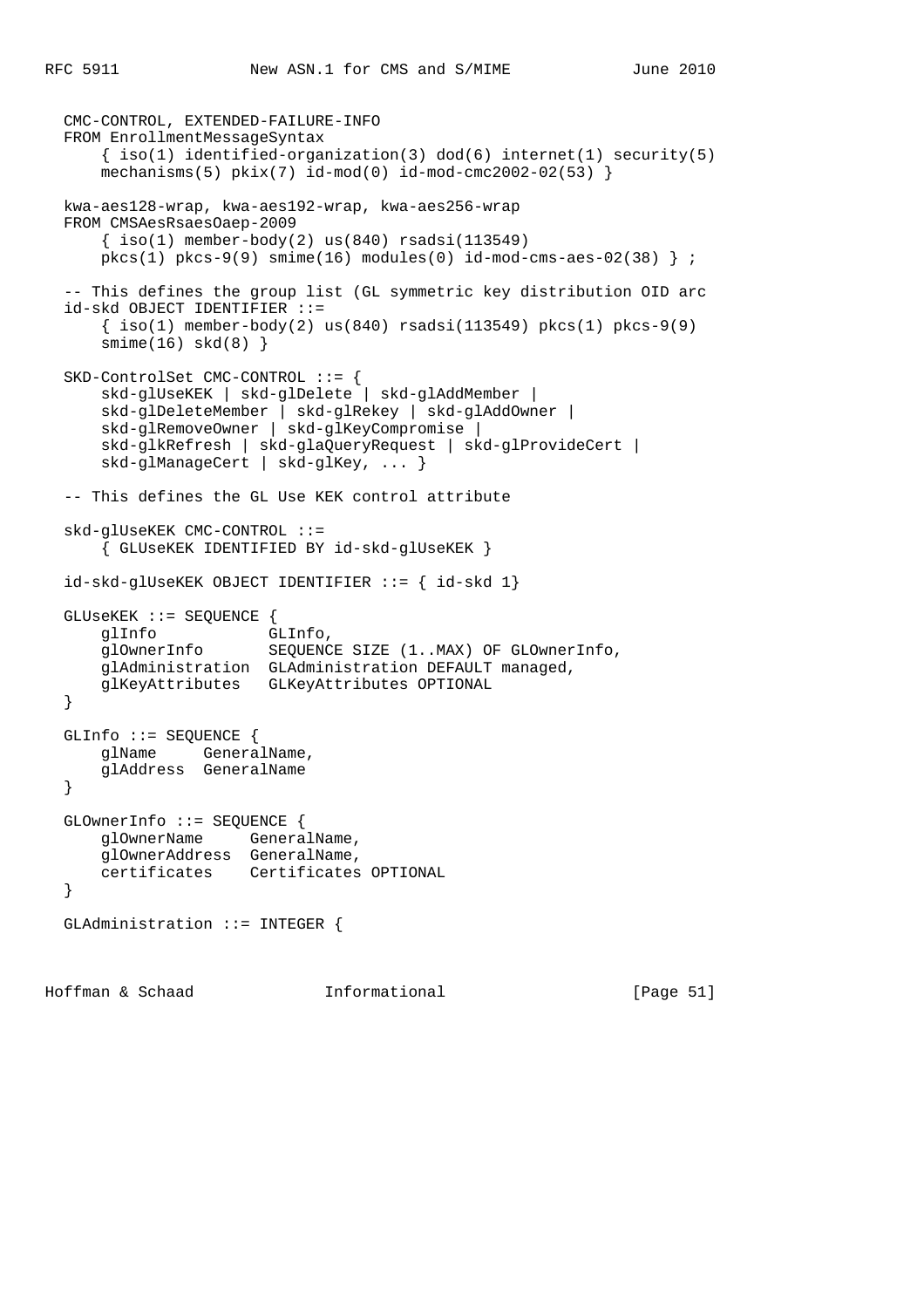```
   CMC-CONTROL, EXTENDED-FAILURE-INFO
   FROM EnrollmentMessageSyntax
       { iso(1) identified-organization(3) dod(6) internet(1) security(5)
       mechanisms(5) pkix(7) id-mod(0) id-mod-cmc2002-02(53) }

   kwa-aes128-wrap, kwa-aes192-wrap, kwa-aes256-wrap
   FROM CMSAesRsaesOaep-2009
       { iso(1) member-body(2) us(840) rsadsi(113549)
       pkcs(1) pkcs-9(9) smime(16) modules(0) id-mod-cms-aes-02(38) } ;

   -- This defines the group list (GL symmetric key distribution OID arc
   id-skd OBJECT IDENTIFIER ::=
       { iso(1) member-body(2) us(840) rsadsi(113549) pkcs(1) pkcs-9(9)
       smime(16) skd(8) }

   SKD-ControlSet CMC-CONTROL ::= {
       skd-glUseKEK | skd-glDelete | skd-glAddMember |
       skd-glDeleteMember | skd-glRekey | skd-glAddOwner |
       skd-glRemoveOwner | skd-glKeyCompromise |
       skd-glkRefresh | skd-glaQueryRequest | skd-glProvideCert |
       skd-glManageCert | skd-glKey, ... }

   -- This defines the GL Use KEK control attribute

   skd-glUseKEK CMC-CONTROL ::=
       { GLUseKEK IDENTIFIED BY id-skd-glUseKEK }

   id-skd-glUseKEK OBJECT IDENTIFIER ::= { id-skd 1}

   GLUseKEK ::= SEQUENCE {
       glInfo            GLInfo,
       glOwnerInfo       SEQUENCE SIZE (1..MAX) OF GLOwnerInfo,
       glAdministration  GLAdministration DEFAULT managed,
       glKeyAttributes   GLKeyAttributes OPTIONAL
   }

   GLInfo ::= SEQUENCE {
       glName     GeneralName,
       glAddress  GeneralName
   }

   GLOwnerInfo ::= SEQUENCE {
       glOwnerName     GeneralName,
       glOwnerAddress  GeneralName,
       certificates    Certificates OPTIONAL
   }

   GLAdministration ::= INTEGER {
```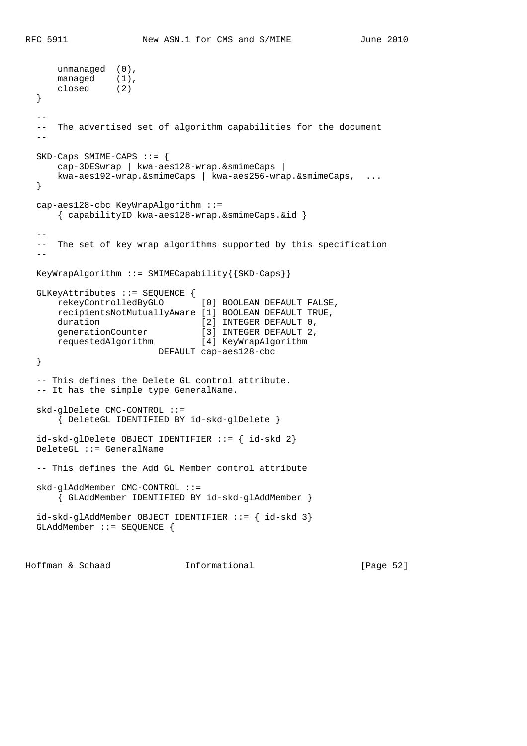```
      unmanaged  (0),
      managed    (1),
      closed     (2)
  }

  --
  --  The advertised set of algorithm capabilities for the document
  --

  SKD-Caps SMIME-CAPS ::= {
      cap-3DESwrap | kwa-aes128-wrap.&smimeCaps |
      kwa-aes192-wrap.&smimeCaps | kwa-aes256-wrap.&smimeCaps,  ...
  }

  cap-aes128-cbc KeyWrapAlgorithm ::=
      { capabilityID kwa-aes128-wrap.&smimeCaps.&id }

  --
  --  The set of key wrap algorithms supported by this specification
  --

  KeyWrapAlgorithm ::= SMIMECapability{{SKD-Caps}}

  GLKeyAttributes ::= SEQUENCE {
      rekeyControlledByGLO       [0] BOOLEAN DEFAULT FALSE,
      recipientsNotMutuallyAware [1] BOOLEAN DEFAULT TRUE,
      duration                   [2] INTEGER DEFAULT 0,
      generationCounter          [3] INTEGER DEFAULT 2,
      requestedAlgorithm         [4] KeyWrapAlgorithm
                         DEFAULT cap-aes128-cbc
  }

  -- This defines the Delete GL control attribute.
  -- It has the simple type GeneralName.

  skd-glDelete CMC-CONTROL ::=
      { DeleteGL IDENTIFIED BY id-skd-glDelete }

  id-skd-glDelete OBJECT IDENTIFIER ::= { id-skd 2}
  DeleteGL ::= GeneralName

  -- This defines the Add GL Member control attribute

  skd-glAddMember CMC-CONTROL ::=
      { GLAddMember IDENTIFIED BY id-skd-glAddMember }

  id-skd-glAddMember OBJECT IDENTIFIER ::= { id-skd 3}
  GLAddMember ::= SEQUENCE {
```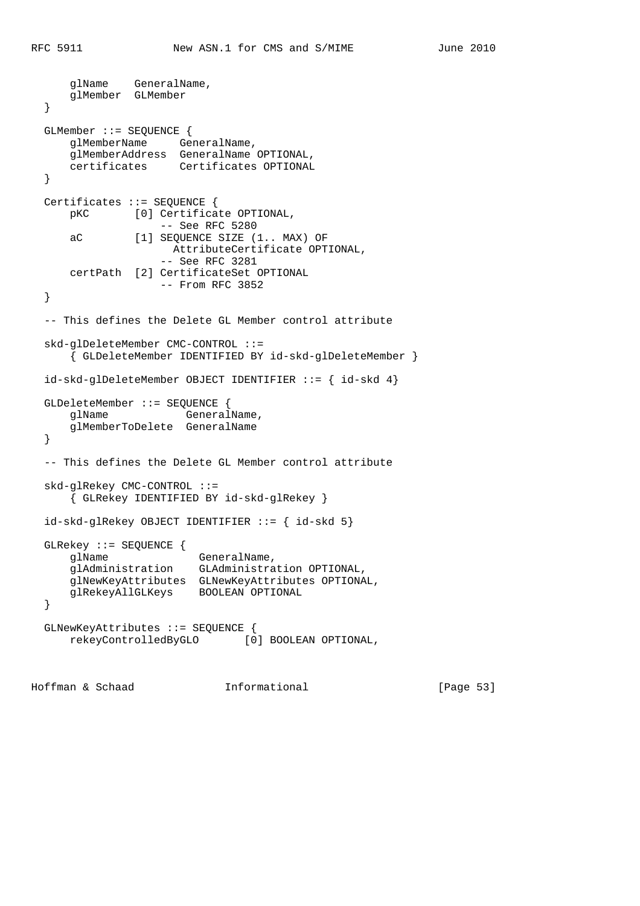```
      glName    GeneralName,
      glMember  GLMember
  }

  GLMember ::= SEQUENCE {
      glMemberName     GeneralName,
      glMemberAddress  GeneralName OPTIONAL,
      certificates     Certificates OPTIONAL
  }

  Certificates ::= SEQUENCE {
      pKC       [0] Certificate OPTIONAL,
                   -- See RFC 5280
      aC        [1] SEQUENCE SIZE (1.. MAX) OF
                      AttributeCertificate OPTIONAL,
                   -- See RFC 3281
      certPath  [2] CertificateSet OPTIONAL
                   -- From RFC 3852
  }

  -- This defines the Delete GL Member control attribute

  skd-glDeleteMember CMC-CONTROL ::=
      { GLDeleteMember IDENTIFIED BY id-skd-glDeleteMember }

  id-skd-glDeleteMember OBJECT IDENTIFIER ::= { id-skd 4}

  GLDeleteMember ::= SEQUENCE {
      glName            GeneralName,
      glMemberToDelete  GeneralName
  }

  -- This defines the Delete GL Member control attribute

  skd-glRekey CMC-CONTROL ::=
      { GLRekey IDENTIFIED BY id-skd-glRekey }

  id-skd-glRekey OBJECT IDENTIFIER ::= { id-skd 5}

  GLRekey ::= SEQUENCE {
      glName              GeneralName,
      glAdministration    GLAdministration OPTIONAL,
      glNewKeyAttributes  GLNewKeyAttributes OPTIONAL,
      glRekeyAllGLKeys    BOOLEAN OPTIONAL
  }

  GLNewKeyAttributes ::= SEQUENCE {
      rekeyControlledByGLO       [0] BOOLEAN OPTIONAL,
```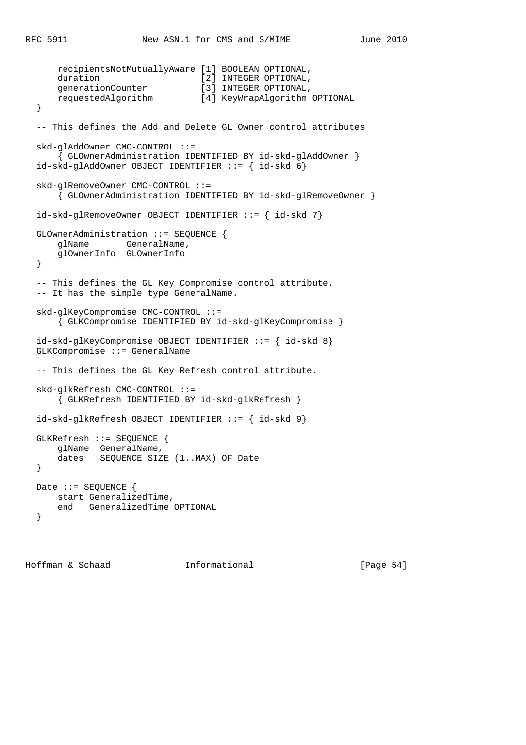```
      recipientsNotMutuallyAware [1] BOOLEAN OPTIONAL,
      duration                   [2] INTEGER OPTIONAL,
      generationCounter          [3] INTEGER OPTIONAL,
      requestedAlgorithm         [4] KeyWrapAlgorithm OPTIONAL
  }

  -- This defines the Add and Delete GL Owner control attributes

  skd-glAddOwner CMC-CONTROL ::=
      { GLOwnerAdministration IDENTIFIED BY id-skd-glAddOwner }
  id-skd-glAddOwner OBJECT IDENTIFIER ::= { id-skd 6}

  skd-glRemoveOwner CMC-CONTROL ::=
      { GLOwnerAdministration IDENTIFIED BY id-skd-glRemoveOwner }

  id-skd-glRemoveOwner OBJECT IDENTIFIER ::= { id-skd 7}

  GLOwnerAdministration ::= SEQUENCE {
      glName       GeneralName,
      glOwnerInfo  GLOwnerInfo
  }

  -- This defines the GL Key Compromise control attribute.
  -- It has the simple type GeneralName.

  skd-glKeyCompromise CMC-CONTROL ::=
      { GLKCompromise IDENTIFIED BY id-skd-glKeyCompromise }

  id-skd-glKeyCompromise OBJECT IDENTIFIER ::= { id-skd 8}
  GLKCompromise ::= GeneralName

  -- This defines the GL Key Refresh control attribute.

  skd-glkRefresh CMC-CONTROL ::=
      { GLKRefresh IDENTIFIED BY id-skd-glkRefresh }

  id-skd-glkRefresh OBJECT IDENTIFIER ::= { id-skd 9}

  GLKRefresh ::= SEQUENCE {
      glName  GeneralName,
      dates   SEQUENCE SIZE (1..MAX) OF Date
  }

  Date ::= SEQUENCE {
      start GeneralizedTime,
      end   GeneralizedTime OPTIONAL
  }
```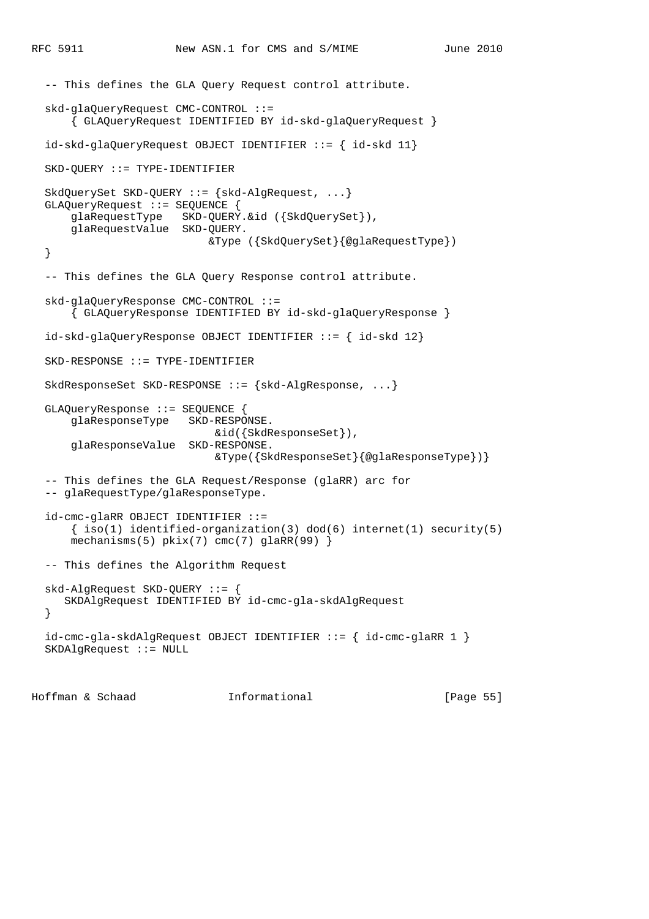```
   -- This defines the GLA Query Request control attribute.

   skd-glaQueryRequest CMC-CONTROL ::=
       { GLAQueryRequest IDENTIFIED BY id-skd-glaQueryRequest }

   id-skd-glaQueryRequest OBJECT IDENTIFIER ::= { id-skd 11}

   SKD-QUERY ::= TYPE-IDENTIFIER

   SkdQuerySet SKD-QUERY ::= {skd-AlgRequest, ...}
   GLAQueryRequest ::= SEQUENCE {
       glaRequestType   SKD-QUERY.&id ({SkdQuerySet}),
       glaRequestValue  SKD-QUERY.
                            &Type ({SkdQuerySet}{@glaRequestType})
   }

   -- This defines the GLA Query Response control attribute.

   skd-glaQueryResponse CMC-CONTROL ::=
       { GLAQueryResponse IDENTIFIED BY id-skd-glaQueryResponse }

   id-skd-glaQueryResponse OBJECT IDENTIFIER ::= { id-skd 12}

   SKD-RESPONSE ::= TYPE-IDENTIFIER

   SkdResponseSet SKD-RESPONSE ::= {skd-AlgResponse, ...}

   GLAQueryResponse ::= SEQUENCE {
       glaResponseType   SKD-RESPONSE.
                            &id({SkdResponseSet}),
       glaResponseValue  SKD-RESPONSE.
                            &Type({SkdResponseSet}{@glaResponseType})}

   -- This defines the GLA Request/Response (glaRR) arc for
   -- glaRequestType/glaResponseType.

   id-cmc-glaRR OBJECT IDENTIFIER ::=
       { iso(1) identified-organization(3) dod(6) internet(1) security(5)
       mechanisms(5) pkix(7) cmc(7) glaRR(99) }

   -- This defines the Algorithm Request

   skd-AlgRequest SKD-QUERY ::= {
      SKDAlgRequest IDENTIFIED BY id-cmc-gla-skdAlgRequest
   }

   id-cmc-gla-skdAlgRequest OBJECT IDENTIFIER ::= { id-cmc-glaRR 1 }
   SKDAlgRequest ::= NULL
```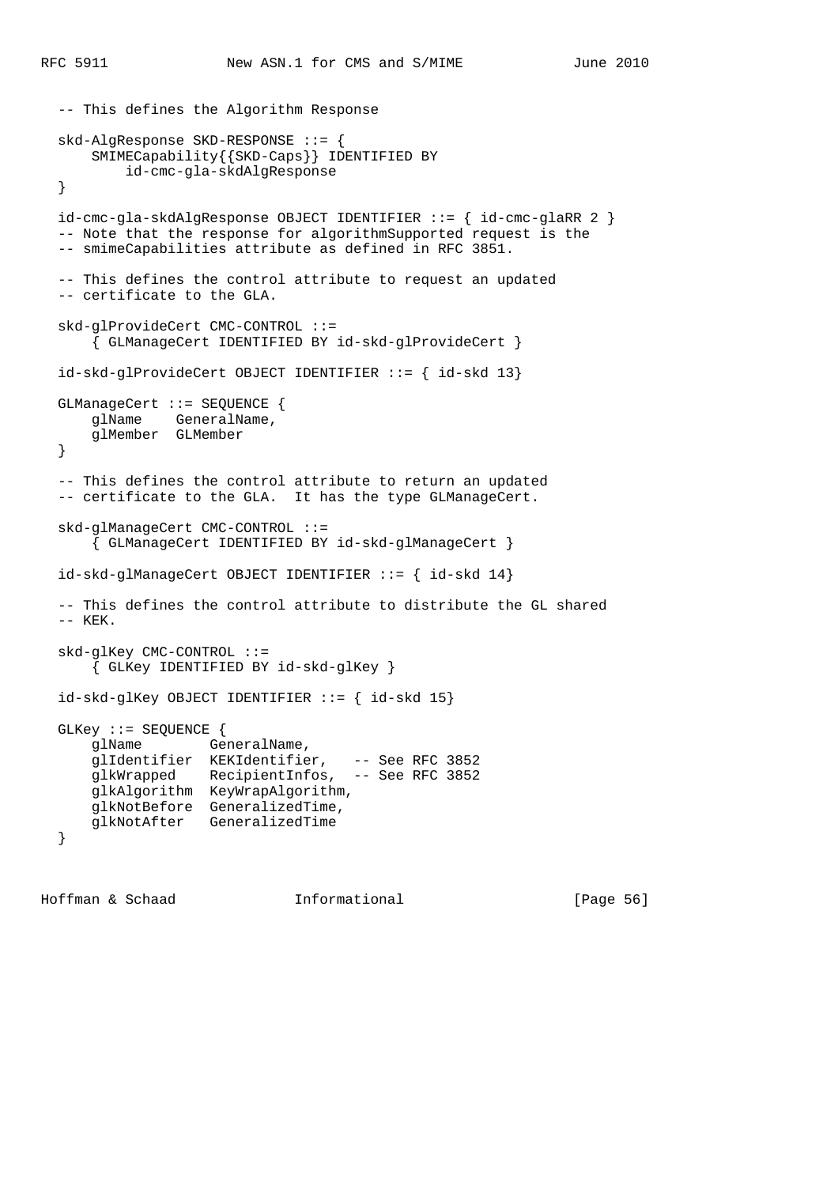```
   -- This defines the Algorithm Response

   skd-AlgResponse SKD-RESPONSE ::= {
       SMIMECapability{{SKD-Caps}} IDENTIFIED BY
           id-cmc-gla-skdAlgResponse
   }

   id-cmc-gla-skdAlgResponse OBJECT IDENTIFIER ::= { id-cmc-glaRR 2 }
   -- Note that the response for algorithmSupported request is the
   -- smimeCapabilities attribute as defined in RFC 3851.

   -- This defines the control attribute to request an updated
   -- certificate to the GLA.

   skd-glProvideCert CMC-CONTROL ::=
       { GLManageCert IDENTIFIED BY id-skd-glProvideCert }

   id-skd-glProvideCert OBJECT IDENTIFIER ::= { id-skd 13}

   GLManageCert ::= SEQUENCE {
       glName    GeneralName,
       glMember  GLMember
   }

   -- This defines the control attribute to return an updated
   -- certificate to the GLA.  It has the type GLManageCert.

   skd-glManageCert CMC-CONTROL ::=
       { GLManageCert IDENTIFIED BY id-skd-glManageCert }

   id-skd-glManageCert OBJECT IDENTIFIER ::= { id-skd 14}

   -- This defines the control attribute to distribute the GL shared
   -- KEK.

   skd-glKey CMC-CONTROL ::=
       { GLKey IDENTIFIED BY id-skd-glKey }

   id-skd-glKey OBJECT IDENTIFIER ::= { id-skd 15}

   GLKey ::= SEQUENCE {
       glName        GeneralName,
       glIdentifier  KEKIdentifier,   -- See RFC 3852
       glkWrapped    RecipientInfos,  -- See RFC 3852
       glkAlgorithm  KeyWrapAlgorithm,
       glkNotBefore  GeneralizedTime,
       glkNotAfter   GeneralizedTime
   }
```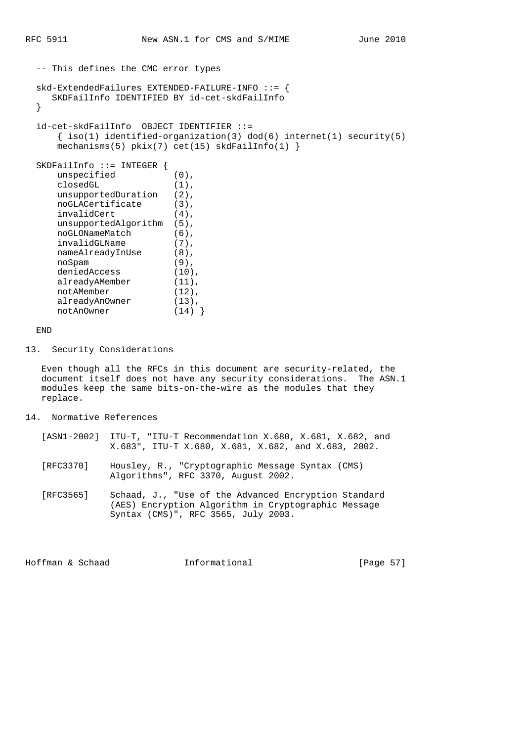```
   -- This defines the CMC error types

   skd-ExtendedFailures EXTENDED-FAILURE-INFO ::= {
       SKDFailInfo IDENTIFIED BY id-cet-skdFailInfo
   }

   id-cet-skdFailInfo  OBJECT IDENTIFIER ::=
       { iso(1) identified-organization(3) dod(6) internet(1) security(5)
       mechanisms(5) pkix(7) cet(15) skdFailInfo(1) }

   SKDFailInfo ::= INTEGER {
       unspecified           (0),
       closedGL              (1),
       unsupportedDuration   (2),
       noGLACertificate      (3),
       invalidCert           (4),
       unsupportedAlgorithm  (5),
       noGLONameMatch        (6),
       invalidGLName         (7),
       nameAlreadyInUse      (8),
       noSpam                (9),
       deniedAccess          (10),
       alreadyAMember        (11),
       notAMember            (12),
       alreadyAnOwner        (13),
       notAnOwner            (14) }

   END
```

## 13. Security Considerations

Even though all the RFCs in this document are security-related, the document itself does not have any security considerations. The ASN.1 modules keep the same bits-on-the-wire as the modules that they replace.

## 14. Normative References

[ASN1-2002] ITU-T, "ITU-T Recommendation X.680, X.681, X.682, and X.683", ITU-T X.680, X.681, X.682, and X.683, 2002.

[RFC3370] Housley, R., "Cryptographic Message Syntax (CMS) Algorithms", RFC 3370, August 2002.

[RFC3565] Schaad, J., "Use of the Advanced Encryption Standard (AES) Encryption Algorithm in Cryptographic Message Syntax (CMS)", RFC 3565, July 2003.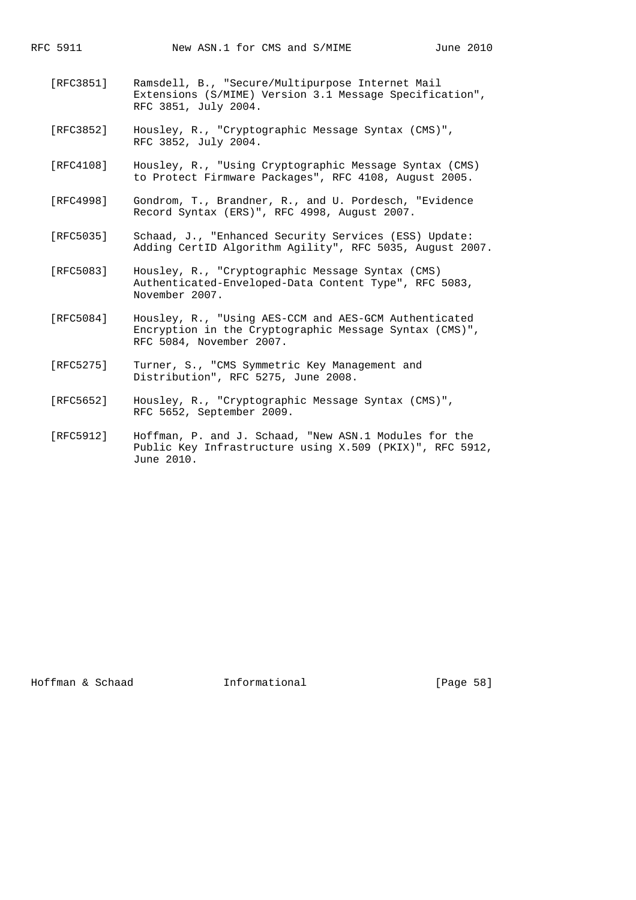[RFC3851] Ramsdell, B., "Secure/Multipurpose Internet Mail Extensions (S/MIME) Version 3.1 Message Specification", RFC 3851, July 2004.

[RFC3852] Housley, R., "Cryptographic Message Syntax (CMS)", RFC 3852, July 2004.

[RFC4108] Housley, R., "Using Cryptographic Message Syntax (CMS) to Protect Firmware Packages", RFC 4108, August 2005.

[RFC4998] Gondrom, T., Brandner, R., and U. Pordesch, "Evidence Record Syntax (ERS)", RFC 4998, August 2007.

[RFC5035] Schaad, J., "Enhanced Security Services (ESS) Update: Adding CertID Algorithm Agility", RFC 5035, August 2007.

[RFC5083] Housley, R., "Cryptographic Message Syntax (CMS) Authenticated-Enveloped-Data Content Type", RFC 5083, November 2007.

[RFC5084] Housley, R., "Using AES-CCM and AES-GCM Authenticated Encryption in the Cryptographic Message Syntax (CMS)", RFC 5084, November 2007.

[RFC5275] Turner, S., "CMS Symmetric Key Management and Distribution", RFC 5275, June 2008.

[RFC5652] Housley, R., "Cryptographic Message Syntax (CMS)", RFC 5652, September 2009.

[RFC5912] Hoffman, P. and J. Schaad, "New ASN.1 Modules for the Public Key Infrastructure using X.509 (PKIX)", RFC 5912, June 2010.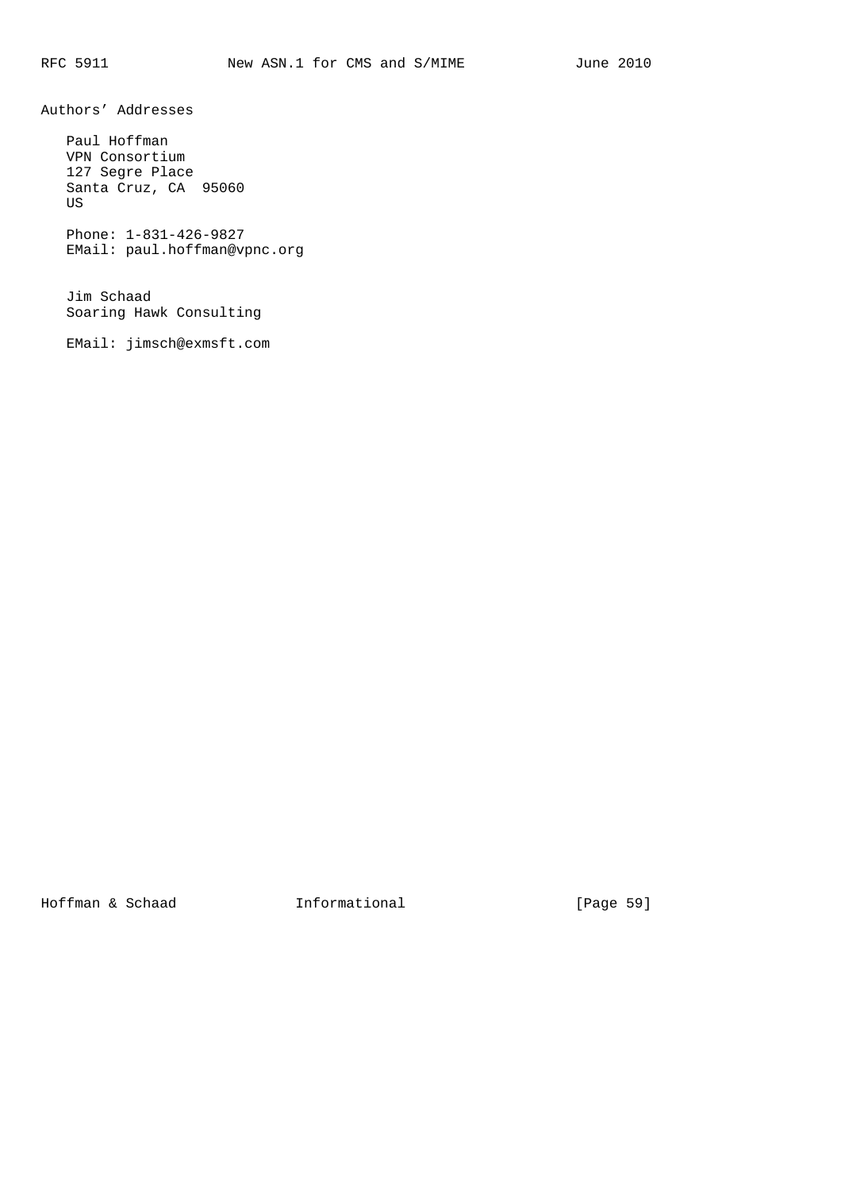## Authors' Addresses

Paul Hoffman
VPN Consortium
127 Segre Place
Santa Cruz, CA 95060
US

Phone: 1-831-426-9827
EMail: paul.hoffman@vpnc.org

Jim Schaad
Soaring Hawk Consulting

EMail: jimsch@exmsft.com